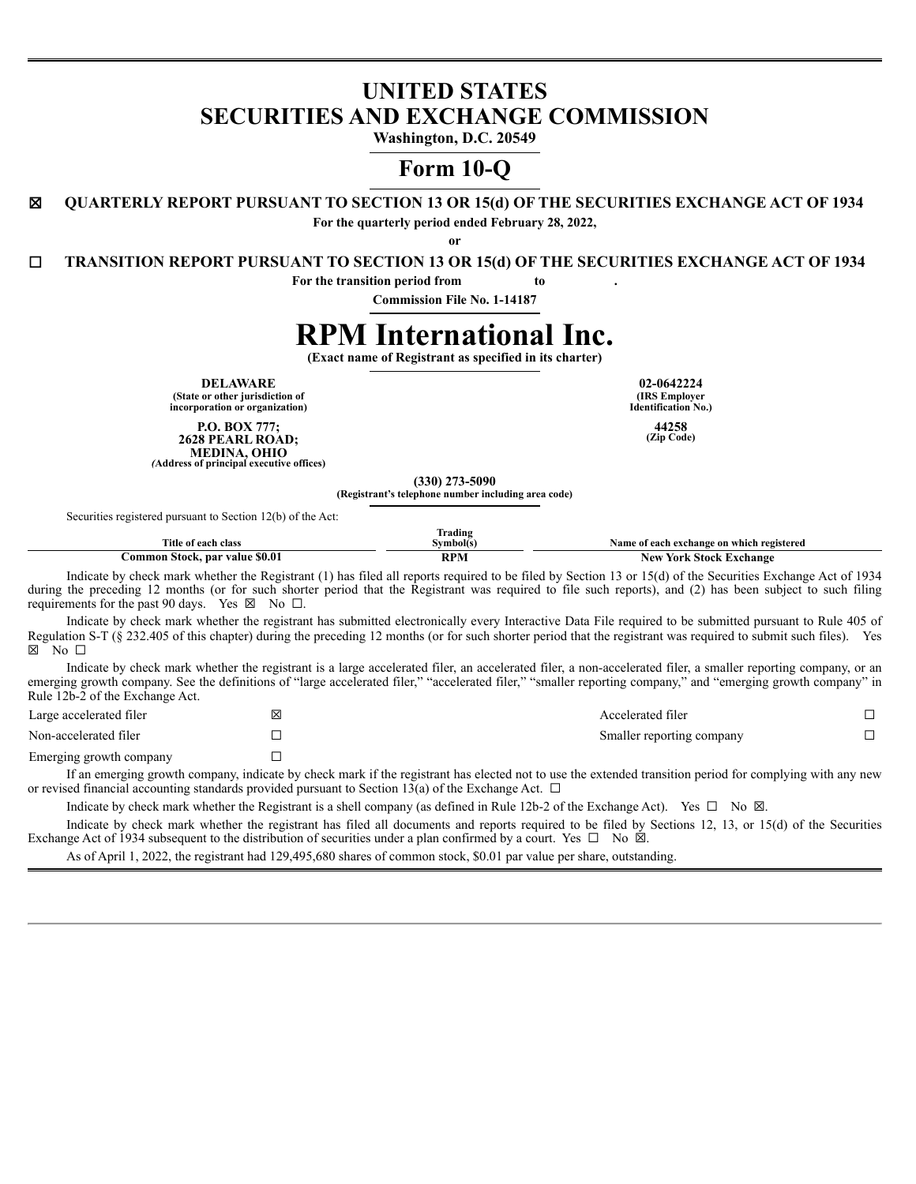# UNITED STATES
# SECURITIES AND EXCHANGE COMMISSION

**Washington, D.C. 20549**

# Form 10-Q

☒ **QUARTERLY REPORT PURSUANT TO SECTION 13 OR 15(d) OF THE SECURITIES EXCHANGE ACT OF 1934**

**For the quarterly period ended February 28, 2022,**

**or**

☐ **TRANSITION REPORT PURSUANT TO SECTION 13 OR 15(d) OF THE SECURITIES EXCHANGE ACT OF 1934**

**For the transition period from to .**

**Commission File No. 1-14187**

# RPM International Inc.

**(Exact name of Registrant as specified in its charter)**

| | |
|---|---|
| **DELAWARE** | **02-0642224** |
| **(State or other jurisdiction of incorporation or organization)** | **(IRS Employer Identification No.)** |
| **P.O. BOX 777; 2628 PEARL ROAD; MEDINA, OHIO** | **44258** |
| ***(*Address of principal executive offices)** | **(Zip Code)** |

**(330) 273-5090**

**(Registrant's telephone number including area code)**

Securities registered pursuant to Section 12(b) of the Act:

| Title of each class | Trading Symbol(s) | Name of each exchange on which registered |
|---|---|---|
| **Common Stock, par value $0.01** | **RPM** | **New York Stock Exchange** |

Indicate by check mark whether the Registrant (1) has filed all reports required to be filed by Section 13 or 15(d) of the Securities Exchange Act of 1934 during the preceding 12 months (or for such shorter period that the Registrant was required to file such reports), and (2) has been subject to such filing requirements for the past 90 days. Yes ☒ No ☐.

Indicate by check mark whether the registrant has submitted electronically every Interactive Data File required to be submitted pursuant to Rule 405 of Regulation S-T (§ 232.405 of this chapter) during the preceding 12 months (or for such shorter period that the registrant was required to submit such files). Yes ☒ No ☐

Indicate by check mark whether the registrant is a large accelerated filer, an accelerated filer, a non-accelerated filer, a smaller reporting company, or an emerging growth company. See the definitions of "large accelerated filer," "accelerated filer," "smaller reporting company," and "emerging growth company" in Rule 12b-2 of the Exchange Act.

| | | | |
|---|---|---|---|
| Large accelerated filer | ☒ | Accelerated filer | ☐ |
| Non-accelerated filer | ☐ | Smaller reporting company | ☐ |
| Emerging growth company | ☐ | | |

If an emerging growth company, indicate by check mark if the registrant has elected not to use the extended transition period for complying with any new or revised financial accounting standards provided pursuant to Section 13(a) of the Exchange Act. ☐

Indicate by check mark whether the Registrant is a shell company (as defined in Rule 12b-2 of the Exchange Act). Yes ☐ No ☒.

Indicate by check mark whether the registrant has filed all documents and reports required to be filed by Sections 12, 13, or 15(d) of the Securities Exchange Act of 1934 subsequent to the distribution of securities under a plan confirmed by a court. Yes ☐ No ☒.

As of April 1, 2022, the registrant had 129,495,680 shares of common stock, $0.01 par value per share, outstanding.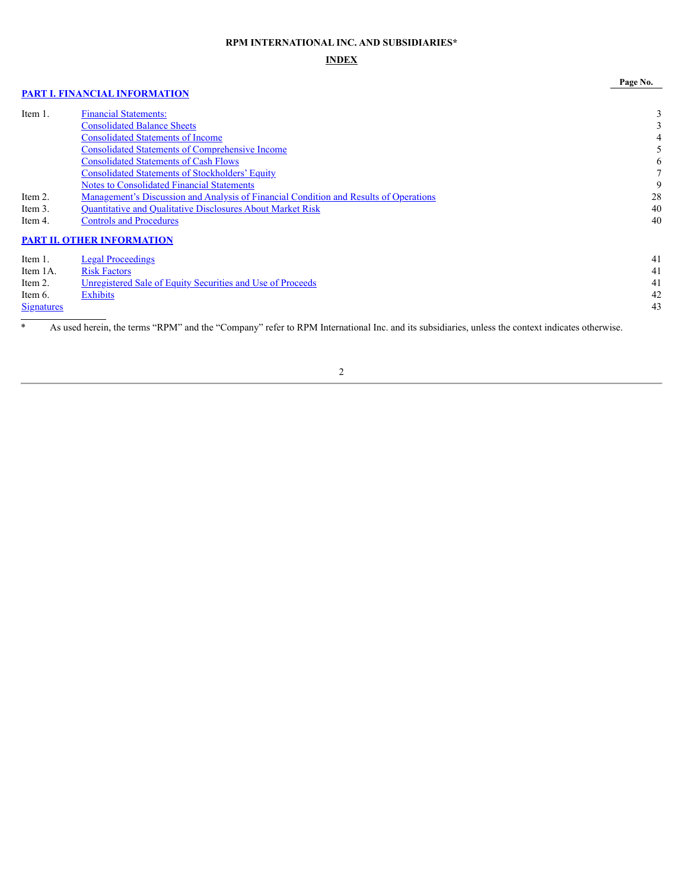**RPM INTERNATIONAL INC. AND SUBSIDIARIES***

**INDEX**

| | | Page No. |
|---|---|---|
| **PART I. FINANCIAL INFORMATION** | | |
| Item 1. | Financial Statements: | 3 |
| | Consolidated Balance Sheets | 3 |
| | Consolidated Statements of Income | 4 |
| | Consolidated Statements of Comprehensive Income | 5 |
| | Consolidated Statements of Cash Flows | 6 |
| | Consolidated Statements of Stockholders' Equity | 7 |
| | Notes to Consolidated Financial Statements | 9 |
| Item 2. | Management's Discussion and Analysis of Financial Condition and Results of Operations | 28 |
| Item 3. | Quantitative and Qualitative Disclosures About Market Risk | 40 |
| Item 4. | Controls and Procedures | 40 |
| **PART II. OTHER INFORMATION** | | |
| Item 1. | Legal Proceedings | 41 |
| Item 1A. | Risk Factors | 41 |
| Item 2. | Unregistered Sale of Equity Securities and Use of Proceeds | 41 |
| Item 6. | Exhibits | 42 |
| Signatures | | 43 |

\* As used herein, the terms "RPM" and the "Company" refer to RPM International Inc. and its subsidiaries, unless the context indicates otherwise.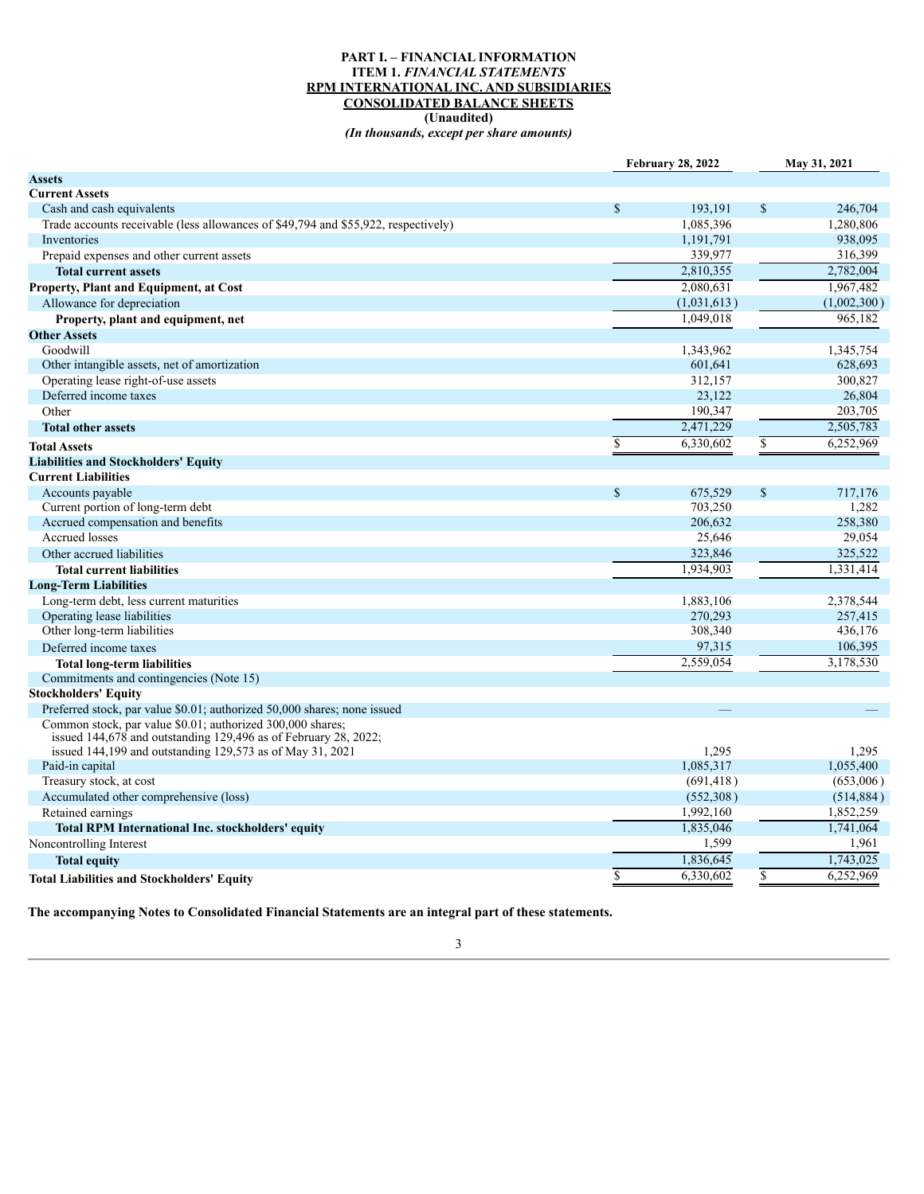# PART I. – FINANCIAL INFORMATION

## ITEM 1. *FINANCIAL STATEMENTS*

## RPM INTERNATIONAL INC. AND SUBSIDIARIES

## CONSOLIDATED BALANCE SHEETS

**(Unaudited)**

*(In thousands, except per share amounts)*

| | February 28, 2022 | May 31, 2021 |
|---|---|---|
| **Assets** | | |
| **Current Assets** | | |
| Cash and cash equivalents | $ 193,191 | $ 246,704 |
| Trade accounts receivable (less allowances of $49,794 and $55,922, respectively) | 1,085,396 | 1,280,806 |
| Inventories | 1,191,791 | 938,095 |
| Prepaid expenses and other current assets | 339,977 | 316,399 |
| **Total current assets** | 2,810,355 | 2,782,004 |
| **Property, Plant and Equipment, at Cost** | 2,080,631 | 1,967,482 |
| Allowance for depreciation | (1,031,613) | (1,002,300) |
| **Property, plant and equipment, net** | 1,049,018 | 965,182 |
| **Other Assets** | | |
| Goodwill | 1,343,962 | 1,345,754 |
| Other intangible assets, net of amortization | 601,641 | 628,693 |
| Operating lease right-of-use assets | 312,157 | 300,827 |
| Deferred income taxes | 23,122 | 26,804 |
| Other | 190,347 | 203,705 |
| **Total other assets** | 2,471,229 | 2,505,783 |
| **Total Assets** | $ 6,330,602 | $ 6,252,969 |
| **Liabilities and Stockholders' Equity** | | |
| **Current Liabilities** | | |
| Accounts payable | $ 675,529 | $ 717,176 |
| Current portion of long-term debt | 703,250 | 1,282 |
| Accrued compensation and benefits | 206,632 | 258,380 |
| Accrued losses | 25,646 | 29,054 |
| Other accrued liabilities | 323,846 | 325,522 |
| **Total current liabilities** | 1,934,903 | 1,331,414 |
| **Long-Term Liabilities** | | |
| Long-term debt, less current maturities | 1,883,106 | 2,378,544 |
| Operating lease liabilities | 270,293 | 257,415 |
| Other long-term liabilities | 308,340 | 436,176 |
| Deferred income taxes | 97,315 | 106,395 |
| **Total long-term liabilities** | 2,559,054 | 3,178,530 |
| Commitments and contingencies (Note 15) | | |
| **Stockholders' Equity** | | |
| Preferred stock, par value $0.01; authorized 50,000 shares; none issued | — | — |
| Common stock, par value $0.01; authorized 300,000 shares; issued 144,678 and outstanding 129,496 as of February 28, 2022; issued 144,199 and outstanding 129,573 as of May 31, 2021 | 1,295 | 1,295 |
| Paid-in capital | 1,085,317 | 1,055,400 |
| Treasury stock, at cost | (691,418) | (653,006) |
| Accumulated other comprehensive (loss) | (552,308) | (514,884) |
| Retained earnings | 1,992,160 | 1,852,259 |
| **Total RPM International Inc. stockholders' equity** | 1,835,046 | 1,741,064 |
| Noncontrolling Interest | 1,599 | 1,961 |
| **Total equity** | 1,836,645 | 1,743,025 |
| **Total Liabilities and Stockholders' Equity** | $ 6,330,602 | $ 6,252,969 |

**The accompanying Notes to Consolidated Financial Statements are an integral part of these statements.**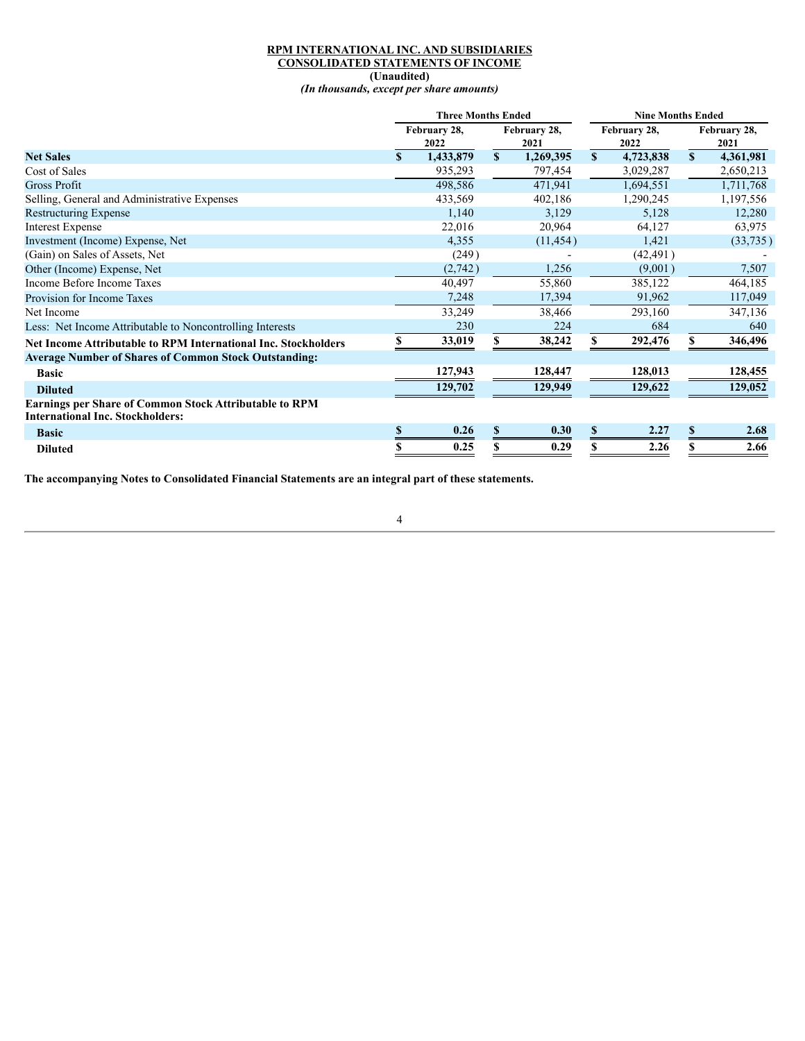**RPM INTERNATIONAL INC. AND SUBSIDIARIES**
**CONSOLIDATED STATEMENTS OF INCOME**
**(Unaudited)**
***(In thousands, except per share amounts)***

| | Three Months Ended | | Nine Months Ended | |
|---|---|---|---|---|
| | February 28, 2022 | February 28, 2021 | February 28, 2022 | February 28, 2021 |
| **Net Sales** | $ 1,433,879 | $ 1,269,395 | $ 4,723,838 | $ 4,361,981 |
| Cost of Sales | 935,293 | 797,454 | 3,029,287 | 2,650,213 |
| Gross Profit | 498,586 | 471,941 | 1,694,551 | 1,711,768 |
| Selling, General and Administrative Expenses | 433,569 | 402,186 | 1,290,245 | 1,197,556 |
| Restructuring Expense | 1,140 | 3,129 | 5,128 | 12,280 |
| Interest Expense | 22,016 | 20,964 | 64,127 | 63,975 |
| Investment (Income) Expense, Net | 4,355 | (11,454) | 1,421 | (33,735) |
| (Gain) on Sales of Assets, Net | (249) | - | (42,491) | - |
| Other (Income) Expense, Net | (2,742) | 1,256 | (9,001) | 7,507 |
| Income Before Income Taxes | 40,497 | 55,860 | 385,122 | 464,185 |
| Provision for Income Taxes | 7,248 | 17,394 | 91,962 | 117,049 |
| Net Income | 33,249 | 38,466 | 293,160 | 347,136 |
| Less: Net Income Attributable to Noncontrolling Interests | 230 | 224 | 684 | 640 |
| **Net Income Attributable to RPM International Inc. Stockholders** | **$ 33,019** | **$ 38,242** | **$ 292,476** | **$ 346,496** |
| **Average Number of Shares of Common Stock Outstanding:** | | | | |
| **Basic** | **127,943** | **128,447** | **128,013** | **128,455** |
| **Diluted** | **129,702** | **129,949** | **129,622** | **129,052** |
| **Earnings per Share of Common Stock Attributable to RPM International Inc. Stockholders:** | | | | |
| **Basic** | **$ 0.26** | **$ 0.30** | **$ 2.27** | **$ 2.68** |
| **Diluted** | **$ 0.25** | **$ 0.29** | **$ 2.26** | **$ 2.66** |

**The accompanying Notes to Consolidated Financial Statements are an integral part of these statements.**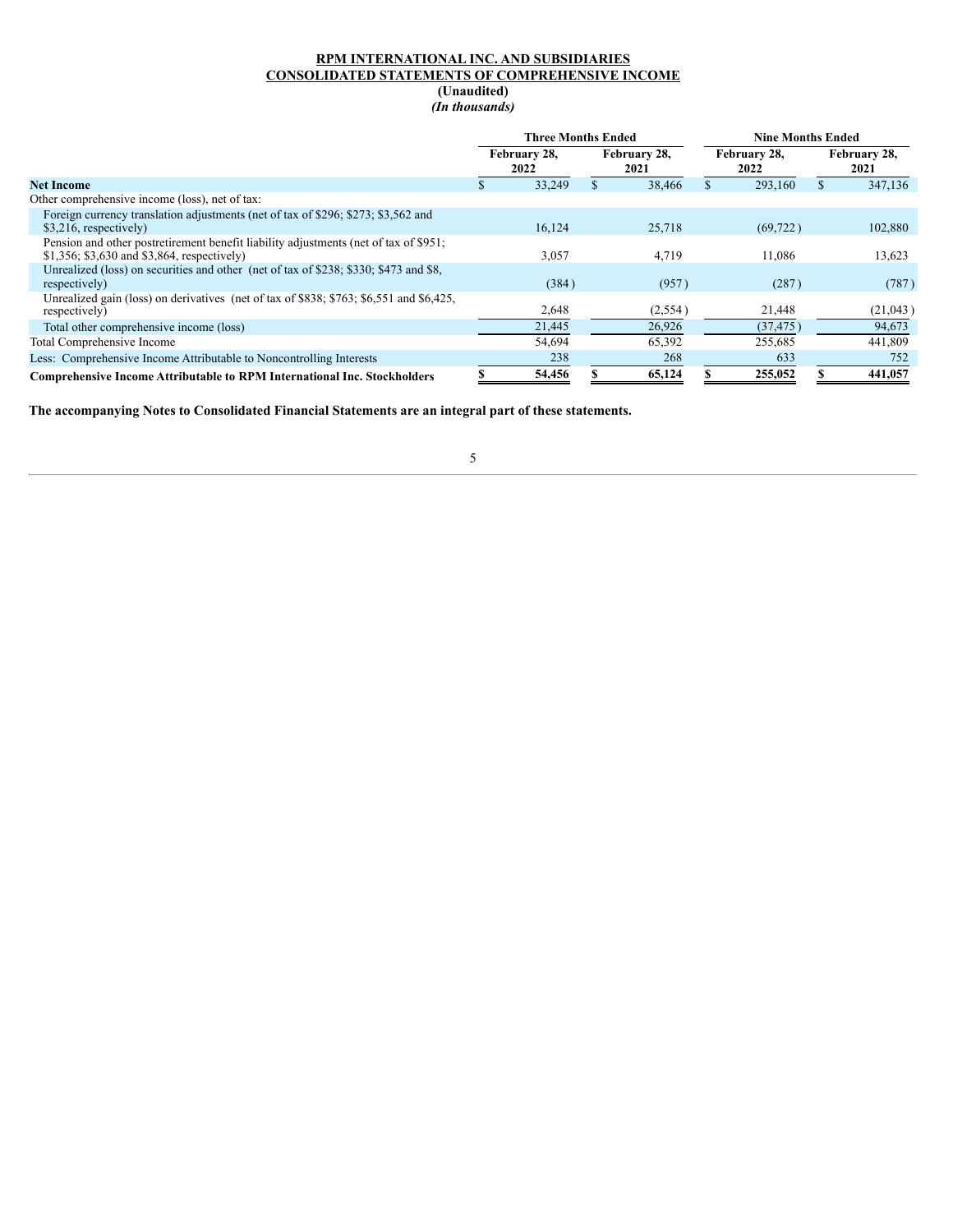**RPM INTERNATIONAL INC. AND SUBSIDIARIES**
**CONSOLIDATED STATEMENTS OF COMPREHENSIVE INCOME**
**(Unaudited)**
***(In thousands)***

| | Three Months Ended | | Nine Months Ended | |
|---|---|---|---|---|
| | February 28, 2022 | February 28, 2021 | February 28, 2022 | February 28, 2021 |
| **Net Income** | $ 33,249 | $ 38,466 | $ 293,160 | $ 347,136 |
| Other comprehensive income (loss), net of tax: | | | | |
| Foreign currency translation adjustments (net of tax of $296; $273; $3,562 and $3,216, respectively) | 16,124 | 25,718 | (69,722) | 102,880 |
| Pension and other postretirement benefit liability adjustments (net of tax of $951; $1,356; $3,630 and $3,864, respectively) | 3,057 | 4,719 | 11,086 | 13,623 |
| Unrealized (loss) on securities and other (net of tax of $238; $330; $473 and $8, respectively) | (384) | (957) | (287) | (787) |
| Unrealized gain (loss) on derivatives (net of tax of $838; $763; $6,551 and $6,425, respectively) | 2,648 | (2,554) | 21,448 | (21,043) |
| Total other comprehensive income (loss) | 21,445 | 26,926 | (37,475) | 94,673 |
| Total Comprehensive Income | 54,694 | 65,392 | 255,685 | 441,809 |
| Less: Comprehensive Income Attributable to Noncontrolling Interests | 238 | 268 | 633 | 752 |
| **Comprehensive Income Attributable to RPM International Inc. Stockholders** | **$ 54,456** | **$ 65,124** | **$ 255,052** | **$ 441,057** |

**The accompanying Notes to Consolidated Financial Statements are an integral part of these statements.**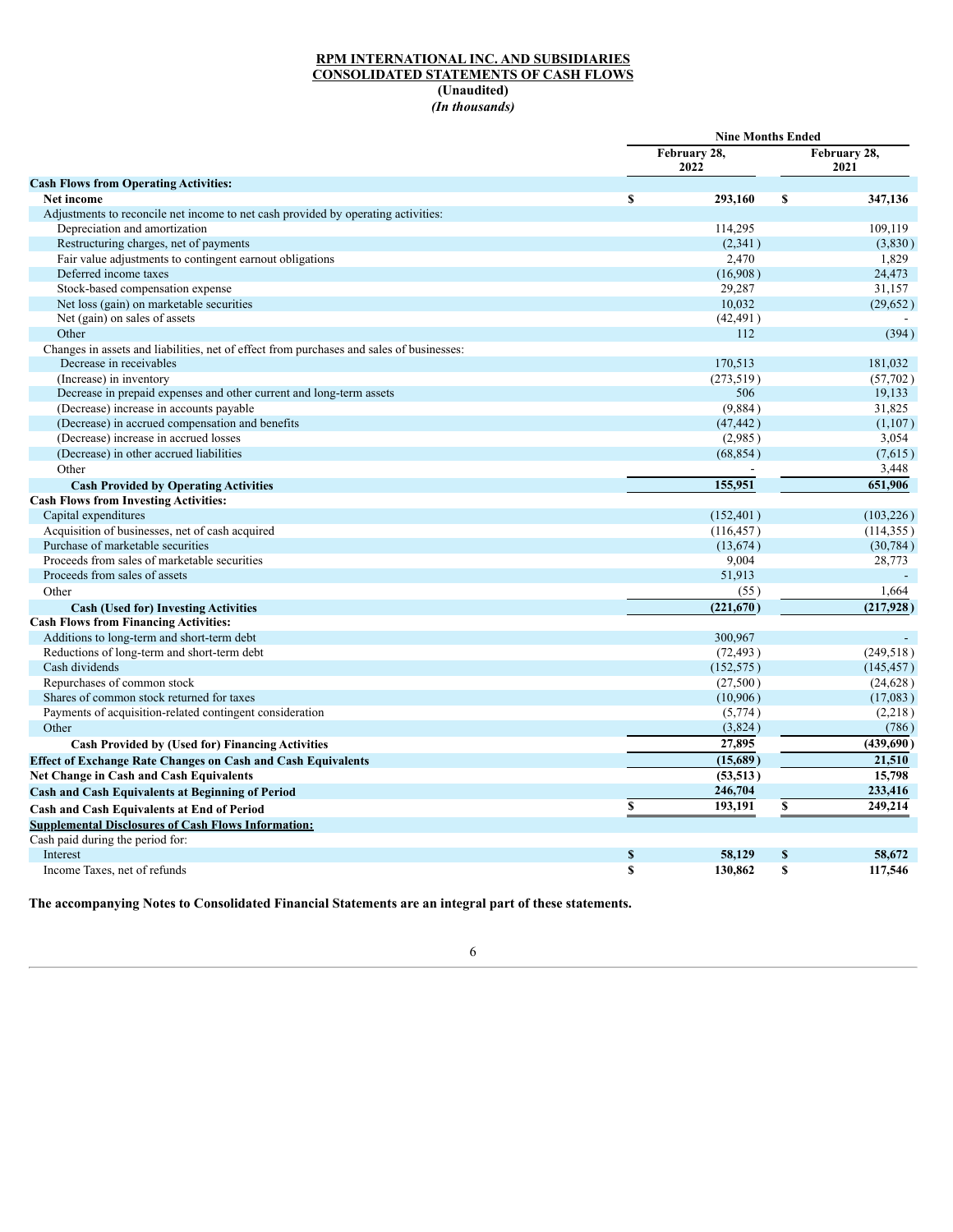**RPM INTERNATIONAL INC. AND SUBSIDIARIES**
**CONSOLIDATED STATEMENTS OF CASH FLOWS**
**(Unaudited)**
***(In thousands)***

| | Nine Months Ended | |
|---|---|---|
| | February 28, 2022 | February 28, 2021 |
| **Cash Flows from Operating Activities:** | | |
| **Net income** | **$ 293,160** | **$ 347,136** |
| Adjustments to reconcile net income to net cash provided by operating activities: | | |
| Depreciation and amortization | 114,295 | 109,119 |
| Restructuring charges, net of payments | (2,341) | (3,830) |
| Fair value adjustments to contingent earnout obligations | 2,470 | 1,829 |
| Deferred income taxes | (16,908) | 24,473 |
| Stock-based compensation expense | 29,287 | 31,157 |
| Net loss (gain) on marketable securities | 10,032 | (29,652) |
| Net (gain) on sales of assets | (42,491) | - |
| Other | 112 | (394) |
| Changes in assets and liabilities, net of effect from purchases and sales of businesses: | | |
| Decrease in receivables | 170,513 | 181,032 |
| (Increase) in inventory | (273,519) | (57,702) |
| Decrease in prepaid expenses and other current and long-term assets | 506 | 19,133 |
| (Decrease) increase in accounts payable | (9,884) | 31,825 |
| (Decrease) in accrued compensation and benefits | (47,442) | (1,107) |
| (Decrease) increase in accrued losses | (2,985) | 3,054 |
| (Decrease) in other accrued liabilities | (68,854) | (7,615) |
| Other | - | 3,448 |
| **Cash Provided by Operating Activities** | **155,951** | **651,906** |
| **Cash Flows from Investing Activities:** | | |
| Capital expenditures | (152,401) | (103,226) |
| Acquisition of businesses, net of cash acquired | (116,457) | (114,355) |
| Purchase of marketable securities | (13,674) | (30,784) |
| Proceeds from sales of marketable securities | 9,004 | 28,773 |
| Proceeds from sales of assets | 51,913 | - |
| Other | (55) | 1,664 |
| **Cash (Used for) Investing Activities** | **(221,670)** | **(217,928)** |
| **Cash Flows from Financing Activities:** | | |
| Additions to long-term and short-term debt | 300,967 | - |
| Reductions of long-term and short-term debt | (72,493) | (249,518) |
| Cash dividends | (152,575) | (145,457) |
| Repurchases of common stock | (27,500) | (24,628) |
| Shares of common stock returned for taxes | (10,906) | (17,083) |
| Payments of acquisition-related contingent consideration | (5,774) | (2,218) |
| Other | (3,824) | (786) |
| **Cash Provided by (Used for) Financing Activities** | **27,895** | **(439,690)** |
| **Effect of Exchange Rate Changes on Cash and Cash Equivalents** | **(15,689)** | **21,510** |
| **Net Change in Cash and Cash Equivalents** | **(53,513)** | **15,798** |
| **Cash and Cash Equivalents at Beginning of Period** | **246,704** | **233,416** |
| **Cash and Cash Equivalents at End of Period** | **$ 193,191** | **$ 249,214** |
| **Supplemental Disclosures of Cash Flows Information:** | | |
| Cash paid during the period for: | | |
| Interest | **$ 58,129** | **$ 58,672** |
| Income Taxes, net of refunds | **$ 130,862** | **$ 117,546** |

**The accompanying Notes to Consolidated Financial Statements are an integral part of these statements.**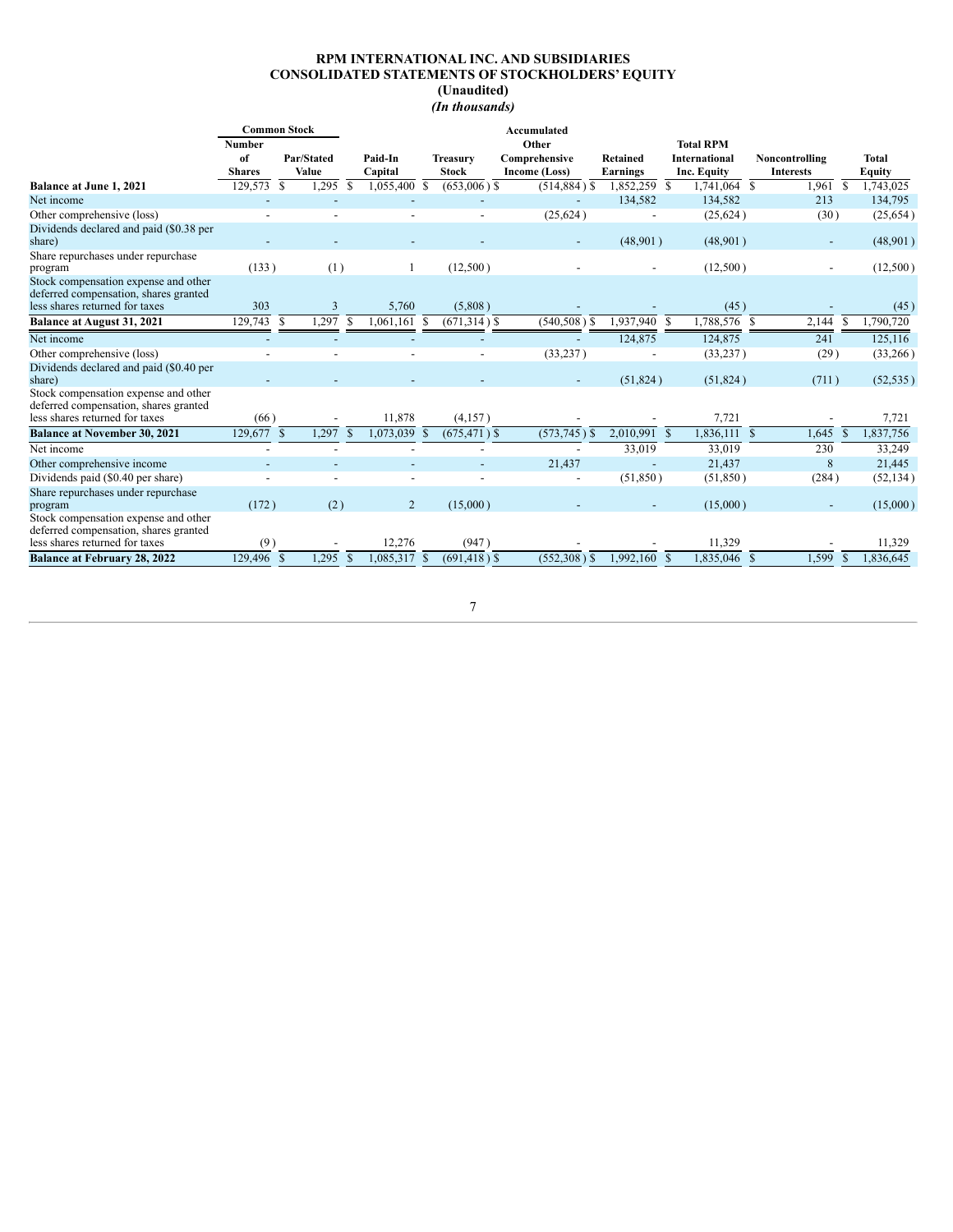# RPM INTERNATIONAL INC. AND SUBSIDIARIES
## CONSOLIDATED STATEMENTS OF STOCKHOLDERS' EQUITY
### (Unaudited)
### *(In thousands)*

| | Common Stock | | | | Accumulated | | | | |
|---|---|---|---|---|---|---|---|---|---|
| | Number of Shares | Par/Stated Value | Paid-In Capital | Treasury Stock | Other Comprehensive Income (Loss) | Retained Earnings | Total RPM International Inc. Equity | Noncontrolling Interests | Total Equity |
| **Balance at June 1, 2021** | 129,573 | $ 1,295 | $ 1,055,400 | $ (653,006) | $ (514,884) | $ 1,852,259 | $ 1,741,064 | $ 1,961 | $ 1,743,025 |
| Net income | - | - | - | - | - | 134,582 | 134,582 | 213 | 134,795 |
| Other comprehensive (loss) | - | - | - | - | (25,624) | - | (25,624) | (30) | (25,654) |
| Dividends declared and paid ($0.38 per share) | - | - | - | - | - | (48,901) | (48,901) | - | (48,901) |
| Share repurchases under repurchase program | (133) | (1) | 1 | (12,500) | - | - | (12,500) | - | (12,500) |
| Stock compensation expense and other deferred compensation, shares granted less shares returned for taxes | 303 | 3 | 5,760 | (5,808) | - | - | (45) | - | (45) |
| **Balance at August 31, 2021** | 129,743 | $ 1,297 | $ 1,061,161 | $ (671,314) | $ (540,508) | $ 1,937,940 | $ 1,788,576 | $ 2,144 | $ 1,790,720 |
| Net income | - | - | - | - | - | 124,875 | 124,875 | 241 | 125,116 |
| Other comprehensive (loss) | - | - | - | - | (33,237) | - | (33,237) | (29) | (33,266) |
| Dividends declared and paid ($0.40 per share) | - | - | - | - | - | (51,824) | (51,824) | (711) | (52,535) |
| Stock compensation expense and other deferred compensation, shares granted less shares returned for taxes | (66) | - | 11,878 | (4,157) | - | - | 7,721 | - | 7,721 |
| **Balance at November 30, 2021** | 129,677 | $ 1,297 | $ 1,073,039 | $ (675,471) | $ (573,745) | $ 2,010,991 | $ 1,836,111 | $ 1,645 | $ 1,837,756 |
| Net income | - | - | - | - | - | 33,019 | 33,019 | 230 | 33,249 |
| Other comprehensive income | - | - | - | - | 21,437 | - | 21,437 | 8 | 21,445 |
| Dividends paid ($0.40 per share) | - | - | - | - | - | (51,850) | (51,850) | (284) | (52,134) |
| Share repurchases under repurchase program | (172) | (2) | 2 | (15,000) | - | - | (15,000) | - | (15,000) |
| Stock compensation expense and other deferred compensation, shares granted less shares returned for taxes | (9) | - | 12,276 | (947) | - | - | 11,329 | - | 11,329 |
| **Balance at February 28, 2022** | 129,496 | $ 1,295 | $ 1,085,317 | $ (691,418) | $ (552,308) | $ 1,992,160 | $ 1,835,046 | $ 1,599 | $ 1,836,645 |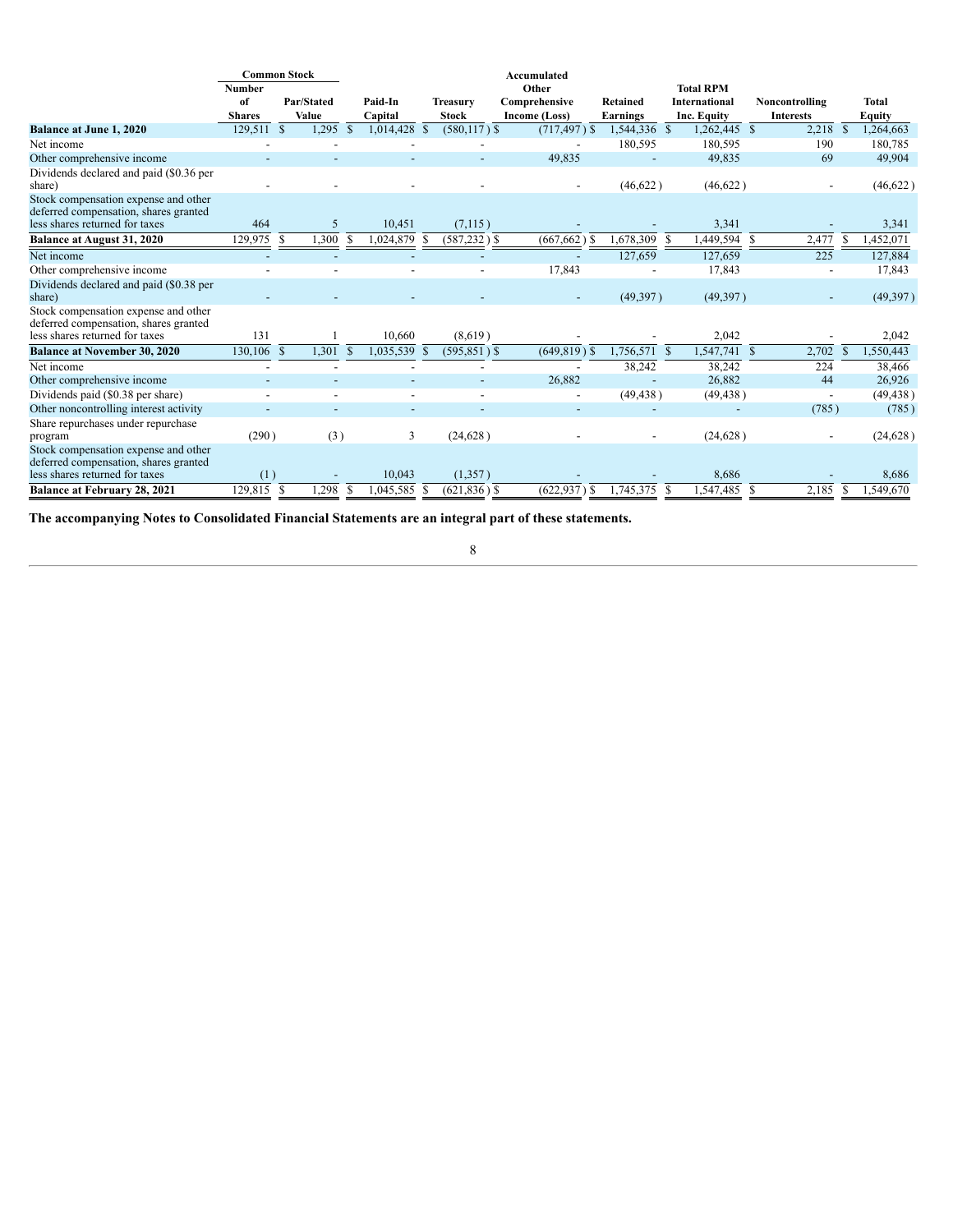| | Common Stock | | | | | | | | |
|---|---|---|---|---|---|---|---|---|---|
| | Number of Shares | Par/Stated Value | Paid-In Capital | Treasury Stock | Accumulated Other Comprehensive Income (Loss) | Retained Earnings | Total RPM International Inc. Equity | Noncontrolling Interests | Total Equity |
| **Balance at June 1, 2020** | 129,511 | $ 1,295 | $ 1,014,428 | $ (580,117) | $ (717,497) | $ 1,544,336 | $ 1,262,445 | $ 2,218 | $ 1,264,663 |
| Net income | - | - | - | - | - | 180,595 | 180,595 | 190 | 180,785 |
| Other comprehensive income | - | - | - | - | 49,835 | - | 49,835 | 69 | 49,904 |
| Dividends declared and paid ($0.36 per share) | - | - | - | - | - | (46,622) | (46,622) | - | (46,622) |
| Stock compensation expense and other deferred compensation, shares granted less shares returned for taxes | 464 | 5 | 10,451 | (7,115) | - | - | 3,341 | - | 3,341 |
| **Balance at August 31, 2020** | 129,975 | $ 1,300 | $ 1,024,879 | $ (587,232) | $ (667,662) | $ 1,678,309 | $ 1,449,594 | $ 2,477 | $ 1,452,071 |
| Net income | - | - | - | - | - | 127,659 | 127,659 | 225 | 127,884 |
| Other comprehensive income | - | - | - | - | 17,843 | - | 17,843 | - | 17,843 |
| Dividends declared and paid ($0.38 per share) | - | - | - | - | - | (49,397) | (49,397) | - | (49,397) |
| Stock compensation expense and other deferred compensation, shares granted less shares returned for taxes | 131 | 1 | 10,660 | (8,619) | - | - | 2,042 | - | 2,042 |
| **Balance at November 30, 2020** | 130,106 | $ 1,301 | $ 1,035,539 | $ (595,851) | $ (649,819) | $ 1,756,571 | $ 1,547,741 | $ 2,702 | $ 1,550,443 |
| Net income | - | - | - | - | - | 38,242 | 38,242 | 224 | 38,466 |
| Other comprehensive income | - | - | - | - | 26,882 | - | 26,882 | 44 | 26,926 |
| Dividends paid ($0.38 per share) | - | - | - | - | - | (49,438) | (49,438) | - | (49,438) |
| Other noncontrolling interest activity | - | - | - | - | - | - | - | (785) | (785) |
| Share repurchases under repurchase program | (290) | (3) | 3 | (24,628) | - | - | (24,628) | - | (24,628) |
| Stock compensation expense and other deferred compensation, shares granted less shares returned for taxes | (1) | - | 10,043 | (1,357) | - | - | 8,686 | - | 8,686 |
| **Balance at February 28, 2021** | 129,815 | $ 1,298 | $ 1,045,585 | $ (621,836) | $ (622,937) | $ 1,745,375 | $ 1,547,485 | $ 2,185 | $ 1,549,670 |

**The accompanying Notes to Consolidated Financial Statements are an integral part of these statements.**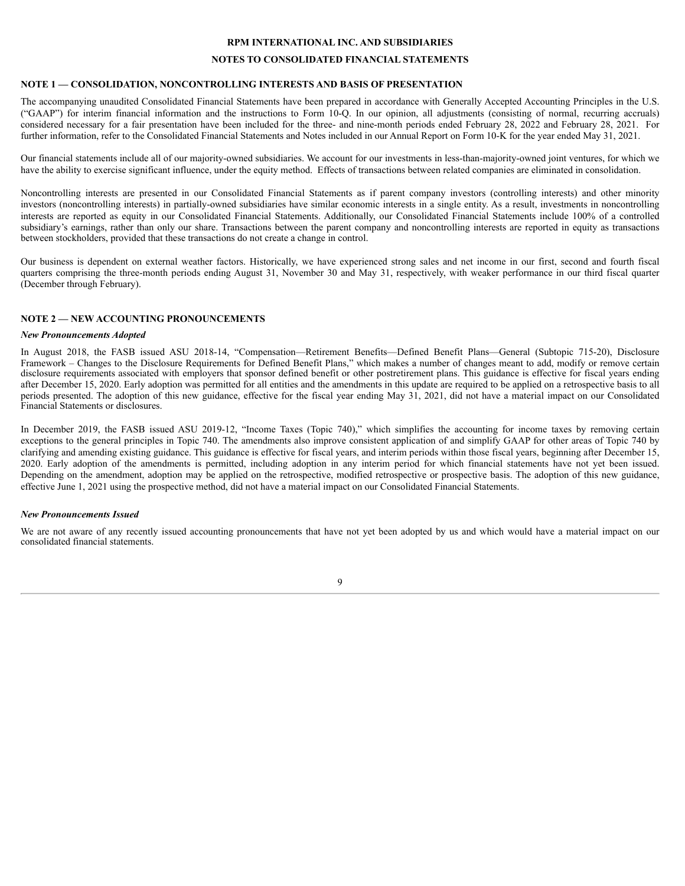# RPM INTERNATIONAL INC. AND SUBSIDIARIES

## NOTES TO CONSOLIDATED FINANCIAL STATEMENTS

### NOTE 1 — CONSOLIDATION, NONCONTROLLING INTERESTS AND BASIS OF PRESENTATION

The accompanying unaudited Consolidated Financial Statements have been prepared in accordance with Generally Accepted Accounting Principles in the U.S. ("GAAP") for interim financial information and the instructions to Form 10-Q. In our opinion, all adjustments (consisting of normal, recurring accruals) considered necessary for a fair presentation have been included for the three- and nine-month periods ended February 28, 2022 and February 28, 2021. For further information, refer to the Consolidated Financial Statements and Notes included in our Annual Report on Form 10-K for the year ended May 31, 2021.

Our financial statements include all of our majority-owned subsidiaries. We account for our investments in less-than-majority-owned joint ventures, for which we have the ability to exercise significant influence, under the equity method. Effects of transactions between related companies are eliminated in consolidation.

Noncontrolling interests are presented in our Consolidated Financial Statements as if parent company investors (controlling interests) and other minority investors (noncontrolling interests) in partially-owned subsidiaries have similar economic interests in a single entity. As a result, investments in noncontrolling interests are reported as equity in our Consolidated Financial Statements. Additionally, our Consolidated Financial Statements include 100% of a controlled subsidiary's earnings, rather than only our share. Transactions between the parent company and noncontrolling interests are reported in equity as transactions between stockholders, provided that these transactions do not create a change in control.

Our business is dependent on external weather factors. Historically, we have experienced strong sales and net income in our first, second and fourth fiscal quarters comprising the three-month periods ending August 31, November 30 and May 31, respectively, with weaker performance in our third fiscal quarter (December through February).

### NOTE 2 — NEW ACCOUNTING PRONOUNCEMENTS

***New Pronouncements Adopted***

In August 2018, the FASB issued ASU 2018-14, "Compensation—Retirement Benefits—Defined Benefit Plans—General (Subtopic 715-20), Disclosure Framework – Changes to the Disclosure Requirements for Defined Benefit Plans," which makes a number of changes meant to add, modify or remove certain disclosure requirements associated with employers that sponsor defined benefit or other postretirement plans. This guidance is effective for fiscal years ending after December 15, 2020. Early adoption was permitted for all entities and the amendments in this update are required to be applied on a retrospective basis to all periods presented. The adoption of this new guidance, effective for the fiscal year ending May 31, 2021, did not have a material impact on our Consolidated Financial Statements or disclosures.

In December 2019, the FASB issued ASU 2019-12, "Income Taxes (Topic 740)," which simplifies the accounting for income taxes by removing certain exceptions to the general principles in Topic 740. The amendments also improve consistent application of and simplify GAAP for other areas of Topic 740 by clarifying and amending existing guidance. This guidance is effective for fiscal years, and interim periods within those fiscal years, beginning after December 15, 2020. Early adoption of the amendments is permitted, including adoption in any interim period for which financial statements have not yet been issued. Depending on the amendment, adoption may be applied on the retrospective, modified retrospective or prospective basis. The adoption of this new guidance, effective June 1, 2021 using the prospective method, did not have a material impact on our Consolidated Financial Statements.

***New Pronouncements Issued***

We are not aware of any recently issued accounting pronouncements that have not yet been adopted by us and which would have a material impact on our consolidated financial statements.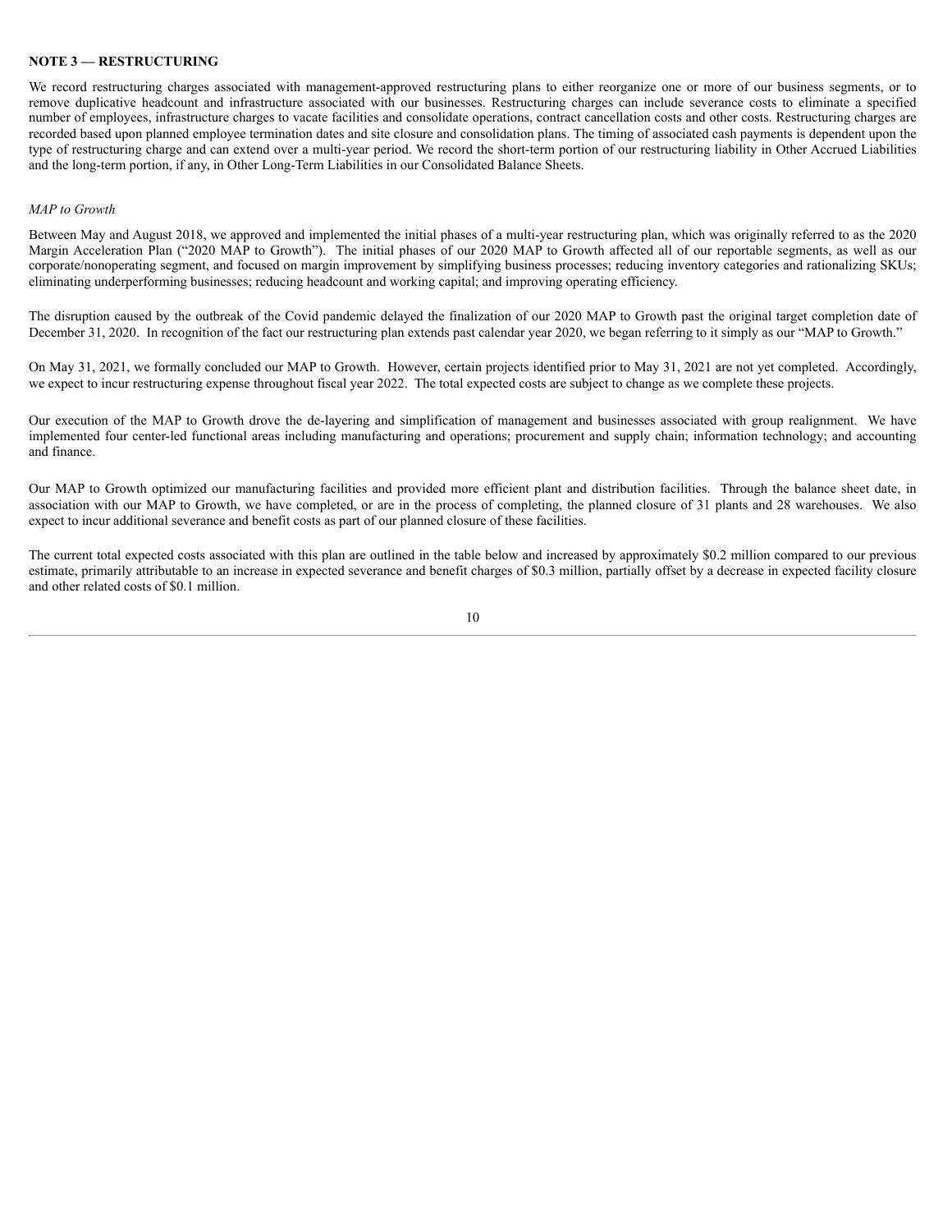## NOTE 3 — RESTRUCTURING

We record restructuring charges associated with management-approved restructuring plans to either reorganize one or more of our business segments, or to remove duplicative headcount and infrastructure associated with our businesses. Restructuring charges can include severance costs to eliminate a specified number of employees, infrastructure charges to vacate facilities and consolidate operations, contract cancellation costs and other costs. Restructuring charges are recorded based upon planned employee termination dates and site closure and consolidation plans. The timing of associated cash payments is dependent upon the type of restructuring charge and can extend over a multi-year period. We record the short-term portion of our restructuring liability in Other Accrued Liabilities and the long-term portion, if any, in Other Long-Term Liabilities in our Consolidated Balance Sheets.

*MAP to Growth*

Between May and August 2018, we approved and implemented the initial phases of a multi-year restructuring plan, which was originally referred to as the 2020 Margin Acceleration Plan ("2020 MAP to Growth"). The initial phases of our 2020 MAP to Growth affected all of our reportable segments, as well as our corporate/nonoperating segment, and focused on margin improvement by simplifying business processes; reducing inventory categories and rationalizing SKUs; eliminating underperforming businesses; reducing headcount and working capital; and improving operating efficiency.

The disruption caused by the outbreak of the Covid pandemic delayed the finalization of our 2020 MAP to Growth past the original target completion date of December 31, 2020. In recognition of the fact our restructuring plan extends past calendar year 2020, we began referring to it simply as our "MAP to Growth."

On May 31, 2021, we formally concluded our MAP to Growth. However, certain projects identified prior to May 31, 2021 are not yet completed. Accordingly, we expect to incur restructuring expense throughout fiscal year 2022. The total expected costs are subject to change as we complete these projects.

Our execution of the MAP to Growth drove the de-layering and simplification of management and businesses associated with group realignment. We have implemented four center-led functional areas including manufacturing and operations; procurement and supply chain; information technology; and accounting and finance.

Our MAP to Growth optimized our manufacturing facilities and provided more efficient plant and distribution facilities. Through the balance sheet date, in association with our MAP to Growth, we have completed, or are in the process of completing, the planned closure of 31 plants and 28 warehouses. We also expect to incur additional severance and benefit costs as part of our planned closure of these facilities.

The current total expected costs associated with this plan are outlined in the table below and increased by approximately $0.2 million compared to our previous estimate, primarily attributable to an increase in expected severance and benefit charges of $0.3 million, partially offset by a decrease in expected facility closure and other related costs of $0.1 million.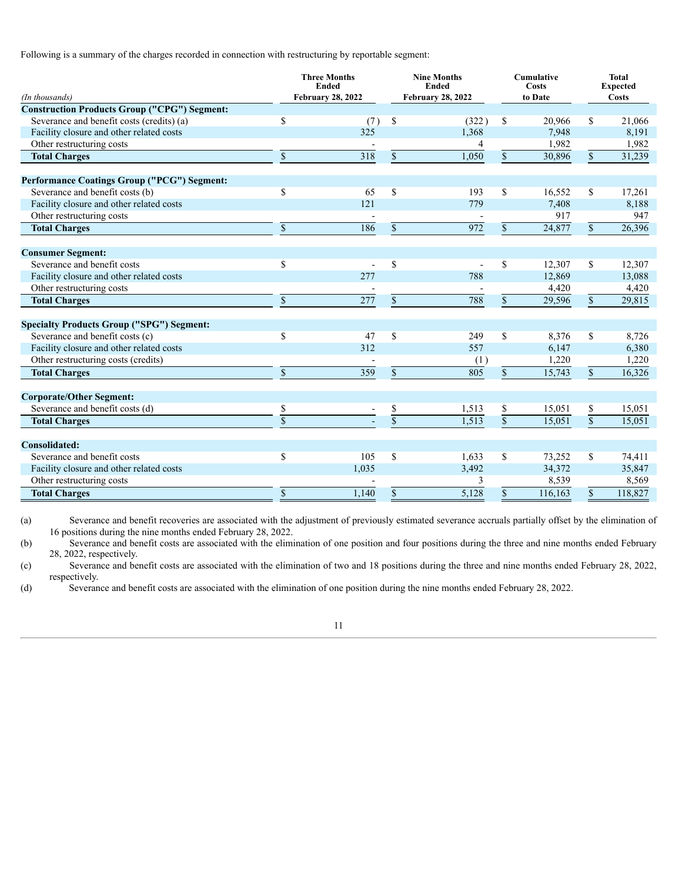Following is a summary of the charges recorded in connection with restructuring by reportable segment:

| *(In thousands)* | Three Months Ended February 28, 2022 | Nine Months Ended February 28, 2022 | Cumulative Costs to Date | Total Expected Costs |
|---|---|---|---|---|
| **Construction Products Group ("CPG") Segment:** | | | | |
| Severance and benefit costs (credits) (a) | $ (7) | $ (322) | $ 20,966 | $ 21,066 |
| Facility closure and other related costs | 325 | 1,368 | 7,948 | 8,191 |
| Other restructuring costs | - | 4 | 1,982 | 1,982 |
| **Total Charges** | $ 318 | $ 1,050 | $ 30,896 | $ 31,239 |
| **Performance Coatings Group ("PCG") Segment:** | | | | |
| Severance and benefit costs (b) | $ 65 | $ 193 | $ 16,552 | $ 17,261 |
| Facility closure and other related costs | 121 | 779 | 7,408 | 8,188 |
| Other restructuring costs | - | - | 917 | 947 |
| **Total Charges** | $ 186 | $ 972 | $ 24,877 | $ 26,396 |
| **Consumer Segment:** | | | | |
| Severance and benefit costs | $ - | $ - | $ 12,307 | $ 12,307 |
| Facility closure and other related costs | 277 | 788 | 12,869 | 13,088 |
| Other restructuring costs | - | - | 4,420 | 4,420 |
| **Total Charges** | $ 277 | $ 788 | $ 29,596 | $ 29,815 |
| **Specialty Products Group ("SPG") Segment:** | | | | |
| Severance and benefit costs (c) | $ 47 | $ 249 | $ 8,376 | $ 8,726 |
| Facility closure and other related costs | 312 | 557 | 6,147 | 6,380 |
| Other restructuring costs (credits) | - | (1) | 1,220 | 1,220 |
| **Total Charges** | $ 359 | $ 805 | $ 15,743 | $ 16,326 |
| **Corporate/Other Segment:** | | | | |
| Severance and benefit costs (d) | $ - | $ 1,513 | $ 15,051 | $ 15,051 |
| **Total Charges** | $ - | $ 1,513 | $ 15,051 | $ 15,051 |
| **Consolidated:** | | | | |
| Severance and benefit costs | $ 105 | $ 1,633 | $ 73,252 | $ 74,411 |
| Facility closure and other related costs | 1,035 | 3,492 | 34,372 | 35,847 |
| Other restructuring costs | - | 3 | 8,539 | 8,569 |
| **Total Charges** | $ 1,140 | $ 5,128 | $ 116,163 | $ 118,827 |

(a) Severance and benefit recoveries are associated with the adjustment of previously estimated severance accruals partially offset by the elimination of 16 positions during the nine months ended February 28, 2022.

(b) Severance and benefit costs are associated with the elimination of one position and four positions during the three and nine months ended February 28, 2022, respectively.

(c) Severance and benefit costs are associated with the elimination of two and 18 positions during the three and nine months ended February 28, 2022, respectively.

(d) Severance and benefit costs are associated with the elimination of one position during the nine months ended February 28, 2022.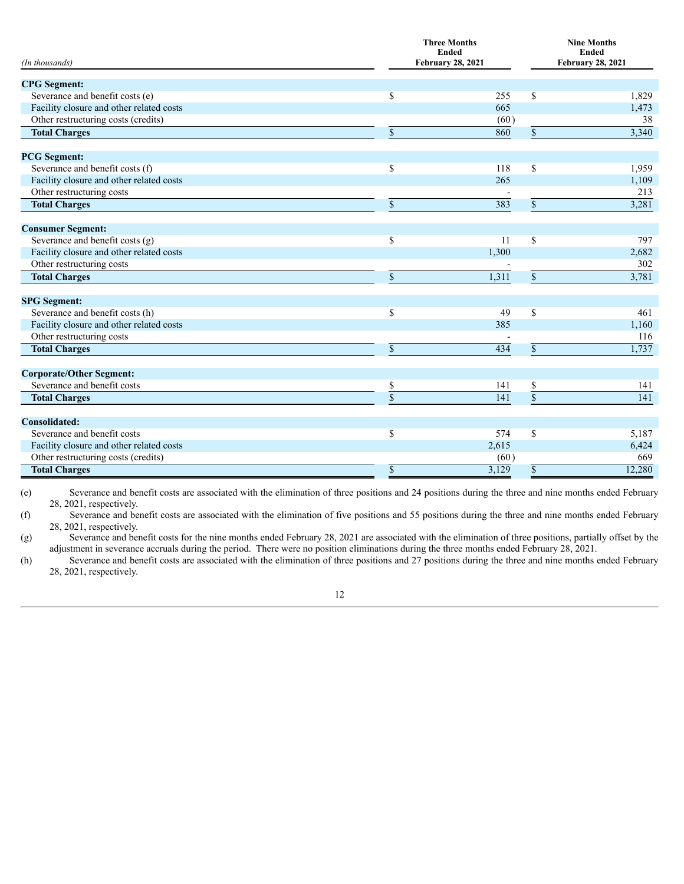| (In thousands) | Three Months Ended February 28, 2021 | Nine Months Ended February 28, 2021 |
|---|---|---|
| **CPG Segment:** | | |
| Severance and benefit costs (e) | $ 255 | $ 1,829 |
| Facility closure and other related costs | 665 | 1,473 |
| Other restructuring costs (credits) | (60) | 38 |
| **Total Charges** | $ 860 | $ 3,340 |
| **PCG Segment:** | | |
| Severance and benefit costs (f) | $ 118 | $ 1,959 |
| Facility closure and other related costs | 265 | 1,109 |
| Other restructuring costs | - | 213 |
| **Total Charges** | $ 383 | $ 3,281 |
| **Consumer Segment:** | | |
| Severance and benefit costs (g) | $ 11 | $ 797 |
| Facility closure and other related costs | 1,300 | 2,682 |
| Other restructuring costs | - | 302 |
| **Total Charges** | $ 1,311 | $ 3,781 |
| **SPG Segment:** | | |
| Severance and benefit costs (h) | $ 49 | $ 461 |
| Facility closure and other related costs | 385 | 1,160 |
| Other restructuring costs | - | 116 |
| **Total Charges** | $ 434 | $ 1,737 |
| **Corporate/Other Segment:** | | |
| Severance and benefit costs | $ 141 | $ 141 |
| **Total Charges** | $ 141 | $ 141 |
| **Consolidated:** | | |
| Severance and benefit costs | $ 574 | $ 5,187 |
| Facility closure and other related costs | 2,615 | 6,424 |
| Other restructuring costs (credits) | (60) | 669 |
| **Total Charges** | $ 3,129 | $ 12,280 |

(e) Severance and benefit costs are associated with the elimination of three positions and 24 positions during the three and nine months ended February 28, 2021, respectively.

(f) Severance and benefit costs are associated with the elimination of five positions and 55 positions during the three and nine months ended February 28, 2021, respectively.

(g) Severance and benefit costs for the nine months ended February 28, 2021 are associated with the elimination of three positions, partially offset by the adjustment in severance accruals during the period. There were no position eliminations during the three months ended February 28, 2021.

(h) Severance and benefit costs are associated with the elimination of three positions and 27 positions during the three and nine months ended February 28, 2021, respectively.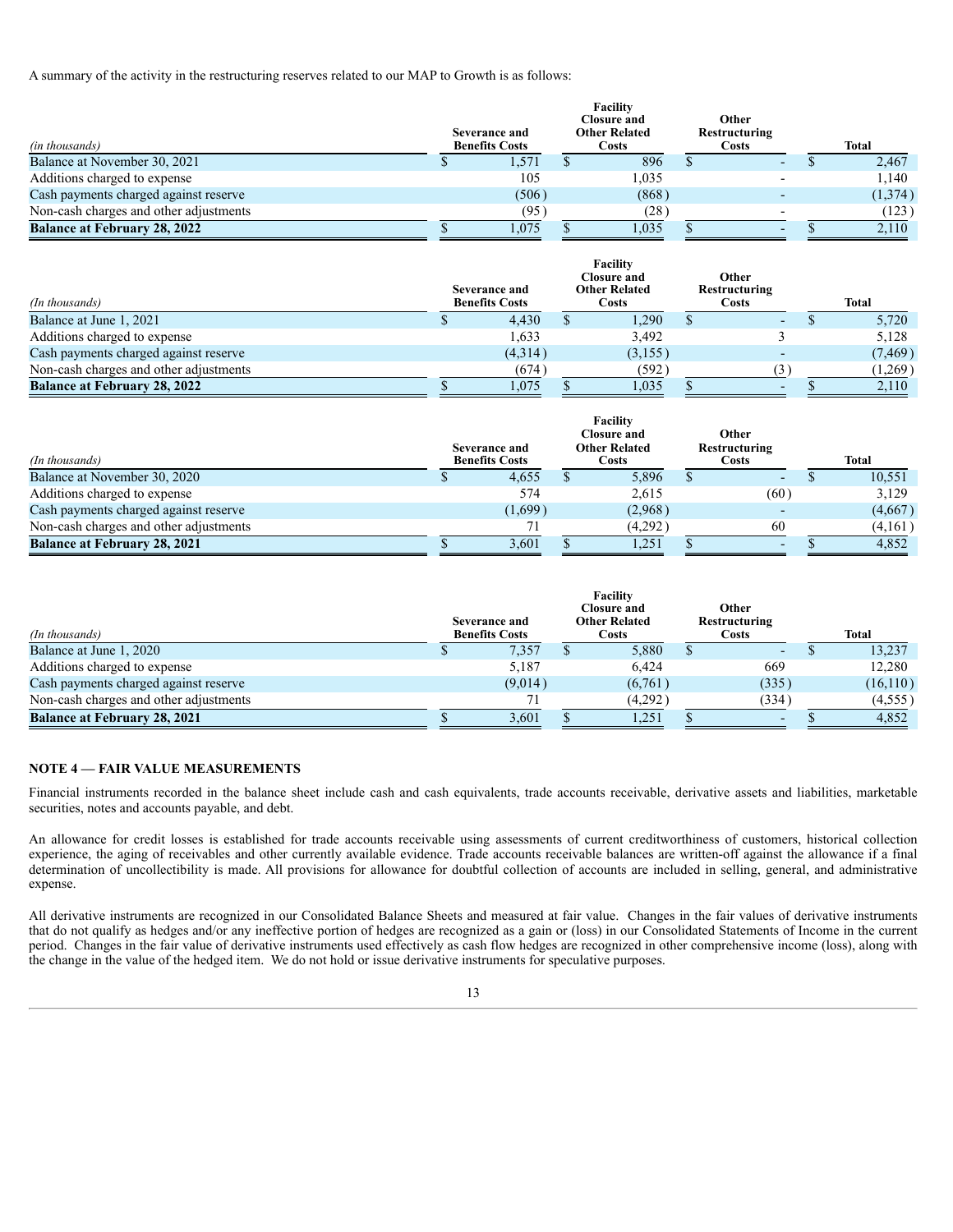A summary of the activity in the restructuring reserves related to our MAP to Growth is as follows:

| *(in thousands)* | Severance and Benefits Costs | Facility Closure and Other Related Costs | Other Restructuring Costs | Total |
|---|---|---|---|---|
| Balance at November 30, 2021 | $ 1,571 | $ 896 | $ - | $ 2,467 |
| Additions charged to expense | 105 | 1,035 | - | 1,140 |
| Cash payments charged against reserve | (506) | (868) | - | (1,374) |
| Non-cash charges and other adjustments | (95) | (28) | - | (123) |
| **Balance at February 28, 2022** | $ 1,075 | $ 1,035 | $ - | $ 2,110 |

| *(In thousands)* | Severance and Benefits Costs | Facility Closure and Other Related Costs | Other Restructuring Costs | Total |
|---|---|---|---|---|
| Balance at June 1, 2021 | $ 4,430 | $ 1,290 | $ - | $ 5,720 |
| Additions charged to expense | 1,633 | 3,492 | 3 | 5,128 |
| Cash payments charged against reserve | (4,314) | (3,155) | - | (7,469) |
| Non-cash charges and other adjustments | (674) | (592) | (3) | (1,269) |
| **Balance at February 28, 2022** | $ 1,075 | $ 1,035 | $ - | $ 2,110 |

| *(In thousands)* | Severance and Benefits Costs | Facility Closure and Other Related Costs | Other Restructuring Costs | Total |
|---|---|---|---|---|
| Balance at November 30, 2020 | $ 4,655 | $ 5,896 | $ - | $ 10,551 |
| Additions charged to expense | 574 | 2,615 | (60) | 3,129 |
| Cash payments charged against reserve | (1,699) | (2,968) | - | (4,667) |
| Non-cash charges and other adjustments | 71 | (4,292) | 60 | (4,161) |
| **Balance at February 28, 2021** | $ 3,601 | $ 1,251 | $ - | $ 4,852 |

| *(In thousands)* | Severance and Benefits Costs | Facility Closure and Other Related Costs | Other Restructuring Costs | Total |
|---|---|---|---|---|
| Balance at June 1, 2020 | $ 7,357 | $ 5,880 | $ - | $ 13,237 |
| Additions charged to expense | 5,187 | 6,424 | 669 | 12,280 |
| Cash payments charged against reserve | (9,014) | (6,761) | (335) | (16,110) |
| Non-cash charges and other adjustments | 71 | (4,292) | (334) | (4,555) |
| **Balance at February 28, 2021** | $ 3,601 | $ 1,251 | $ - | $ 4,852 |

## NOTE 4 — FAIR VALUE MEASUREMENTS

Financial instruments recorded in the balance sheet include cash and cash equivalents, trade accounts receivable, derivative assets and liabilities, marketable securities, notes and accounts payable, and debt.

An allowance for credit losses is established for trade accounts receivable using assessments of current creditworthiness of customers, historical collection experience, the aging of receivables and other currently available evidence. Trade accounts receivable balances are written-off against the allowance if a final determination of uncollectibility is made. All provisions for allowance for doubtful collection of accounts are included in selling, general, and administrative expense.

All derivative instruments are recognized in our Consolidated Balance Sheets and measured at fair value. Changes in the fair values of derivative instruments that do not qualify as hedges and/or any ineffective portion of hedges are recognized as a gain or (loss) in our Consolidated Statements of Income in the current period. Changes in the fair value of derivative instruments used effectively as cash flow hedges are recognized in other comprehensive income (loss), along with the change in the value of the hedged item. We do not hold or issue derivative instruments for speculative purposes.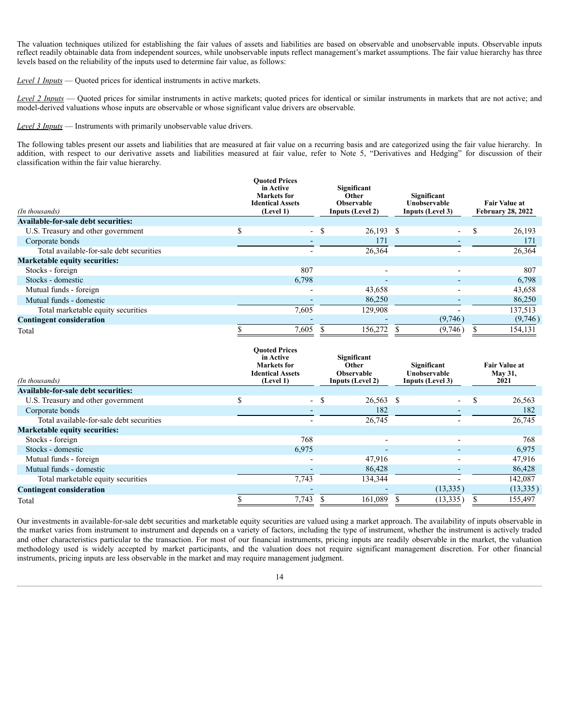The valuation techniques utilized for establishing the fair values of assets and liabilities are based on observable and unobservable inputs. Observable inputs reflect readily obtainable data from independent sources, while unobservable inputs reflect management's market assumptions. The fair value hierarchy has three levels based on the reliability of the inputs used to determine fair value, as follows:

*Level 1 Inputs* — Quoted prices for identical instruments in active markets.

*Level 2 Inputs* — Quoted prices for similar instruments in active markets; quoted prices for identical or similar instruments in markets that are not active; and model-derived valuations whose inputs are observable or whose significant value drivers are observable.

*Level 3 Inputs* — Instruments with primarily unobservable value drivers.

The following tables present our assets and liabilities that are measured at fair value on a recurring basis and are categorized using the fair value hierarchy. In addition, with respect to our derivative assets and liabilities measured at fair value, refer to Note 5, "Derivatives and Hedging" for discussion of their classification within the fair value hierarchy.

| (In thousands) | Quoted Prices in Active Markets for Identical Assets (Level 1) | Significant Other Observable Inputs (Level 2) | Significant Unobservable Inputs (Level 3) | Fair Value at February 28, 2022 |
|---|---|---|---|---|
| **Available-for-sale debt securities:** | | | | |
| U.S. Treasury and other government | $ - | $ 26,193 | $ - | $ 26,193 |
| Corporate bonds | - | 171 | - | 171 |
| Total available-for-sale debt securities | - | 26,364 | - | 26,364 |
| **Marketable equity securities:** | | | | |
| Stocks - foreign | 807 | - | - | 807 |
| Stocks - domestic | 6,798 | - | - | 6,798 |
| Mutual funds - foreign | - | 43,658 | - | 43,658 |
| Mutual funds - domestic | - | 86,250 | - | 86,250 |
| Total marketable equity securities | 7,605 | 129,908 | - | 137,513 |
| **Contingent consideration** | - | - | (9,746) | (9,746) |
| Total | $ 7,605 | $ 156,272 | $ (9,746) | $ 154,131 |

| (In thousands) | Quoted Prices in Active Markets for Identical Assets (Level 1) | Significant Other Observable Inputs (Level 2) | Significant Unobservable Inputs (Level 3) | Fair Value at May 31, 2021 |
|---|---|---|---|---|
| **Available-for-sale debt securities:** | | | | |
| U.S. Treasury and other government | $ - | $ 26,563 | $ - | $ 26,563 |
| Corporate bonds | - | 182 | - | 182 |
| Total available-for-sale debt securities | - | 26,745 | - | 26,745 |
| **Marketable equity securities:** | | | | |
| Stocks - foreign | 768 | - | - | 768 |
| Stocks - domestic | 6,975 | - | - | 6,975 |
| Mutual funds - foreign | - | 47,916 | - | 47,916 |
| Mutual funds - domestic | - | 86,428 | - | 86,428 |
| Total marketable equity securities | 7,743 | 134,344 | - | 142,087 |
| **Contingent consideration** | - | - | (13,335) | (13,335) |
| Total | $ 7,743 | $ 161,089 | $ (13,335) | $ 155,497 |

Our investments in available-for-sale debt securities and marketable equity securities are valued using a market approach. The availability of inputs observable in the market varies from instrument to instrument and depends on a variety of factors, including the type of instrument, whether the instrument is actively traded and other characteristics particular to the transaction. For most of our financial instruments, pricing inputs are readily observable in the market, the valuation methodology used is widely accepted by market participants, and the valuation does not require significant management discretion. For other financial instruments, pricing inputs are less observable in the market and may require management judgment.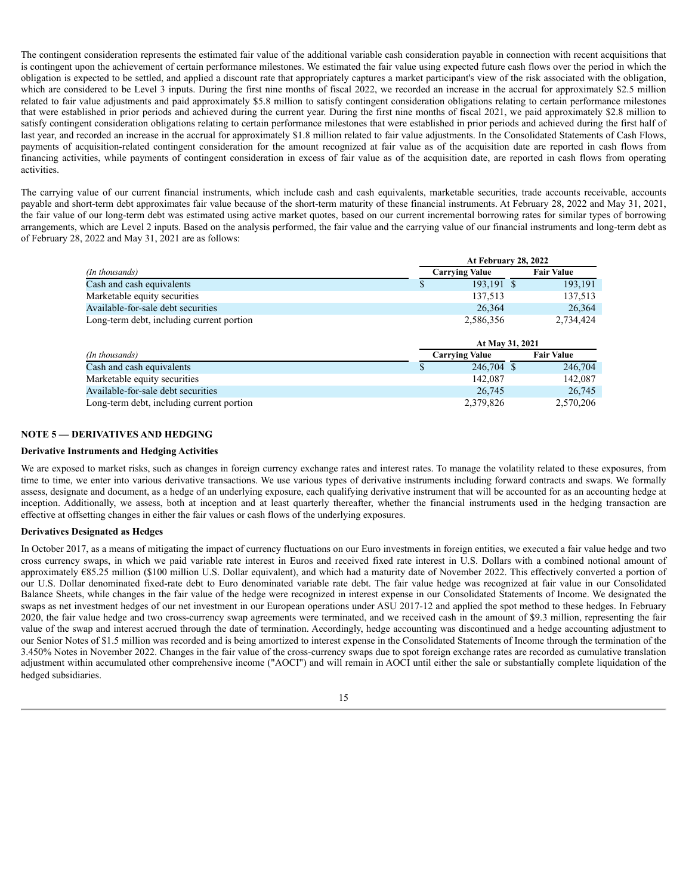The contingent consideration represents the estimated fair value of the additional variable cash consideration payable in connection with recent acquisitions that is contingent upon the achievement of certain performance milestones. We estimated the fair value using expected future cash flows over the period in which the obligation is expected to be settled, and applied a discount rate that appropriately captures a market participant's view of the risk associated with the obligation, which are considered to be Level 3 inputs. During the first nine months of fiscal 2022, we recorded an increase in the accrual for approximately $2.5 million related to fair value adjustments and paid approximately $5.8 million to satisfy contingent consideration obligations relating to certain performance milestones that were established in prior periods and achieved during the current year. During the first nine months of fiscal 2021, we paid approximately $2.8 million to satisfy contingent consideration obligations relating to certain performance milestones that were established in prior periods and achieved during the first half of last year, and recorded an increase in the accrual for approximately $1.8 million related to fair value adjustments. In the Consolidated Statements of Cash Flows, payments of acquisition-related contingent consideration for the amount recognized at fair value as of the acquisition date are reported in cash flows from financing activities, while payments of contingent consideration in excess of fair value as of the acquisition date, are reported in cash flows from operating activities.

The carrying value of our current financial instruments, which include cash and cash equivalents, marketable securities, trade accounts receivable, accounts payable and short-term debt approximates fair value because of the short-term maturity of these financial instruments. At February 28, 2022 and May 31, 2021, the fair value of our long-term debt was estimated using active market quotes, based on our current incremental borrowing rates for similar types of borrowing arrangements, which are Level 2 inputs. Based on the analysis performed, the fair value and the carrying value of our financial instruments and long-term debt as of February 28, 2022 and May 31, 2021 are as follows:

| | At February 28, 2022 | |
|---|---|---|
| *(In thousands)* | **Carrying Value** | **Fair Value** |
| Cash and cash equivalents | $ 193,191 | $ 193,191 |
| Marketable equity securities | 137,513 | 137,513 |
| Available-for-sale debt securities | 26,364 | 26,364 |
| Long-term debt, including current portion | 2,586,356 | 2,734,424 |

| | At May 31, 2021 | |
|---|---|---|
| *(In thousands)* | **Carrying Value** | **Fair Value** |
| Cash and cash equivalents | $ 246,704 | $ 246,704 |
| Marketable equity securities | 142,087 | 142,087 |
| Available-for-sale debt securities | 26,745 | 26,745 |
| Long-term debt, including current portion | 2,379,826 | 2,570,206 |

## NOTE 5 — DERIVATIVES AND HEDGING

### Derivative Instruments and Hedging Activities

We are exposed to market risks, such as changes in foreign currency exchange rates and interest rates. To manage the volatility related to these exposures, from time to time, we enter into various derivative transactions. We use various types of derivative instruments including forward contracts and swaps. We formally assess, designate and document, as a hedge of an underlying exposure, each qualifying derivative instrument that will be accounted for as an accounting hedge at inception. Additionally, we assess, both at inception and at least quarterly thereafter, whether the financial instruments used in the hedging transaction are effective at offsetting changes in either the fair values or cash flows of the underlying exposures.

### Derivatives Designated as Hedges

In October 2017, as a means of mitigating the impact of currency fluctuations on our Euro investments in foreign entities, we executed a fair value hedge and two cross currency swaps, in which we paid variable rate interest in Euros and received fixed rate interest in U.S. Dollars with a combined notional amount of approximately €85.25 million ($100 million U.S. Dollar equivalent), and which had a maturity date of November 2022. This effectively converted a portion of our U.S. Dollar denominated fixed-rate debt to Euro denominated variable rate debt. The fair value hedge was recognized at fair value in our Consolidated Balance Sheets, while changes in the fair value of the hedge were recognized in interest expense in our Consolidated Statements of Income. We designated the swaps as net investment hedges of our net investment in our European operations under ASU 2017-12 and applied the spot method to these hedges. In February 2020, the fair value hedge and two cross-currency swap agreements were terminated, and we received cash in the amount of $9.3 million, representing the fair value of the swap and interest accrued through the date of termination. Accordingly, hedge accounting was discontinued and a hedge accounting adjustment to our Senior Notes of $1.5 million was recorded and is being amortized to interest expense in the Consolidated Statements of Income through the termination of the 3.450% Notes in November 2022. Changes in the fair value of the cross-currency swaps due to spot foreign exchange rates are recorded as cumulative translation adjustment within accumulated other comprehensive income ("AOCI") and will remain in AOCI until either the sale or substantially complete liquidation of the hedged subsidiaries.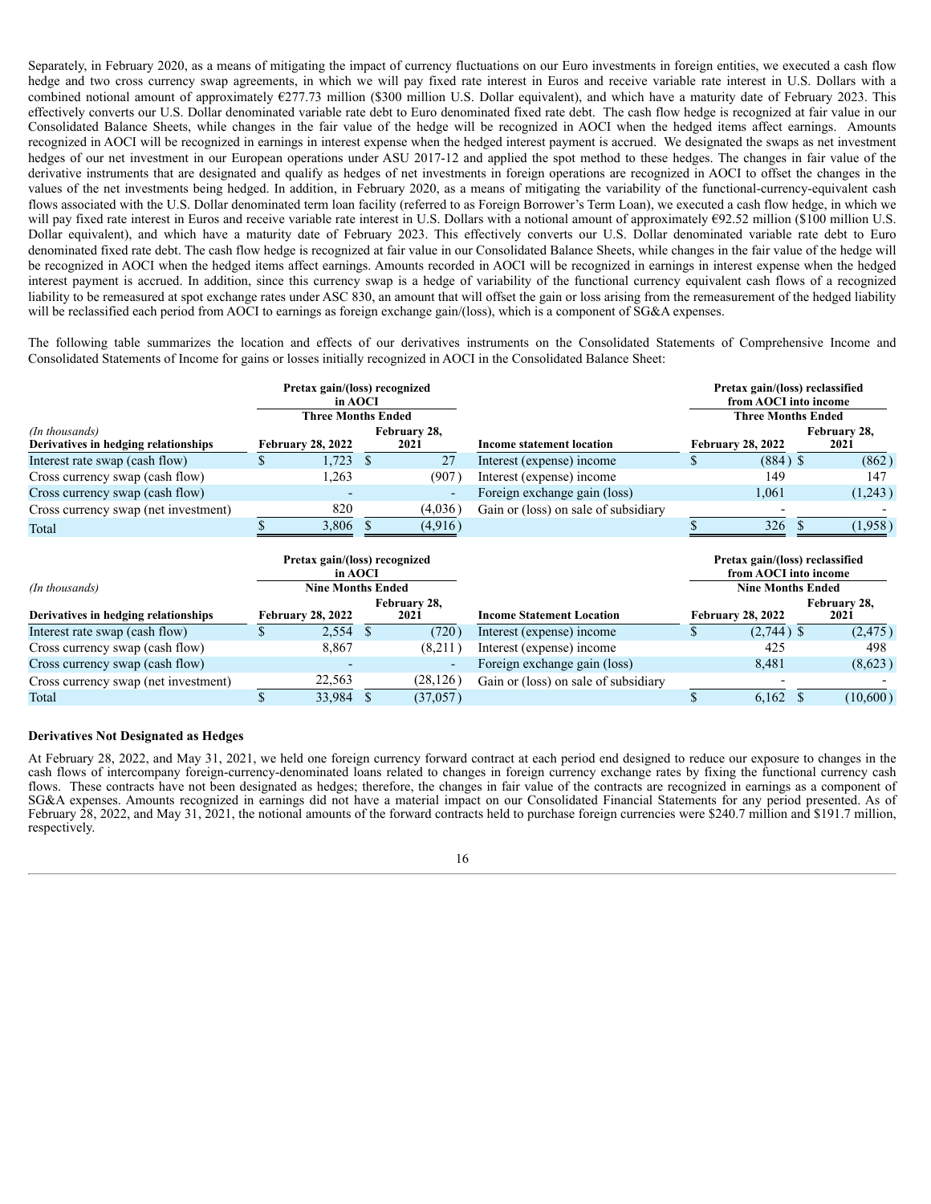Separately, in February 2020, as a means of mitigating the impact of currency fluctuations on our Euro investments in foreign entities, we executed a cash flow hedge and two cross currency swap agreements, in which we will pay fixed rate interest in Euros and receive variable rate interest in U.S. Dollars with a combined notional amount of approximately €277.73 million ($300 million U.S. Dollar equivalent), and which have a maturity date of February 2023. This effectively converts our U.S. Dollar denominated variable rate debt to Euro denominated fixed rate debt. The cash flow hedge is recognized at fair value in our Consolidated Balance Sheets, while changes in the fair value of the hedge will be recognized in AOCI when the hedged items affect earnings. Amounts recognized in AOCI will be recognized in earnings in interest expense when the hedged interest payment is accrued. We designated the swaps as net investment hedges of our net investment in our European operations under ASU 2017-12 and applied the spot method to these hedges. The changes in fair value of the derivative instruments that are designated and qualify as hedges of net investments in foreign operations are recognized in AOCI to offset the changes in the values of the net investments being hedged. In addition, in February 2020, as a means of mitigating the variability of the functional-currency-equivalent cash flows associated with the U.S. Dollar denominated term loan facility (referred to as Foreign Borrower's Term Loan), we executed a cash flow hedge, in which we will pay fixed rate interest in Euros and receive variable rate interest in U.S. Dollars with a notional amount of approximately €92.52 million ($100 million U.S. Dollar equivalent), and which have a maturity date of February 2023. This effectively converts our U.S. Dollar denominated variable rate debt to Euro denominated fixed rate debt. The cash flow hedge is recognized at fair value in our Consolidated Balance Sheets, while changes in the fair value of the hedge will be recognized in AOCI when the hedged items affect earnings. Amounts recorded in AOCI will be recognized in earnings in interest expense when the hedged interest payment is accrued. In addition, since this currency swap is a hedge of variability of the functional currency equivalent cash flows of a recognized liability to be remeasured at spot exchange rates under ASC 830, an amount that will offset the gain or loss arising from the remeasurement of the hedged liability will be reclassified each period from AOCI to earnings as foreign exchange gain/(loss), which is a component of SG&A expenses.

The following table summarizes the location and effects of our derivatives instruments on the Consolidated Statements of Comprehensive Income and Consolidated Statements of Income for gains or losses initially recognized in AOCI in the Consolidated Balance Sheet:

| *(In thousands)* | Pretax gain/(loss) recognized in AOCI | | | Pretax gain/(loss) reclassified from AOCI into income | |
|---|---|---|---|---|---|
| | Three Months Ended | | | Three Months Ended | |
| **Derivatives in hedging relationships** | **February 28, 2022** | **February 28, 2021** | **Income statement location** | **February 28, 2022** | **February 28, 2021** |
| Interest rate swap (cash flow) | $ 1,723 | $ 27 | Interest (expense) income | $ (884) | $ (862) |
| Cross currency swap (cash flow) | 1,263 | (907) | Interest (expense) income | 149 | 147 |
| Cross currency swap (cash flow) | - | - | Foreign exchange gain (loss) | 1,061 | (1,243) |
| Cross currency swap (net investment) | 820 | (4,036) | Gain or (loss) on sale of subsidiary | - | - |
| Total | $ 3,806 | $ (4,916) | | $ 326 | $ (1,958) |

| *(In thousands)* | Pretax gain/(loss) recognized in AOCI | | | Pretax gain/(loss) reclassified from AOCI into income | |
|---|---|---|---|---|---|
| | Nine Months Ended | | | Nine Months Ended | |
| **Derivatives in hedging relationships** | **February 28, 2022** | **February 28, 2021** | **Income Statement Location** | **February 28, 2022** | **February 28, 2021** |
| Interest rate swap (cash flow) | $ 2,554 | $ (720) | Interest (expense) income | $ (2,744) | $ (2,475) |
| Cross currency swap (cash flow) | 8,867 | (8,211) | Interest (expense) income | 425 | 498 |
| Cross currency swap (cash flow) | - | - | Foreign exchange gain (loss) | 8,481 | (8,623) |
| Cross currency swap (net investment) | 22,563 | (28,126) | Gain or (loss) on sale of subsidiary | - | - |
| Total | $ 33,984 | $ (37,057) | | $ 6,162 | $ (10,600) |

**Derivatives Not Designated as Hedges**

At February 28, 2022, and May 31, 2021, we held one foreign currency forward contract at each period end designed to reduce our exposure to changes in the cash flows of intercompany foreign-currency-denominated loans related to changes in foreign currency exchange rates by fixing the functional currency cash flows. These contracts have not been designated as hedges; therefore, the changes in fair value of the contracts are recognized in earnings as a component of SG&A expenses. Amounts recognized in earnings did not have a material impact on our Consolidated Financial Statements for any period presented. As of February 28, 2022, and May 31, 2021, the notional amounts of the forward contracts held to purchase foreign currencies were $240.7 million and $191.7 million, respectively.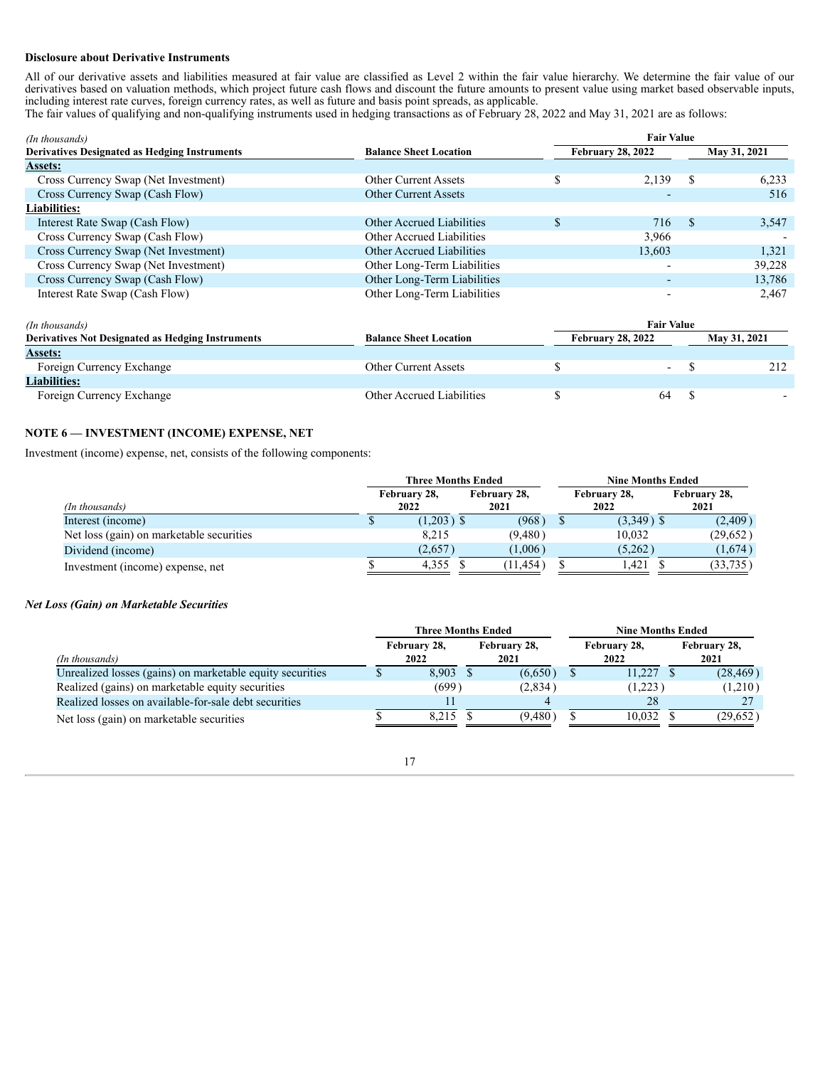### Disclosure about Derivative Instruments

All of our derivative assets and liabilities measured at fair value are classified as Level 2 within the fair value hierarchy. We determine the fair value of our derivatives based on valuation methods, which project future cash flows and discount the future amounts to present value using market based observable inputs, including interest rate curves, foreign currency rates, as well as future and basis point spreads, as applicable.
The fair values of qualifying and non-qualifying instruments used in hedging transactions as of February 28, 2022 and May 31, 2021 are as follows:

| *(In thousands)* | | Fair Value | |
|---|---|---|---|
| **Derivatives Designated as Hedging Instruments** | **Balance Sheet Location** | **February 28, 2022** | **May 31, 2021** |
| **Assets:** | | | |
| Cross Currency Swap (Net Investment) | Other Current Assets | $ 2,139 | $ 6,233 |
| Cross Currency Swap (Cash Flow) | Other Current Assets | - | 516 |
| **Liabilities:** | | | |
| Interest Rate Swap (Cash Flow) | Other Accrued Liabilities | $ 716 | $ 3,547 |
| Cross Currency Swap (Cash Flow) | Other Accrued Liabilities | 3,966 | - |
| Cross Currency Swap (Net Investment) | Other Accrued Liabilities | 13,603 | 1,321 |
| Cross Currency Swap (Net Investment) | Other Long-Term Liabilities | - | 39,228 |
| Cross Currency Swap (Cash Flow) | Other Long-Term Liabilities | - | 13,786 |
| Interest Rate Swap (Cash Flow) | Other Long-Term Liabilities | - | 2,467 |

| *(In thousands)* | | Fair Value | |
|---|---|---|---|
| **Derivatives Not Designated as Hedging Instruments** | **Balance Sheet Location** | **February 28, 2022** | **May 31, 2021** |
| **Assets:** | | | |
| Foreign Currency Exchange | Other Current Assets | $ - | $ 212 |
| **Liabilities:** | | | |
| Foreign Currency Exchange | Other Accrued Liabilities | $ 64 | $ - |

## NOTE 6 — INVESTMENT (INCOME) EXPENSE, NET

Investment (income) expense, net, consists of the following components:

| | Three Months Ended | | Nine Months Ended | |
|---|---|---|---|---|
| *(In thousands)* | February 28, 2022 | February 28, 2021 | February 28, 2022 | February 28, 2021 |
| Interest (income) | $ (1,203) | $ (968) | $ (3,349) | $ (2,409) |
| Net loss (gain) on marketable securities | 8,215 | (9,480) | 10,032 | (29,652) |
| Dividend (income) | (2,657) | (1,006) | (5,262) | (1,674) |
| Investment (income) expense, net | $ 4,355 | $ (11,454) | $ 1,421 | $ (33,735) |

### *Net Loss (Gain) on Marketable Securities*

| | Three Months Ended | | Nine Months Ended | |
|---|---|---|---|---|
| *(In thousands)* | February 28, 2022 | February 28, 2021 | February 28, 2022 | February 28, 2021 |
| Unrealized losses (gains) on marketable equity securities | $ 8,903 | $ (6,650) | $ 11,227 | $ (28,469) |
| Realized (gains) on marketable equity securities | (699) | (2,834) | (1,223) | (1,210) |
| Realized losses on available-for-sale debt securities | 11 | 4 | 28 | 27 |
| Net loss (gain) on marketable securities | $ 8,215 | $ (9,480) | $ 10,032 | $ (29,652) |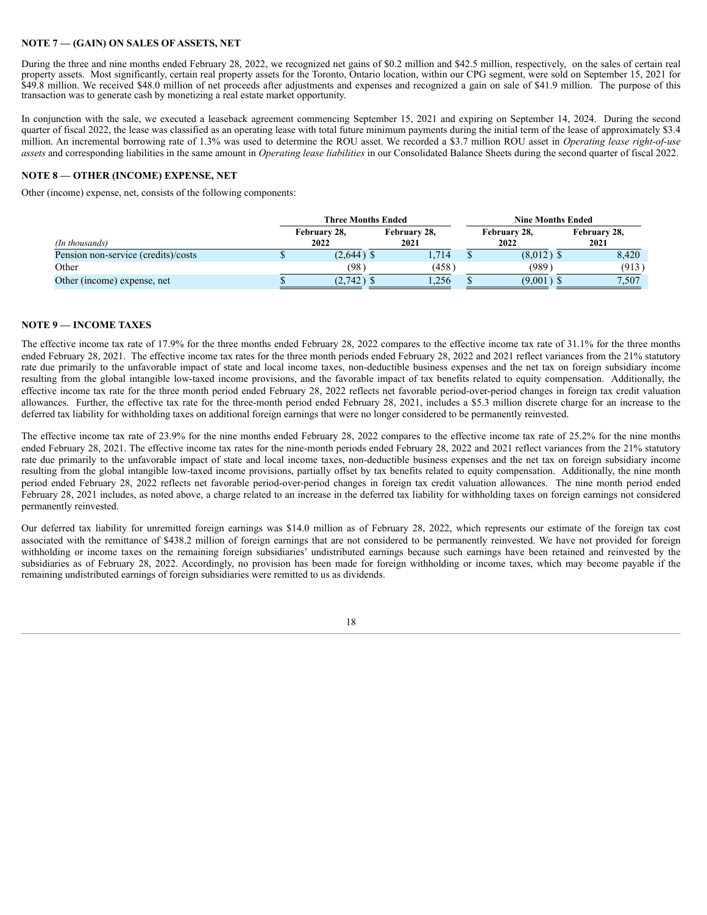## NOTE 7 — (GAIN) ON SALES OF ASSETS, NET

During the three and nine months ended February 28, 2022, we recognized net gains of $0.2 million and $42.5 million, respectively, on the sales of certain real property assets. Most significantly, certain real property assets for the Toronto, Ontario location, within our CPG segment, were sold on September 15, 2021 for $49.8 million. We received $48.0 million of net proceeds after adjustments and expenses and recognized a gain on sale of $41.9 million. The purpose of this transaction was to generate cash by monetizing a real estate market opportunity.

In conjunction with the sale, we executed a leaseback agreement commencing September 15, 2021 and expiring on September 14, 2024. During the second quarter of fiscal 2022, the lease was classified as an operating lease with total future minimum payments during the initial term of the lease of approximately $3.4 million. An incremental borrowing rate of 1.3% was used to determine the ROU asset. We recorded a $3.7 million ROU asset in *Operating lease right-of-use assets* and corresponding liabilities in the same amount in *Operating lease liabilities* in our Consolidated Balance Sheets during the second quarter of fiscal 2022.

## NOTE 8 — OTHER (INCOME) EXPENSE, NET

Other (income) expense, net, consists of the following components:

| | Three Months Ended | | Nine Months Ended | |
|---|---|---|---|---|
| *(In thousands)* | February 28, 2022 | February 28, 2021 | February 28, 2022 | February 28, 2021 |
| Pension non-service (credits)/costs | $ (2,644) | $ 1,714 | $ (8,012) | $ 8,420 |
| Other | (98) | (458) | (989) | (913) |
| Other (income) expense, net | $ (2,742) | $ 1,256 | $ (9,001) | $ 7,507 |

## NOTE 9 — INCOME TAXES

The effective income tax rate of 17.9% for the three months ended February 28, 2022 compares to the effective income tax rate of 31.1% for the three months ended February 28, 2021. The effective income tax rates for the three month periods ended February 28, 2022 and 2021 reflect variances from the 21% statutory rate due primarily to the unfavorable impact of state and local income taxes, non-deductible business expenses and the net tax on foreign subsidiary income resulting from the global intangible low-taxed income provisions, and the favorable impact of tax benefits related to equity compensation. Additionally, the effective income tax rate for the three month period ended February 28, 2022 reflects net favorable period-over-period changes in foreign tax credit valuation allowances. Further, the effective tax rate for the three-month period ended February 28, 2021, includes a $5.3 million discrete charge for an increase to the deferred tax liability for withholding taxes on additional foreign earnings that were no longer considered to be permanently reinvested.

The effective income tax rate of 23.9% for the nine months ended February 28, 2022 compares to the effective income tax rate of 25.2% for the nine months ended February 28, 2021. The effective income tax rates for the nine-month periods ended February 28, 2022 and 2021 reflect variances from the 21% statutory rate due primarily to the unfavorable impact of state and local income taxes, non-deductible business expenses and the net tax on foreign subsidiary income resulting from the global intangible low-taxed income provisions, partially offset by tax benefits related to equity compensation. Additionally, the nine month period ended February 28, 2022 reflects net favorable period-over-period changes in foreign tax credit valuation allowances. The nine month period ended February 28, 2021 includes, as noted above, a charge related to an increase in the deferred tax liability for withholding taxes on foreign earnings not considered permanently reinvested.

Our deferred tax liability for unremitted foreign earnings was $14.0 million as of February 28, 2022, which represents our estimate of the foreign tax cost associated with the remittance of $438.2 million of foreign earnings that are not considered to be permanently reinvested. We have not provided for foreign withholding or income taxes on the remaining foreign subsidiaries' undistributed earnings because such earnings have been retained and reinvested by the subsidiaries as of February 28, 2022. Accordingly, no provision has been made for foreign withholding or income taxes, which may become payable if the remaining undistributed earnings of foreign subsidiaries were remitted to us as dividends.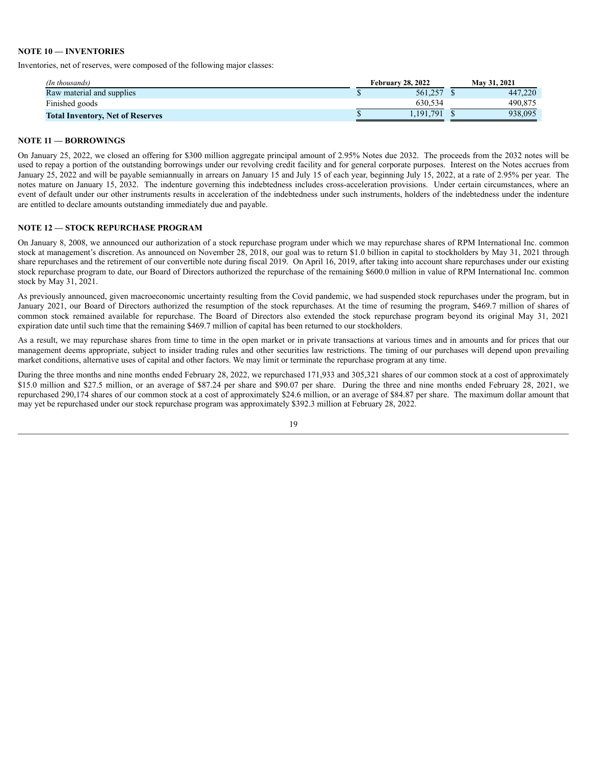**NOTE 10 — INVENTORIES**

Inventories, net of reserves, were composed of the following major classes:

| *(In thousands)* | February 28, 2022 | May 31, 2021 |
|---|---|---|
| Raw material and supplies | $ 561,257 | $ 447,220 |
| Finished goods | 630,534 | 490,875 |
| **Total Inventory, Net of Reserves** | $ 1,191,791 | $ 938,095 |

**NOTE 11 — BORROWINGS**

On January 25, 2022, we closed an offering for $300 million aggregate principal amount of 2.95% Notes due 2032. The proceeds from the 2032 notes will be used to repay a portion of the outstanding borrowings under our revolving credit facility and for general corporate purposes. Interest on the Notes accrues from January 25, 2022 and will be payable semiannually in arrears on January 15 and July 15 of each year, beginning July 15, 2022, at a rate of 2.95% per year. The notes mature on January 15, 2032. The indenture governing this indebtedness includes cross-acceleration provisions. Under certain circumstances, where an event of default under our other instruments results in acceleration of the indebtedness under such instruments, holders of the indebtedness under the indenture are entitled to declare amounts outstanding immediately due and payable.

**NOTE 12 — STOCK REPURCHASE PROGRAM**

On January 8, 2008, we announced our authorization of a stock repurchase program under which we may repurchase shares of RPM International Inc. common stock at management's discretion. As announced on November 28, 2018, our goal was to return $1.0 billion in capital to stockholders by May 31, 2021 through share repurchases and the retirement of our convertible note during fiscal 2019. On April 16, 2019, after taking into account share repurchases under our existing stock repurchase program to date, our Board of Directors authorized the repurchase of the remaining $600.0 million in value of RPM International Inc. common stock by May 31, 2021.

As previously announced, given macroeconomic uncertainty resulting from the Covid pandemic, we had suspended stock repurchases under the program, but in January 2021, our Board of Directors authorized the resumption of the stock repurchases. At the time of resuming the program, $469.7 million of shares of common stock remained available for repurchase. The Board of Directors also extended the stock repurchase program beyond its original May 31, 2021 expiration date until such time that the remaining $469.7 million of capital has been returned to our stockholders.

As a result, we may repurchase shares from time to time in the open market or in private transactions at various times and in amounts and for prices that our management deems appropriate, subject to insider trading rules and other securities law restrictions. The timing of our purchases will depend upon prevailing market conditions, alternative uses of capital and other factors. We may limit or terminate the repurchase program at any time.

During the three months and nine months ended February 28, 2022, we repurchased 171,933 and 305,321 shares of our common stock at a cost of approximately $15.0 million and $27.5 million, or an average of $87.24 per share and $90.07 per share. During the three and nine months ended February 28, 2021, we repurchased 290,174 shares of our common stock at a cost of approximately $24.6 million, or an average of $84.87 per share. The maximum dollar amount that may yet be repurchased under our stock repurchase program was approximately $392.3 million at February 28, 2022.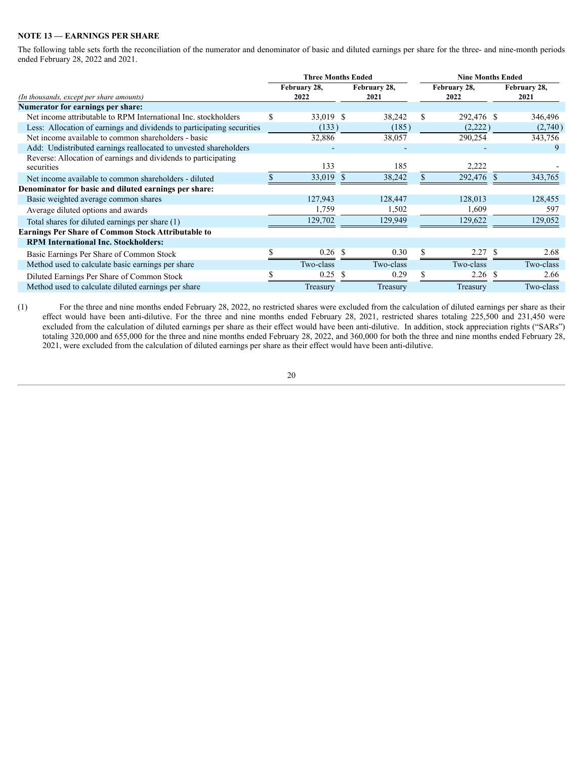## NOTE 13 — EARNINGS PER SHARE

The following table sets forth the reconciliation of the numerator and denominator of basic and diluted earnings per share for the three- and nine-month periods ended February 28, 2022 and 2021.

| | Three Months Ended | | Nine Months Ended | |
|---|---|---|---|---|
| *(In thousands, except per share amounts)* | February 28, 2022 | February 28, 2021 | February 28, 2022 | February 28, 2021 |
| **Numerator for earnings per share:** | | | | |
| Net income attributable to RPM International Inc. stockholders | $ 33,019 | $ 38,242 | $ 292,476 | $ 346,496 |
| Less: Allocation of earnings and dividends to participating securities | (133) | (185) | (2,222) | (2,740) |
| Net income available to common shareholders - basic | 32,886 | 38,057 | 290,254 | 343,756 |
| Add: Undistributed earnings reallocated to unvested shareholders | - | - | - | 9 |
| Reverse: Allocation of earnings and dividends to participating securities | 133 | 185 | 2,222 | - |
| Net income available to common shareholders - diluted | $ 33,019 | $ 38,242 | $ 292,476 | $ 343,765 |
| **Denominator for basic and diluted earnings per share:** | | | | |
| Basic weighted average common shares | 127,943 | 128,447 | 128,013 | 128,455 |
| Average diluted options and awards | 1,759 | 1,502 | 1,609 | 597 |
| Total shares for diluted earnings per share (1) | 129,702 | 129,949 | 129,622 | 129,052 |
| **Earnings Per Share of Common Stock Attributable to RPM International Inc. Stockholders:** | | | | |
| Basic Earnings Per Share of Common Stock | $ 0.26 | $ 0.30 | $ 2.27 | $ 2.68 |
| Method used to calculate basic earnings per share | Two-class | Two-class | Two-class | Two-class |
| Diluted Earnings Per Share of Common Stock | $ 0.25 | $ 0.29 | $ 2.26 | $ 2.66 |
| Method used to calculate diluted earnings per share | Treasury | Treasury | Treasury | Two-class |

(1) For the three and nine months ended February 28, 2022, no restricted shares were excluded from the calculation of diluted earnings per share as their effect would have been anti-dilutive. For the three and nine months ended February 28, 2021, restricted shares totaling 225,500 and 231,450 were excluded from the calculation of diluted earnings per share as their effect would have been anti-dilutive. In addition, stock appreciation rights ("SARs") totaling 320,000 and 655,000 for the three and nine months ended February 28, 2022, and 360,000 for both the three and nine months ended February 28, 2021, were excluded from the calculation of diluted earnings per share as their effect would have been anti-dilutive.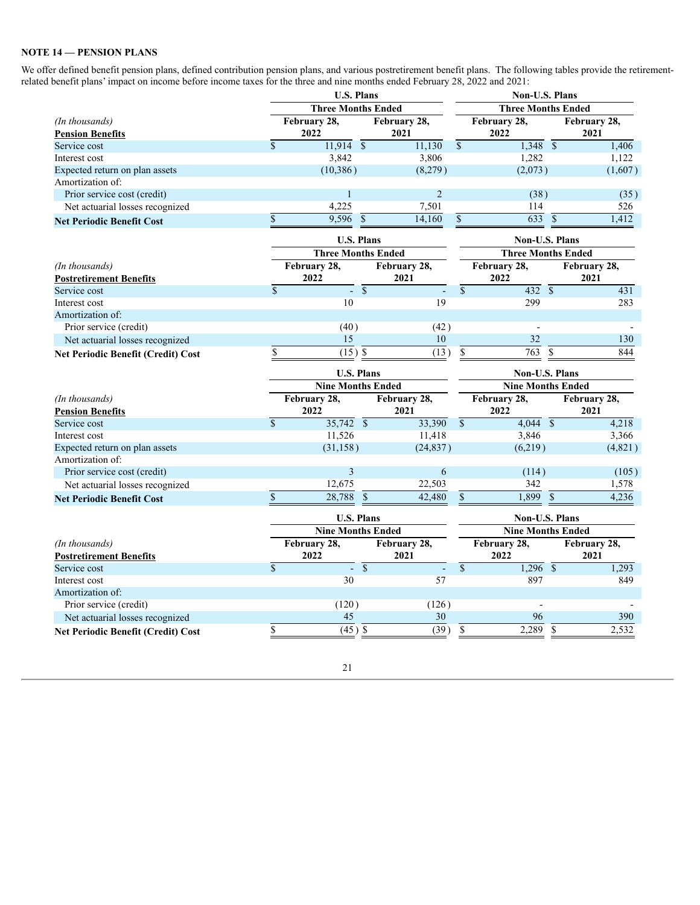**NOTE 14 — PENSION PLANS**

We offer defined benefit pension plans, defined contribution pension plans, and various postretirement benefit plans. The following tables provide the retirement-related benefit plans' impact on income before income taxes for the three and nine months ended February 28, 2022 and 2021:

| | U.S. Plans | | Non-U.S. Plans | |
|---|---|---|---|---|
| | Three Months Ended | | Three Months Ended | |
| *(In thousands)*<br>**Pension Benefits** | February 28, 2022 | February 28, 2021 | February 28, 2022 | February 28, 2021 |
| Service cost | $ 11,914 | $ 11,130 | $ 1,348 | $ 1,406 |
| Interest cost | 3,842 | 3,806 | 1,282 | 1,122 |
| Expected return on plan assets | (10,386) | (8,279) | (2,073) | (1,607) |
| Amortization of: | | | | |
| Prior service cost (credit) | 1 | 2 | (38) | (35) |
| Net actuarial losses recognized | 4,225 | 7,501 | 114 | 526 |
| **Net Periodic Benefit Cost** | $ 9,596 | $ 14,160 | $ 633 | $ 1,412 |

| | U.S. Plans | | Non-U.S. Plans | |
|---|---|---|---|---|
| | Three Months Ended | | Three Months Ended | |
| *(In thousands)*<br>**Postretirement Benefits** | February 28, 2022 | February 28, 2021 | February 28, 2022 | February 28, 2021 |
| Service cost | $ - | $ - | $ 432 | $ 431 |
| Interest cost | 10 | 19 | 299 | 283 |
| Amortization of: | | | | |
| Prior service (credit) | (40) | (42) | - | - |
| Net actuarial losses recognized | 15 | 10 | 32 | 130 |
| **Net Periodic Benefit (Credit) Cost** | $ (15) | $ (13) | $ 763 | $ 844 |

| | U.S. Plans | | Non-U.S. Plans | |
|---|---|---|---|---|
| | Nine Months Ended | | Nine Months Ended | |
| *(In thousands)*<br>**Pension Benefits** | February 28, 2022 | February 28, 2021 | February 28, 2022 | February 28, 2021 |
| Service cost | $ 35,742 | $ 33,390 | $ 4,044 | $ 4,218 |
| Interest cost | 11,526 | 11,418 | 3,846 | 3,366 |
| Expected return on plan assets | (31,158) | (24,837) | (6,219) | (4,821) |
| Amortization of: | | | | |
| Prior service cost (credit) | 3 | 6 | (114) | (105) |
| Net actuarial losses recognized | 12,675 | 22,503 | 342 | 1,578 |
| **Net Periodic Benefit Cost** | $ 28,788 | $ 42,480 | $ 1,899 | $ 4,236 |

| | U.S. Plans | | Non-U.S. Plans | |
|---|---|---|---|---|
| | Nine Months Ended | | Nine Months Ended | |
| *(In thousands)*<br>**Postretirement Benefits** | February 28, 2022 | February 28, 2021 | February 28, 2022 | February 28, 2021 |
| Service cost | $ - | $ - | $ 1,296 | $ 1,293 |
| Interest cost | 30 | 57 | 897 | 849 |
| Amortization of: | | | | |
| Prior service (credit) | (120) | (126) | - | - |
| Net actuarial losses recognized | 45 | 30 | 96 | 390 |
| **Net Periodic Benefit (Credit) Cost** | $ (45) | $ (39) | $ 2,289 | $ 2,532 |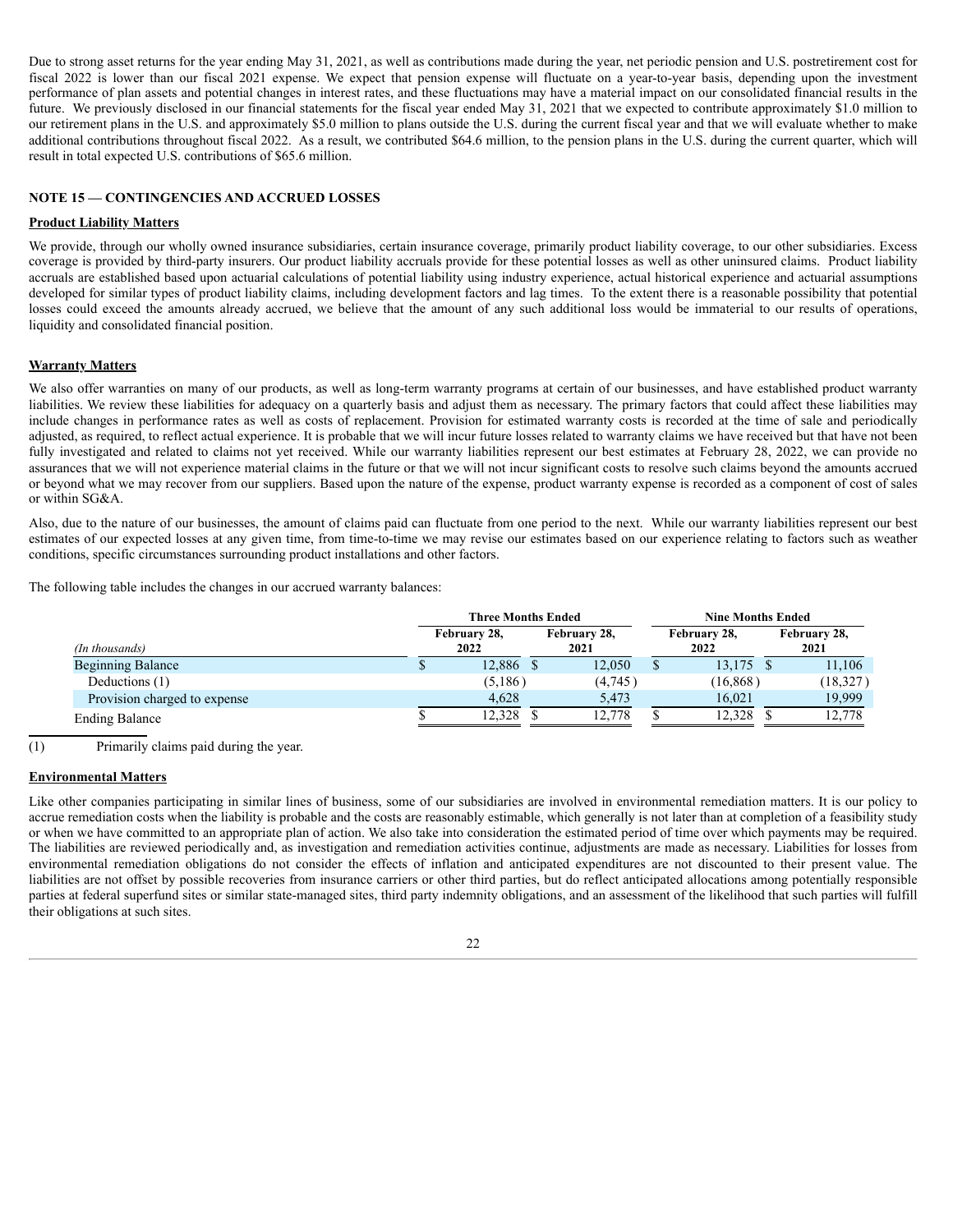Due to strong asset returns for the year ending May 31, 2021, as well as contributions made during the year, net periodic pension and U.S. postretirement cost for fiscal 2022 is lower than our fiscal 2021 expense. We expect that pension expense will fluctuate on a year-to-year basis, depending upon the investment performance of plan assets and potential changes in interest rates, and these fluctuations may have a material impact on our consolidated financial results in the future. We previously disclosed in our financial statements for the fiscal year ended May 31, 2021 that we expected to contribute approximately $1.0 million to our retirement plans in the U.S. and approximately $5.0 million to plans outside the U.S. during the current fiscal year and that we will evaluate whether to make additional contributions throughout fiscal 2022. As a result, we contributed $64.6 million, to the pension plans in the U.S. during the current quarter, which will result in total expected U.S. contributions of $65.6 million.

## NOTE 15 — CONTINGENCIES AND ACCRUED LOSSES

**Product Liability Matters**

We provide, through our wholly owned insurance subsidiaries, certain insurance coverage, primarily product liability coverage, to our other subsidiaries. Excess coverage is provided by third-party insurers. Our product liability accruals provide for these potential losses as well as other uninsured claims. Product liability accruals are established based upon actuarial calculations of potential liability using industry experience, actual historical experience and actuarial assumptions developed for similar types of product liability claims, including development factors and lag times. To the extent there is a reasonable possibility that potential losses could exceed the amounts already accrued, we believe that the amount of any such additional loss would be immaterial to our results of operations, liquidity and consolidated financial position.

**Warranty Matters**

We also offer warranties on many of our products, as well as long-term warranty programs at certain of our businesses, and have established product warranty liabilities. We review these liabilities for adequacy on a quarterly basis and adjust them as necessary. The primary factors that could affect these liabilities may include changes in performance rates as well as costs of replacement. Provision for estimated warranty costs is recorded at the time of sale and periodically adjusted, as required, to reflect actual experience. It is probable that we will incur future losses related to warranty claims we have received but that have not been fully investigated and related to claims not yet received. While our warranty liabilities represent our best estimates at February 28, 2022, we can provide no assurances that we will not experience material claims in the future or that we will not incur significant costs to resolve such claims beyond the amounts accrued or beyond what we may recover from our suppliers. Based upon the nature of the expense, product warranty expense is recorded as a component of cost of sales or within SG&A.

Also, due to the nature of our businesses, the amount of claims paid can fluctuate from one period to the next. While our warranty liabilities represent our best estimates of our expected losses at any given time, from time-to-time we may revise our estimates based on our experience relating to factors such as weather conditions, specific circumstances surrounding product installations and other factors.

The following table includes the changes in our accrued warranty balances:

| | Three Months Ended | | Nine Months Ended | |
|---|---|---|---|---|
| *(In thousands)* | February 28, 2022 | February 28, 2021 | February 28, 2022 | February 28, 2021 |
| Beginning Balance | $ 12,886 | $ 12,050 | $ 13,175 | $ 11,106 |
| Deductions (1) | (5,186) | (4,745) | (16,868) | (18,327) |
| Provision charged to expense | 4,628 | 5,473 | 16,021 | 19,999 |
| Ending Balance | $ 12,328 | $ 12,778 | $ 12,328 | $ 12,778 |

(1) Primarily claims paid during the year.

**Environmental Matters**

Like other companies participating in similar lines of business, some of our subsidiaries are involved in environmental remediation matters. It is our policy to accrue remediation costs when the liability is probable and the costs are reasonably estimable, which generally is not later than at completion of a feasibility study or when we have committed to an appropriate plan of action. We also take into consideration the estimated period of time over which payments may be required. The liabilities are reviewed periodically and, as investigation and remediation activities continue, adjustments are made as necessary. Liabilities for losses from environmental remediation obligations do not consider the effects of inflation and anticipated expenditures are not discounted to their present value. The liabilities are not offset by possible recoveries from insurance carriers or other third parties, but do reflect anticipated allocations among potentially responsible parties at federal superfund sites or similar state-managed sites, third party indemnity obligations, and an assessment of the likelihood that such parties will fulfill their obligations at such sites.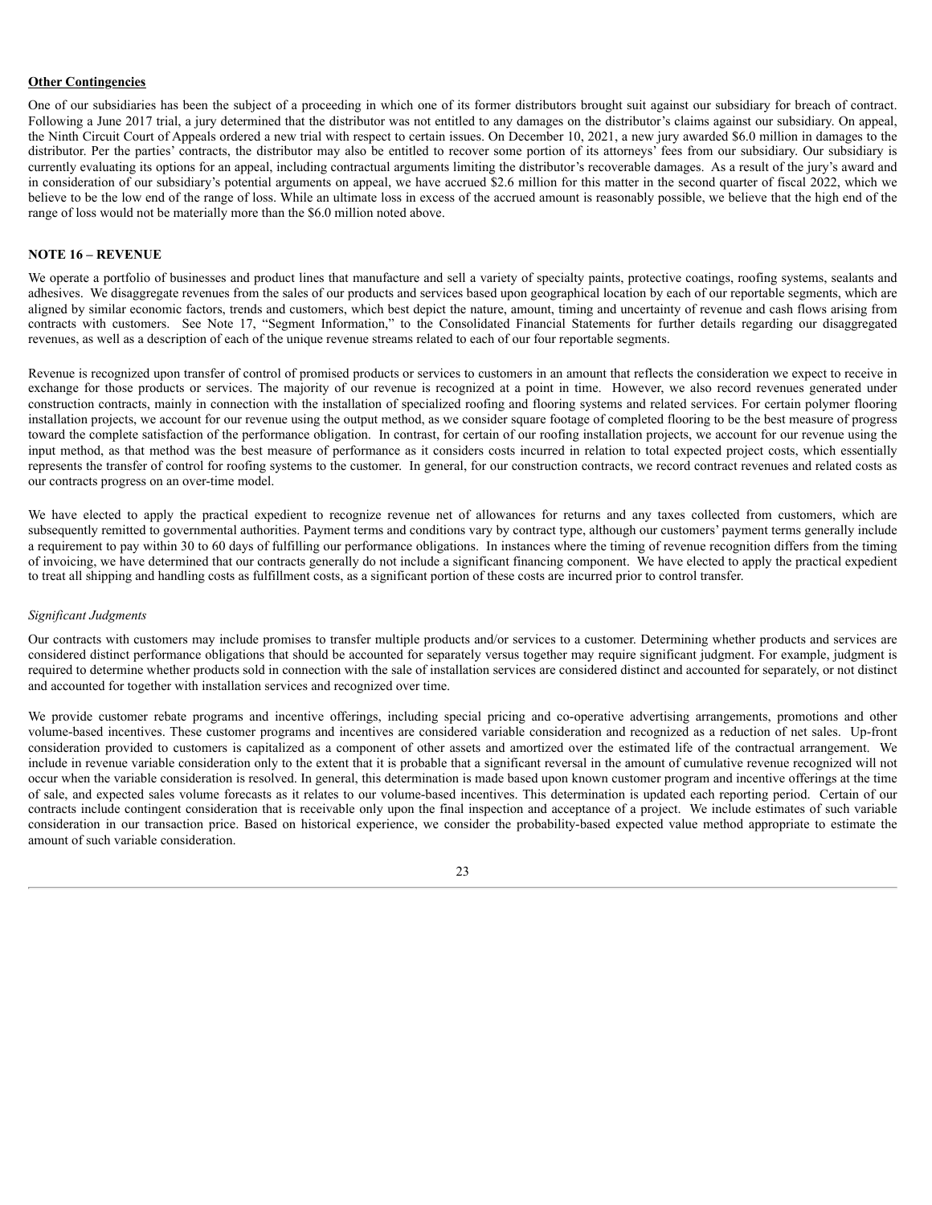**Other Contingencies**

One of our subsidiaries has been the subject of a proceeding in which one of its former distributors brought suit against our subsidiary for breach of contract. Following a June 2017 trial, a jury determined that the distributor was not entitled to any damages on the distributor's claims against our subsidiary. On appeal, the Ninth Circuit Court of Appeals ordered a new trial with respect to certain issues. On December 10, 2021, a new jury awarded $6.0 million in damages to the distributor. Per the parties' contracts, the distributor may also be entitled to recover some portion of its attorneys' fees from our subsidiary. Our subsidiary is currently evaluating its options for an appeal, including contractual arguments limiting the distributor's recoverable damages. As a result of the jury's award and in consideration of our subsidiary's potential arguments on appeal, we have accrued $2.6 million for this matter in the second quarter of fiscal 2022, which we believe to be the low end of the range of loss. While an ultimate loss in excess of the accrued amount is reasonably possible, we believe that the high end of the range of loss would not be materially more than the $6.0 million noted above.

## NOTE 16 – REVENUE

We operate a portfolio of businesses and product lines that manufacture and sell a variety of specialty paints, protective coatings, roofing systems, sealants and adhesives. We disaggregate revenues from the sales of our products and services based upon geographical location by each of our reportable segments, which are aligned by similar economic factors, trends and customers, which best depict the nature, amount, timing and uncertainty of revenue and cash flows arising from contracts with customers. See Note 17, "Segment Information," to the Consolidated Financial Statements for further details regarding our disaggregated revenues, as well as a description of each of the unique revenue streams related to each of our four reportable segments.

Revenue is recognized upon transfer of control of promised products or services to customers in an amount that reflects the consideration we expect to receive in exchange for those products or services. The majority of our revenue is recognized at a point in time. However, we also record revenues generated under construction contracts, mainly in connection with the installation of specialized roofing and flooring systems and related services. For certain polymer flooring installation projects, we account for our revenue using the output method, as we consider square footage of completed flooring to be the best measure of progress toward the complete satisfaction of the performance obligation. In contrast, for certain of our roofing installation projects, we account for our revenue using the input method, as that method was the best measure of performance as it considers costs incurred in relation to total expected project costs, which essentially represents the transfer of control for roofing systems to the customer. In general, for our construction contracts, we record contract revenues and related costs as our contracts progress on an over-time model.

We have elected to apply the practical expedient to recognize revenue net of allowances for returns and any taxes collected from customers, which are subsequently remitted to governmental authorities. Payment terms and conditions vary by contract type, although our customers' payment terms generally include a requirement to pay within 30 to 60 days of fulfilling our performance obligations. In instances where the timing of revenue recognition differs from the timing of invoicing, we have determined that our contracts generally do not include a significant financing component. We have elected to apply the practical expedient to treat all shipping and handling costs as fulfillment costs, as a significant portion of these costs are incurred prior to control transfer.

*Significant Judgments*

Our contracts with customers may include promises to transfer multiple products and/or services to a customer. Determining whether products and services are considered distinct performance obligations that should be accounted for separately versus together may require significant judgment. For example, judgment is required to determine whether products sold in connection with the sale of installation services are considered distinct and accounted for separately, or not distinct and accounted for together with installation services and recognized over time.

We provide customer rebate programs and incentive offerings, including special pricing and co-operative advertising arrangements, promotions and other volume-based incentives. These customer programs and incentives are considered variable consideration and recognized as a reduction of net sales. Up-front consideration provided to customers is capitalized as a component of other assets and amortized over the estimated life of the contractual arrangement. We include in revenue variable consideration only to the extent that it is probable that a significant reversal in the amount of cumulative revenue recognized will not occur when the variable consideration is resolved. In general, this determination is made based upon known customer program and incentive offerings at the time of sale, and expected sales volume forecasts as it relates to our volume-based incentives. This determination is updated each reporting period. Certain of our contracts include contingent consideration that is receivable only upon the final inspection and acceptance of a project. We include estimates of such variable consideration in our transaction price. Based on historical experience, we consider the probability-based expected value method appropriate to estimate the amount of such variable consideration.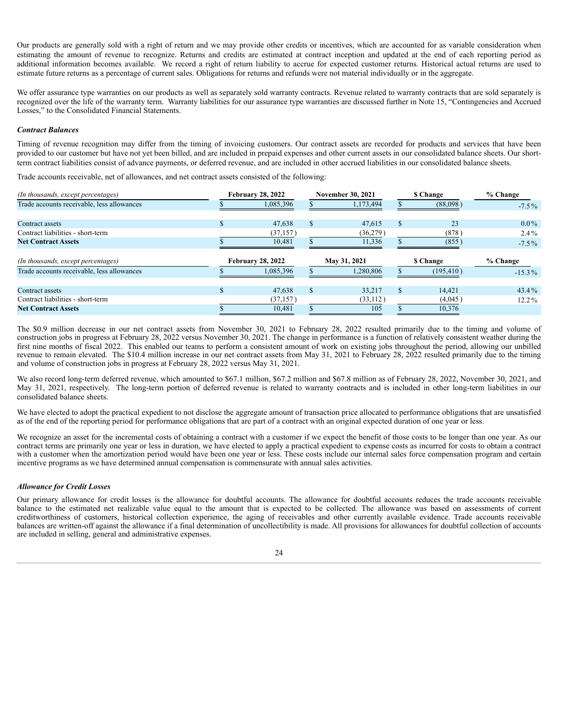Our products are generally sold with a right of return and we may provide other credits or incentives, which are accounted for as variable consideration when estimating the amount of revenue to recognize. Returns and credits are estimated at contract inception and updated at the end of each reporting period as additional information becomes available. We record a right of return liability to accrue for expected customer returns. Historical actual returns are used to estimate future returns as a percentage of current sales. Obligations for returns and refunds were not material individually or in the aggregate.

We offer assurance type warranties on our products as well as separately sold warranty contracts. Revenue related to warranty contracts that are sold separately is recognized over the life of the warranty term. Warranty liabilities for our assurance type warranties are discussed further in Note 15, "Contingencies and Accrued Losses," to the Consolidated Financial Statements.

***Contract Balances***

Timing of revenue recognition may differ from the timing of invoicing customers. Our contract assets are recorded for products and services that have been provided to our customer but have not yet been billed, and are included in prepaid expenses and other current assets in our consolidated balance sheets. Our short-term contract liabilities consist of advance payments, or deferred revenue, and are included in other accrued liabilities in our consolidated balance sheets.

Trade accounts receivable, net of allowances, and net contract assets consisted of the following:

| *(In thousands, except percentages)* | February 28, 2022 | November 30, 2021 | $ Change | % Change |
|---|---|---|---|---|
| Trade accounts receivable, less allowances | $ 1,085,396 | $ 1,173,494 | $ (88,098) | -7.5% |
| | | | | |
| Contract assets | $ 47,638 | $ 47,615 | $ 23 | 0.0% |
| Contract liabilities - short-term | (37,157) | (36,279) | (878) | 2.4% |
| **Net Contract Assets** | $ 10,481 | $ 11,336 | $ (855) | -7.5% |

| *(In thousands, except percentages)* | February 28, 2022 | May 31, 2021 | $ Change | % Change |
|---|---|---|---|---|
| Trade accounts receivable, less allowances | $ 1,085,396 | $ 1,280,806 | $ (195,410) | -15.3% |
| | | | | |
| Contract assets | $ 47,638 | $ 33,217 | $ 14,421 | 43.4% |
| Contract liabilities - short-term | (37,157) | (33,112) | (4,045) | 12.2% |
| **Net Contract Assets** | $ 10,481 | $ 105 | $ 10,376 | |

The $0.9 million decrease in our net contract assets from November 30, 2021 to February 28, 2022 resulted primarily due to the timing and volume of construction jobs in progress at February 28, 2022 versus November 30, 2021. The change in performance is a function of relatively consistent weather during the first nine months of fiscal 2022. This enabled our teams to perform a consistent amount of work on existing jobs throughout the period, allowing our unbilled revenue to remain elevated. The $10.4 million increase in our net contract assets from May 31, 2021 to February 28, 2022 resulted primarily due to the timing and volume of construction jobs in progress at February 28, 2022 versus May 31, 2021.

We also record long-term deferred revenue, which amounted to $67.1 million, $67.2 million and $67.8 million as of February 28, 2022, November 30, 2021, and May 31, 2021, respectively. The long-term portion of deferred revenue is related to warranty contracts and is included in other long-term liabilities in our consolidated balance sheets.

We have elected to adopt the practical expedient to not disclose the aggregate amount of transaction price allocated to performance obligations that are unsatisfied as of the end of the reporting period for performance obligations that are part of a contract with an original expected duration of one year or less.

We recognize an asset for the incremental costs of obtaining a contract with a customer if we expect the benefit of those costs to be longer than one year. As our contract terms are primarily one year or less in duration, we have elected to apply a practical expedient to expense costs as incurred for costs to obtain a contract with a customer when the amortization period would have been one year or less. These costs include our internal sales force compensation program and certain incentive programs as we have determined annual compensation is commensurate with annual sales activities.

***Allowance for Credit Losses***

Our primary allowance for credit losses is the allowance for doubtful accounts. The allowance for doubtful accounts reduces the trade accounts receivable balance to the estimated net realizable value equal to the amount that is expected to be collected. The allowance was based on assessments of current creditworthiness of customers, historical collection experience, the aging of receivables and other currently available evidence. Trade accounts receivable balances are written-off against the allowance if a final determination of uncollectibility is made. All provisions for allowances for doubtful collection of accounts are included in selling, general and administrative expenses.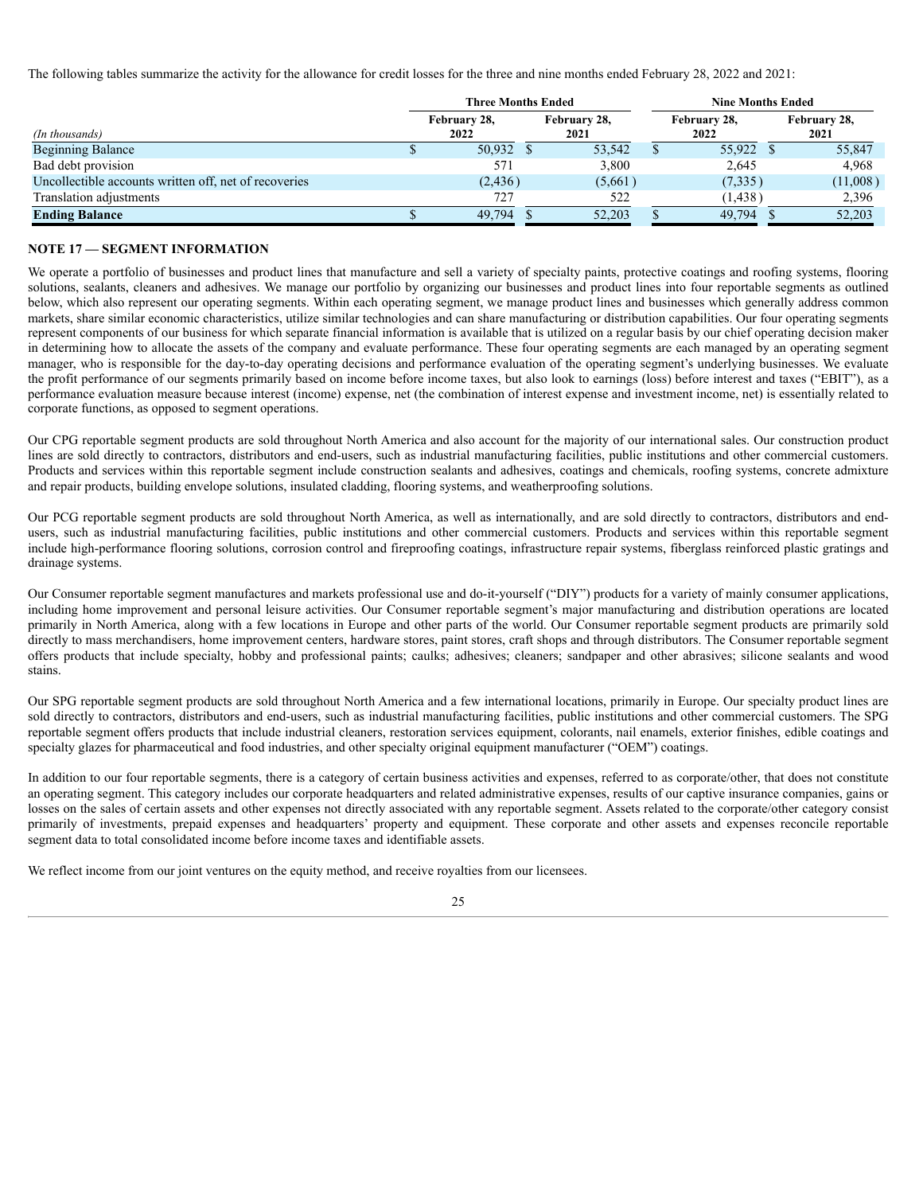The following tables summarize the activity for the allowance for credit losses for the three and nine months ended February 28, 2022 and 2021:

| | Three Months Ended | | Nine Months Ended | |
|---|---|---|---|---|
| *(In thousands)* | February 28, 2022 | February 28, 2021 | February 28, 2022 | February 28, 2021 |
| Beginning Balance | $ 50,932 | $ 53,542 | $ 55,922 | $ 55,847 |
| Bad debt provision | 571 | 3,800 | 2,645 | 4,968 |
| Uncollectible accounts written off, net of recoveries | (2,436) | (5,661) | (7,335) | (11,008) |
| Translation adjustments | 727 | 522 | (1,438) | 2,396 |
| **Ending Balance** | $ 49,794 | $ 52,203 | $ 49,794 | $ 52,203 |

## NOTE 17 — SEGMENT INFORMATION

We operate a portfolio of businesses and product lines that manufacture and sell a variety of specialty paints, protective coatings and roofing systems, flooring solutions, sealants, cleaners and adhesives. We manage our portfolio by organizing our businesses and product lines into four reportable segments as outlined below, which also represent our operating segments. Within each operating segment, we manage product lines and businesses which generally address common markets, share similar economic characteristics, utilize similar technologies and can share manufacturing or distribution capabilities. Our four operating segments represent components of our business for which separate financial information is available that is utilized on a regular basis by our chief operating decision maker in determining how to allocate the assets of the company and evaluate performance. These four operating segments are each managed by an operating segment manager, who is responsible for the day-to-day operating decisions and performance evaluation of the operating segment's underlying businesses. We evaluate the profit performance of our segments primarily based on income before income taxes, but also look to earnings (loss) before interest and taxes ("EBIT"), as a performance evaluation measure because interest (income) expense, net (the combination of interest expense and investment income, net) is essentially related to corporate functions, as opposed to segment operations.

Our CPG reportable segment products are sold throughout North America and also account for the majority of our international sales. Our construction product lines are sold directly to contractors, distributors and end-users, such as industrial manufacturing facilities, public institutions and other commercial customers. Products and services within this reportable segment include construction sealants and adhesives, coatings and chemicals, roofing systems, concrete admixture and repair products, building envelope solutions, insulated cladding, flooring systems, and weatherproofing solutions.

Our PCG reportable segment products are sold throughout North America, as well as internationally, and are sold directly to contractors, distributors and end-users, such as industrial manufacturing facilities, public institutions and other commercial customers. Products and services within this reportable segment include high-performance flooring solutions, corrosion control and fireproofing coatings, infrastructure repair systems, fiberglass reinforced plastic gratings and drainage systems.

Our Consumer reportable segment manufactures and markets professional use and do-it-yourself ("DIY") products for a variety of mainly consumer applications, including home improvement and personal leisure activities. Our Consumer reportable segment's major manufacturing and distribution operations are located primarily in North America, along with a few locations in Europe and other parts of the world. Our Consumer reportable segment products are primarily sold directly to mass merchandisers, home improvement centers, hardware stores, paint stores, craft shops and through distributors. The Consumer reportable segment offers products that include specialty, hobby and professional paints; caulks; adhesives; cleaners; sandpaper and other abrasives; silicone sealants and wood stains.

Our SPG reportable segment products are sold throughout North America and a few international locations, primarily in Europe. Our specialty product lines are sold directly to contractors, distributors and end-users, such as industrial manufacturing facilities, public institutions and other commercial customers. The SPG reportable segment offers products that include industrial cleaners, restoration services equipment, colorants, nail enamels, exterior finishes, edible coatings and specialty glazes for pharmaceutical and food industries, and other specialty original equipment manufacturer ("OEM") coatings.

In addition to our four reportable segments, there is a category of certain business activities and expenses, referred to as corporate/other, that does not constitute an operating segment. This category includes our corporate headquarters and related administrative expenses, results of our captive insurance companies, gains or losses on the sales of certain assets and other expenses not directly associated with any reportable segment. Assets related to the corporate/other category consist primarily of investments, prepaid expenses and headquarters' property and equipment. These corporate and other assets and expenses reconcile reportable segment data to total consolidated income before income taxes and identifiable assets.

We reflect income from our joint ventures on the equity method, and receive royalties from our licensees.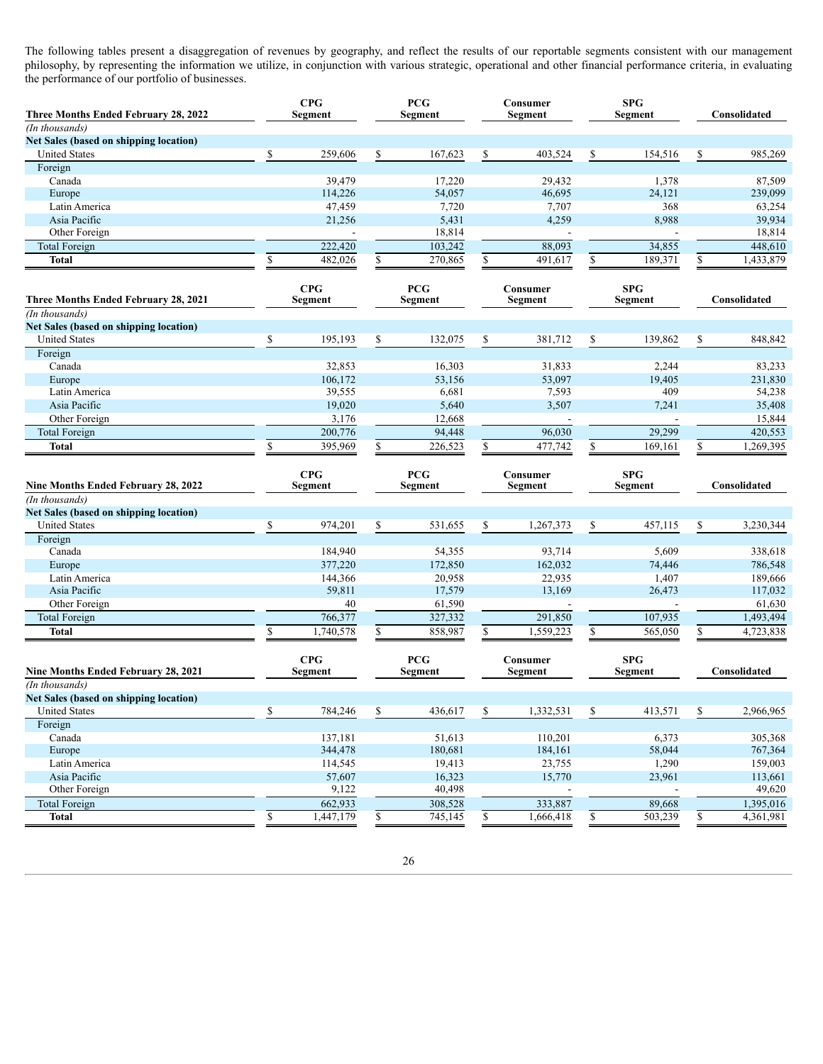The following tables present a disaggregation of revenues by geography, and reflect the results of our reportable segments consistent with our management philosophy, by representing the information we utilize, in conjunction with various strategic, operational and other financial performance criteria, in evaluating the performance of our portfolio of businesses.

| Three Months Ended February 28, 2022 | CPG Segment | PCG Segment | Consumer Segment | SPG Segment | Consolidated |
|---|---|---|---|---|---|
| *(In thousands)* | | | | | |
| **Net Sales (based on shipping location)** | | | | | |
| United States | $ 259,606 | $ 167,623 | $ 403,524 | $ 154,516 | $ 985,269 |
| Foreign | | | | | |
| Canada | 39,479 | 17,220 | 29,432 | 1,378 | 87,509 |
| Europe | 114,226 | 54,057 | 46,695 | 24,121 | 239,099 |
| Latin America | 47,459 | 7,720 | 7,707 | 368 | 63,254 |
| Asia Pacific | 21,256 | 5,431 | 4,259 | 8,988 | 39,934 |
| Other Foreign | - | 18,814 | - | - | 18,814 |
| Total Foreign | 222,420 | 103,242 | 88,093 | 34,855 | 448,610 |
| **Total** | $ 482,026 | $ 270,865 | $ 491,617 | $ 189,371 | $ 1,433,879 |

| Three Months Ended February 28, 2021 | CPG Segment | PCG Segment | Consumer Segment | SPG Segment | Consolidated |
|---|---|---|---|---|---|
| *(In thousands)* | | | | | |
| **Net Sales (based on shipping location)** | | | | | |
| United States | $ 195,193 | $ 132,075 | $ 381,712 | $ 139,862 | $ 848,842 |
| Foreign | | | | | |
| Canada | 32,853 | 16,303 | 31,833 | 2,244 | 83,233 |
| Europe | 106,172 | 53,156 | 53,097 | 19,405 | 231,830 |
| Latin America | 39,555 | 6,681 | 7,593 | 409 | 54,238 |
| Asia Pacific | 19,020 | 5,640 | 3,507 | 7,241 | 35,408 |
| Other Foreign | 3,176 | 12,668 | - | - | 15,844 |
| Total Foreign | 200,776 | 94,448 | 96,030 | 29,299 | 420,553 |
| **Total** | $ 395,969 | $ 226,523 | $ 477,742 | $ 169,161 | $ 1,269,395 |

| Nine Months Ended February 28, 2022 | CPG Segment | PCG Segment | Consumer Segment | SPG Segment | Consolidated |
|---|---|---|---|---|---|
| *(In thousands)* | | | | | |
| **Net Sales (based on shipping location)** | | | | | |
| United States | $ 974,201 | $ 531,655 | $ 1,267,373 | $ 457,115 | $ 3,230,344 |
| Foreign | | | | | |
| Canada | 184,940 | 54,355 | 93,714 | 5,609 | 338,618 |
| Europe | 377,220 | 172,850 | 162,032 | 74,446 | 786,548 |
| Latin America | 144,366 | 20,958 | 22,935 | 1,407 | 189,666 |
| Asia Pacific | 59,811 | 17,579 | 13,169 | 26,473 | 117,032 |
| Other Foreign | 40 | 61,590 | - | - | 61,630 |
| Total Foreign | 766,377 | 327,332 | 291,850 | 107,935 | 1,493,494 |
| **Total** | $ 1,740,578 | $ 858,987 | $ 1,559,223 | $ 565,050 | $ 4,723,838 |

| Nine Months Ended February 28, 2021 | CPG Segment | PCG Segment | Consumer Segment | SPG Segment | Consolidated |
|---|---|---|---|---|---|
| *(In thousands)* | | | | | |
| **Net Sales (based on shipping location)** | | | | | |
| United States | $ 784,246 | $ 436,617 | $ 1,332,531 | $ 413,571 | $ 2,966,965 |
| Foreign | | | | | |
| Canada | 137,181 | 51,613 | 110,201 | 6,373 | 305,368 |
| Europe | 344,478 | 180,681 | 184,161 | 58,044 | 767,364 |
| Latin America | 114,545 | 19,413 | 23,755 | 1,290 | 159,003 |
| Asia Pacific | 57,607 | 16,323 | 15,770 | 23,961 | 113,661 |
| Other Foreign | 9,122 | 40,498 | - | - | 49,620 |
| Total Foreign | 662,933 | 308,528 | 333,887 | 89,668 | 1,395,016 |
| **Total** | $ 1,447,179 | $ 745,145 | $ 1,666,418 | $ 503,239 | $ 4,361,981 |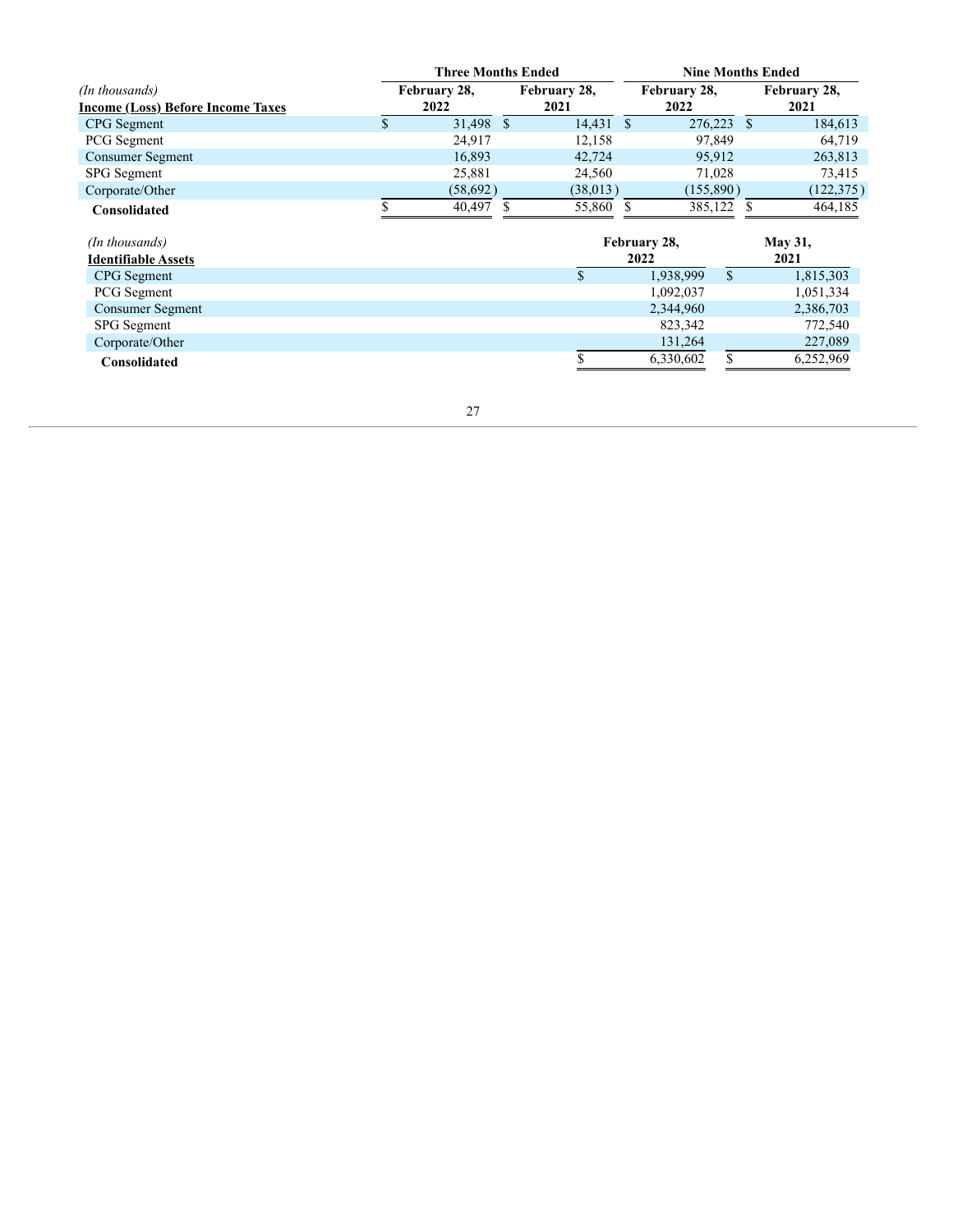| *(In thousands)* **Income (Loss) Before Income Taxes** | Three Months Ended February 28, 2022 | Three Months Ended February 28, 2021 | Nine Months Ended February 28, 2022 | Nine Months Ended February 28, 2021 |
|---|---|---|---|---|
| CPG Segment | $ 31,498 | $ 14,431 | $ 276,223 | $ 184,613 |
| PCG Segment | 24,917 | 12,158 | 97,849 | 64,719 |
| Consumer Segment | 16,893 | 42,724 | 95,912 | 263,813 |
| SPG Segment | 25,881 | 24,560 | 71,028 | 73,415 |
| Corporate/Other | (58,692) | (38,013) | (155,890) | (122,375) |
| **Consolidated** | $ 40,497 | $ 55,860 | $ 385,122 | $ 464,185 |

| *(In thousands)* **Identifiable Assets** | February 28, 2022 | May 31, 2021 |
|---|---|---|
| CPG Segment | $ 1,938,999 | $ 1,815,303 |
| PCG Segment | 1,092,037 | 1,051,334 |
| Consumer Segment | 2,344,960 | 2,386,703 |
| SPG Segment | 823,342 | 772,540 |
| Corporate/Other | 131,264 | 227,089 |
| **Consolidated** | $ 6,330,602 | $ 6,252,969 |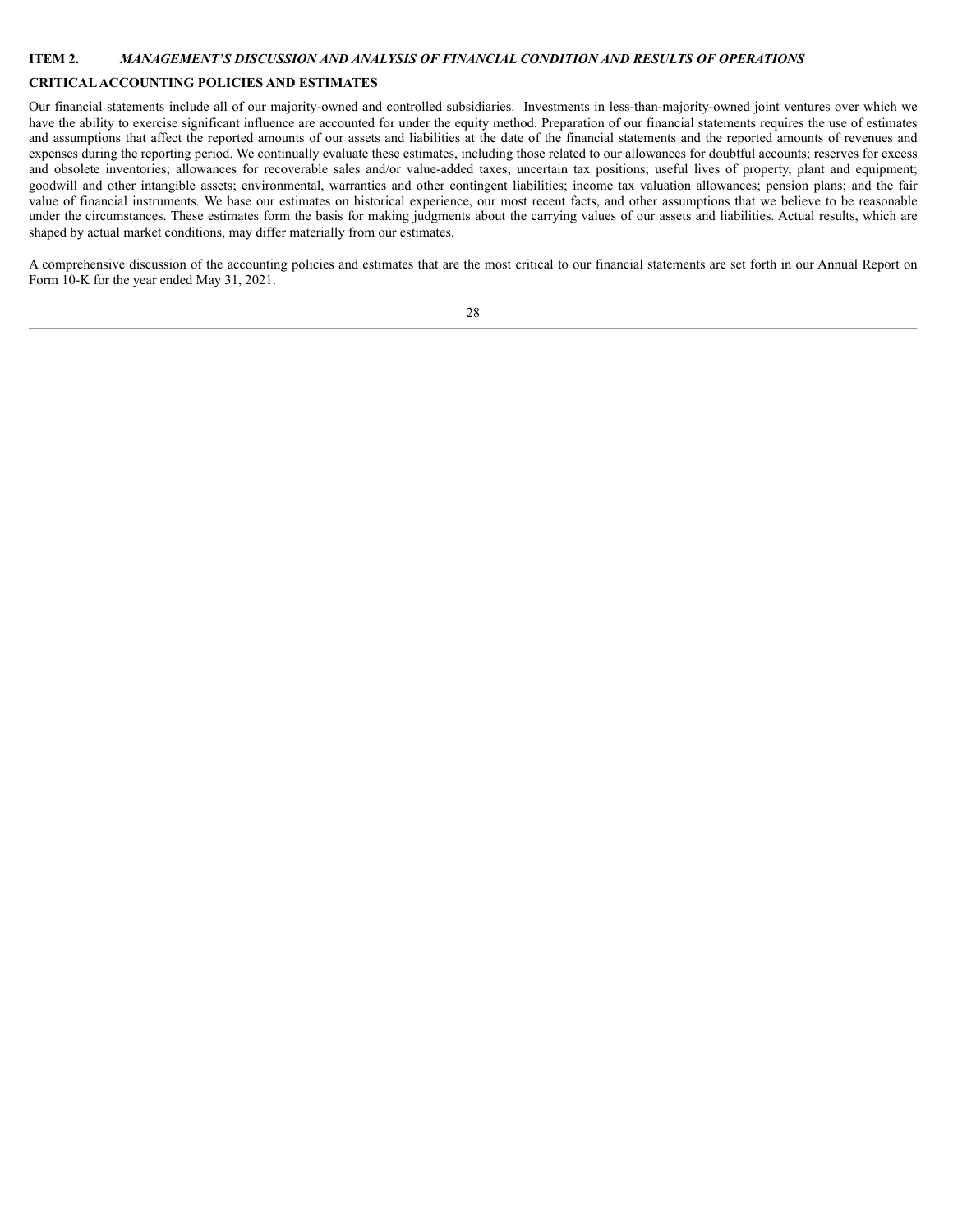## ITEM 2. *MANAGEMENT'S DISCUSSION AND ANALYSIS OF FINANCIAL CONDITION AND RESULTS OF OPERATIONS*

### CRITICAL ACCOUNTING POLICIES AND ESTIMATES

Our financial statements include all of our majority-owned and controlled subsidiaries. Investments in less-than-majority-owned joint ventures over which we have the ability to exercise significant influence are accounted for under the equity method. Preparation of our financial statements requires the use of estimates and assumptions that affect the reported amounts of our assets and liabilities at the date of the financial statements and the reported amounts of revenues and expenses during the reporting period. We continually evaluate these estimates, including those related to our allowances for doubtful accounts; reserves for excess and obsolete inventories; allowances for recoverable sales and/or value-added taxes; uncertain tax positions; useful lives of property, plant and equipment; goodwill and other intangible assets; environmental, warranties and other contingent liabilities; income tax valuation allowances; pension plans; and the fair value of financial instruments. We base our estimates on historical experience, our most recent facts, and other assumptions that we believe to be reasonable under the circumstances. These estimates form the basis for making judgments about the carrying values of our assets and liabilities. Actual results, which are shaped by actual market conditions, may differ materially from our estimates.

A comprehensive discussion of the accounting policies and estimates that are the most critical to our financial statements are set forth in our Annual Report on Form 10-K for the year ended May 31, 2021.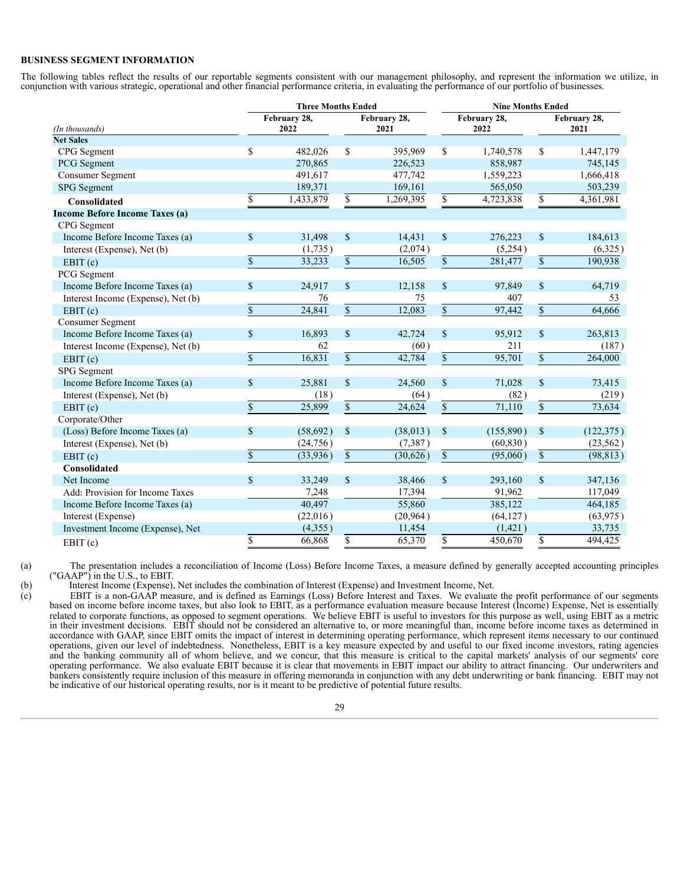## BUSINESS SEGMENT INFORMATION

The following tables reflect the results of our reportable segments consistent with our management philosophy, and represent the information we utilize, in conjunction with various strategic, operational and other financial performance criteria, in evaluating the performance of our portfolio of businesses.

| *(In thousands)* | Three Months Ended | | Nine Months Ended | |
|---|---|---|---|---|
| | February 28, 2022 | February 28, 2021 | February 28, 2022 | February 28, 2021 |
| **Net Sales** | | | | |
| CPG Segment | $ 482,026 | $ 395,969 | $ 1,740,578 | $ 1,447,179 |
| PCG Segment | 270,865 | 226,523 | 858,987 | 745,145 |
| Consumer Segment | 491,617 | 477,742 | 1,559,223 | 1,666,418 |
| SPG Segment | 189,371 | 169,161 | 565,050 | 503,239 |
| **Consolidated** | $ 1,433,879 | $ 1,269,395 | $ 4,723,838 | $ 4,361,981 |
| **Income Before Income Taxes (a)** | | | | |
| CPG Segment | | | | |
| Income Before Income Taxes (a) | $ 31,498 | $ 14,431 | $ 276,223 | $ 184,613 |
| Interest (Expense), Net (b) | (1,735) | (2,074) | (5,254) | (6,325) |
| EBIT (c) | $ 33,233 | $ 16,505 | $ 281,477 | $ 190,938 |
| PCG Segment | | | | |
| Income Before Income Taxes (a) | $ 24,917 | $ 12,158 | $ 97,849 | $ 64,719 |
| Interest Income (Expense), Net (b) | 76 | 75 | 407 | 53 |
| EBIT (c) | $ 24,841 | $ 12,083 | $ 97,442 | $ 64,666 |
| Consumer Segment | | | | |
| Income Before Income Taxes (a) | $ 16,893 | $ 42,724 | $ 95,912 | $ 263,813 |
| Interest Income (Expense), Net (b) | 62 | (60) | 211 | (187) |
| EBIT (c) | $ 16,831 | $ 42,784 | $ 95,701 | $ 264,000 |
| SPG Segment | | | | |
| Income Before Income Taxes (a) | $ 25,881 | $ 24,560 | $ 71,028 | $ 73,415 |
| Interest (Expense), Net (b) | (18) | (64) | (82) | (219) |
| EBIT (c) | $ 25,899 | $ 24,624 | $ 71,110 | $ 73,634 |
| Corporate/Other | | | | |
| (Loss) Before Income Taxes (a) | $ (58,692) | $ (38,013) | $ (155,890) | $ (122,375) |
| Interest (Expense), Net (b) | (24,756) | (7,387) | (60,830) | (23,562) |
| EBIT (c) | $ (33,936) | $ (30,626) | $ (95,060) | $ (98,813) |
| **Consolidated** | | | | |
| Net Income | $ 33,249 | $ 38,466 | $ 293,160 | $ 347,136 |
| Add: Provision for Income Taxes | 7,248 | 17,394 | 91,962 | 117,049 |
| Income Before Income Taxes (a) | 40,497 | 55,860 | 385,122 | 464,185 |
| Interest (Expense) | (22,016) | (20,964) | (64,127) | (63,975) |
| Investment Income (Expense), Net | (4,355) | 11,454 | (1,421) | 33,735 |
| EBIT (c) | $ 66,868 | $ 65,370 | $ 450,670 | $ 494,425 |

(a) The presentation includes a reconciliation of Income (Loss) Before Income Taxes, a measure defined by generally accepted accounting principles ("GAAP") in the U.S., to EBIT.

(b) Interest Income (Expense), Net includes the combination of Interest (Expense) and Investment Income, Net.

(c) EBIT is a non-GAAP measure, and is defined as Earnings (Loss) Before Interest and Taxes. We evaluate the profit performance of our segments based on income before income taxes, but also look to EBIT, as a performance evaluation measure because Interest (Income) Expense, Net is essentially related to corporate functions, as opposed to segment operations. We believe EBIT is useful to investors for this purpose as well, using EBIT as a metric in their investment decisions. EBIT should not be considered an alternative to, or more meaningful than, income before income taxes as determined in accordance with GAAP, since EBIT omits the impact of interest in determining operating performance, which represent items necessary to our continued operations, given our level of indebtedness. Nonetheless, EBIT is a key measure expected by and useful to our fixed income investors, rating agencies and the banking community all of whom believe, and we concur, that this measure is critical to the capital markets' analysis of our segments' core operating performance. We also evaluate EBIT because it is clear that movements in EBIT impact our ability to attract financing. Our underwriters and bankers consistently require inclusion of this measure in offering memoranda in conjunction with any debt underwriting or bank financing. EBIT may not be indicative of our historical operating results, nor is it meant to be predictive of potential future results.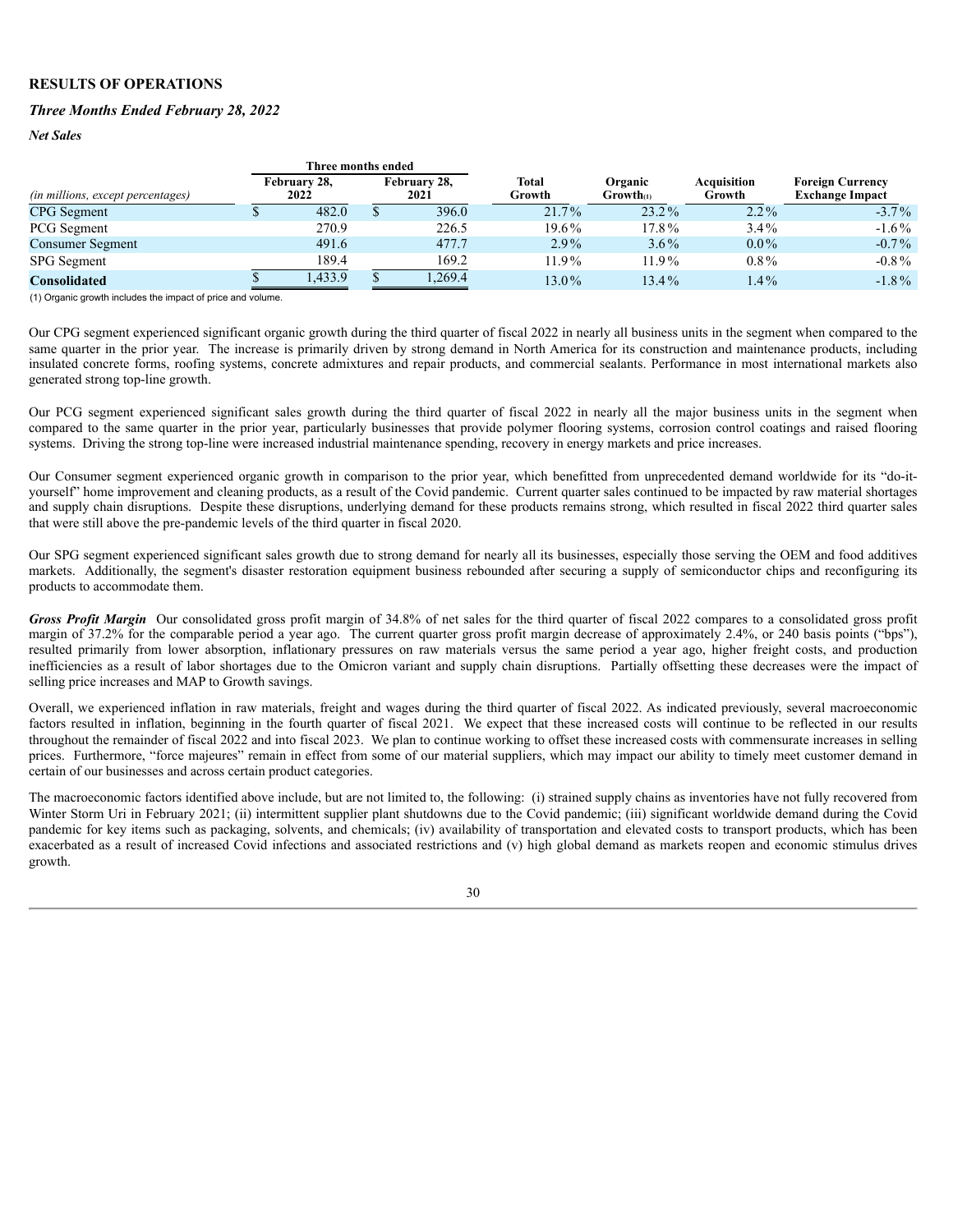## RESULTS OF OPERATIONS

### *Three Months Ended February 28, 2022*

***Net Sales***

| | Three months ended | | | | | |
|---|---|---|---|---|---|---|
| *(in millions, except percentages)* | February 28, 2022 | February 28, 2021 | Total Growth | Organic Growth(1) | Acquisition Growth | Foreign Currency Exchange Impact |
| CPG Segment | $ 482.0 | $ 396.0 | 21.7% | 23.2% | 2.2% | -3.7% |
| PCG Segment | 270.9 | 226.5 | 19.6% | 17.8% | 3.4% | -1.6% |
| Consumer Segment | 491.6 | 477.7 | 2.9% | 3.6% | 0.0% | -0.7% |
| SPG Segment | 189.4 | 169.2 | 11.9% | 11.9% | 0.8% | -0.8% |
| **Consolidated** | $ 1,433.9 | $ 1,269.4 | 13.0% | 13.4% | 1.4% | -1.8% |

(1) Organic growth includes the impact of price and volume.

Our CPG segment experienced significant organic growth during the third quarter of fiscal 2022 in nearly all business units in the segment when compared to the same quarter in the prior year. The increase is primarily driven by strong demand in North America for its construction and maintenance products, including insulated concrete forms, roofing systems, concrete admixtures and repair products, and commercial sealants. Performance in most international markets also generated strong top-line growth.

Our PCG segment experienced significant sales growth during the third quarter of fiscal 2022 in nearly all the major business units in the segment when compared to the same quarter in the prior year, particularly businesses that provide polymer flooring systems, corrosion control coatings and raised flooring systems. Driving the strong top-line were increased industrial maintenance spending, recovery in energy markets and price increases.

Our Consumer segment experienced organic growth in comparison to the prior year, which benefitted from unprecedented demand worldwide for its "do-it-yourself" home improvement and cleaning products, as a result of the Covid pandemic. Current quarter sales continued to be impacted by raw material shortages and supply chain disruptions. Despite these disruptions, underlying demand for these products remains strong, which resulted in fiscal 2022 third quarter sales that were still above the pre-pandemic levels of the third quarter in fiscal 2020.

Our SPG segment experienced significant sales growth due to strong demand for nearly all its businesses, especially those serving the OEM and food additives markets. Additionally, the segment's disaster restoration equipment business rebounded after securing a supply of semiconductor chips and reconfiguring its products to accommodate them.

***Gross Profit Margin*** Our consolidated gross profit margin of 34.8% of net sales for the third quarter of fiscal 2022 compares to a consolidated gross profit margin of 37.2% for the comparable period a year ago. The current quarter gross profit margin decrease of approximately 2.4%, or 240 basis points ("bps"), resulted primarily from lower absorption, inflationary pressures on raw materials versus the same period a year ago, higher freight costs, and production inefficiencies as a result of labor shortages due to the Omicron variant and supply chain disruptions. Partially offsetting these decreases were the impact of selling price increases and MAP to Growth savings.

Overall, we experienced inflation in raw materials, freight and wages during the third quarter of fiscal 2022. As indicated previously, several macroeconomic factors resulted in inflation, beginning in the fourth quarter of fiscal 2021. We expect that these increased costs will continue to be reflected in our results throughout the remainder of fiscal 2022 and into fiscal 2023. We plan to continue working to offset these increased costs with commensurate increases in selling prices. Furthermore, "force majeures" remain in effect from some of our material suppliers, which may impact our ability to timely meet customer demand in certain of our businesses and across certain product categories.

The macroeconomic factors identified above include, but are not limited to, the following: (i) strained supply chains as inventories have not fully recovered from Winter Storm Uri in February 2021; (ii) intermittent supplier plant shutdowns due to the Covid pandemic; (iii) significant worldwide demand during the Covid pandemic for key items such as packaging, solvents, and chemicals; (iv) availability of transportation and elevated costs to transport products, which has been exacerbated as a result of increased Covid infections and associated restrictions and (v) high global demand as markets reopen and economic stimulus drives growth.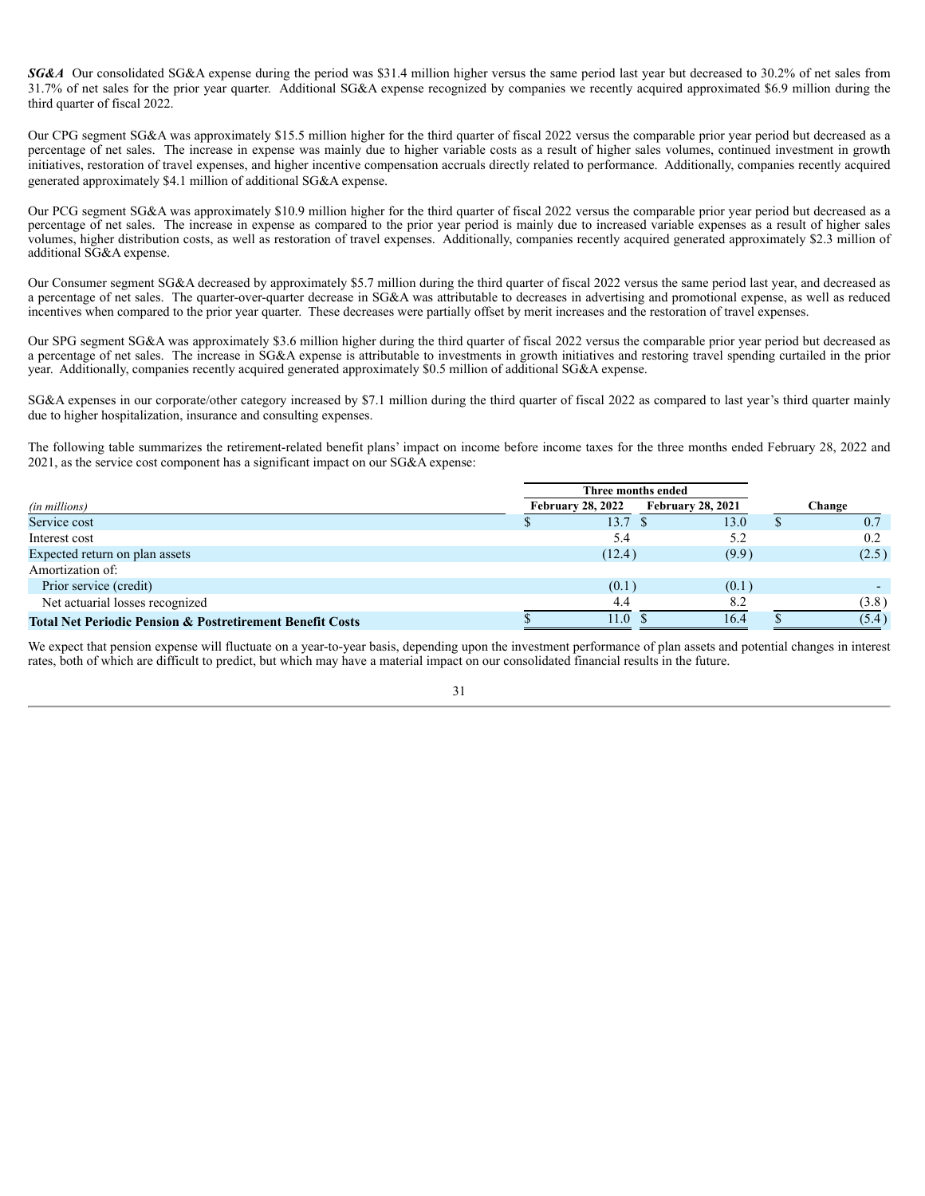***SG&A*** Our consolidated SG&A expense during the period was $31.4 million higher versus the same period last year but decreased to 30.2% of net sales from 31.7% of net sales for the prior year quarter. Additional SG&A expense recognized by companies we recently acquired approximated $6.9 million during the third quarter of fiscal 2022.

Our CPG segment SG&A was approximately $15.5 million higher for the third quarter of fiscal 2022 versus the comparable prior year period but decreased as a percentage of net sales. The increase in expense was mainly due to higher variable costs as a result of higher sales volumes, continued investment in growth initiatives, restoration of travel expenses, and higher incentive compensation accruals directly related to performance. Additionally, companies recently acquired generated approximately $4.1 million of additional SG&A expense.

Our PCG segment SG&A was approximately $10.9 million higher for the third quarter of fiscal 2022 versus the comparable prior year period but decreased as a percentage of net sales. The increase in expense as compared to the prior year period is mainly due to increased variable expenses as a result of higher sales volumes, higher distribution costs, as well as restoration of travel expenses. Additionally, companies recently acquired generated approximately $2.3 million of additional SG&A expense.

Our Consumer segment SG&A decreased by approximately $5.7 million during the third quarter of fiscal 2022 versus the same period last year, and decreased as a percentage of net sales. The quarter-over-quarter decrease in SG&A was attributable to decreases in advertising and promotional expense, as well as reduced incentives when compared to the prior year quarter. These decreases were partially offset by merit increases and the restoration of travel expenses.

Our SPG segment SG&A was approximately $3.6 million higher during the third quarter of fiscal 2022 versus the comparable prior year period but decreased as a percentage of net sales. The increase in SG&A expense is attributable to investments in growth initiatives and restoring travel spending curtailed in the prior year. Additionally, companies recently acquired generated approximately $0.5 million of additional SG&A expense.

SG&A expenses in our corporate/other category increased by $7.1 million during the third quarter of fiscal 2022 as compared to last year's third quarter mainly due to higher hospitalization, insurance and consulting expenses.

The following table summarizes the retirement-related benefit plans' impact on income before income taxes for the three months ended February 28, 2022 and 2021, as the service cost component has a significant impact on our SG&A expense:

| | Three months ended | | |
|---|---|---|---|
| *(in millions)* | February 28, 2022 | February 28, 2021 | Change |
| Service cost | $ 13.7 | $ 13.0 | $ 0.7 |
| Interest cost | 5.4 | 5.2 | 0.2 |
| Expected return on plan assets | (12.4) | (9.9) | (2.5) |
| Amortization of: | | | |
| Prior service (credit) | (0.1) | (0.1) | - |
| Net actuarial losses recognized | 4.4 | 8.2 | (3.8) |
| **Total Net Periodic Pension & Postretirement Benefit Costs** | $ 11.0 | $ 16.4 | $ (5.4) |

We expect that pension expense will fluctuate on a year-to-year basis, depending upon the investment performance of plan assets and potential changes in interest rates, both of which are difficult to predict, but which may have a material impact on our consolidated financial results in the future.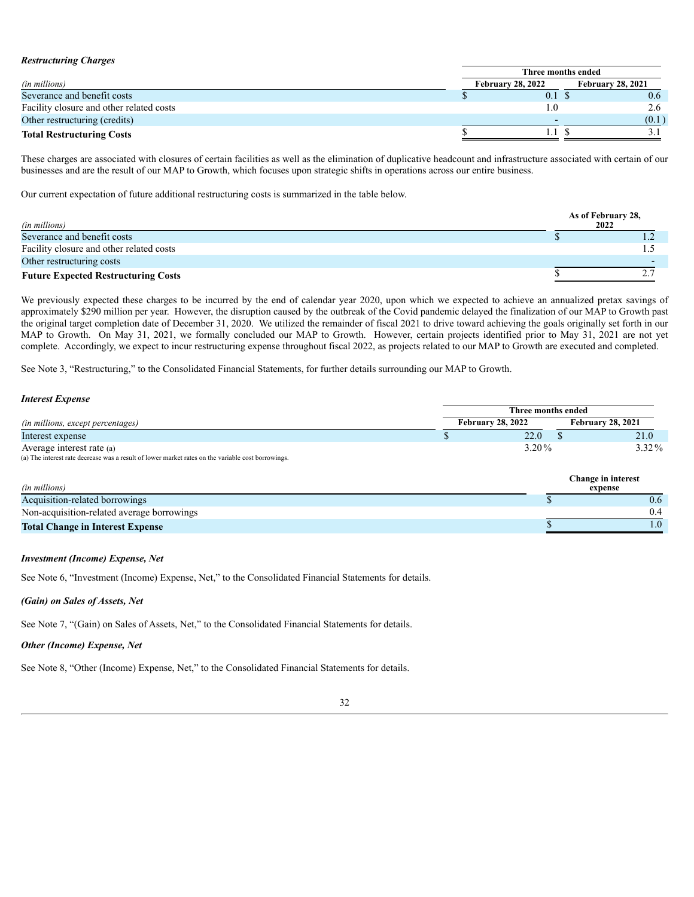***Restructuring Charges***

| *(in millions)* | Three months ended | |
|---|---|---|
| | February 28, 2022 | February 28, 2021 |
| Severance and benefit costs | $ 0.1 | $ 0.6 |
| Facility closure and other related costs | 1.0 | 2.6 |
| Other restructuring (credits) | - | (0.1) |
| **Total Restructuring Costs** | $ 1.1 | $ 3.1 |

These charges are associated with closures of certain facilities as well as the elimination of duplicative headcount and infrastructure associated with certain of our businesses and are the result of our MAP to Growth, which focuses upon strategic shifts in operations across our entire business.

Our current expectation of future additional restructuring costs is summarized in the table below.

| *(in millions)* | As of February 28, 2022 |
|---|---|
| Severance and benefit costs | $ 1.2 |
| Facility closure and other related costs | 1.5 |
| Other restructuring costs | - |
| **Future Expected Restructuring Costs** | $ 2.7 |

We previously expected these charges to be incurred by the end of calendar year 2020, upon which we expected to achieve an annualized pretax savings of approximately $290 million per year. However, the disruption caused by the outbreak of the Covid pandemic delayed the finalization of our MAP to Growth past the original target completion date of December 31, 2020. We utilized the remainder of fiscal 2021 to drive toward achieving the goals originally set forth in our MAP to Growth. On May 31, 2021, we formally concluded our MAP to Growth. However, certain projects identified prior to May 31, 2021 are not yet complete. Accordingly, we expect to incur restructuring expense throughout fiscal 2022, as projects related to our MAP to Growth are executed and completed.

See Note 3, "Restructuring," to the Consolidated Financial Statements, for further details surrounding our MAP to Growth.

***Interest Expense***

| *(in millions, except percentages)* | Three months ended | |
|---|---|---|
| | February 28, 2022 | February 28, 2021 |
| Interest expense | $ 22.0 | $ 21.0 |
| Average interest rate (a) | 3.20% | 3.32% |

(a) The interest rate decrease was a result of lower market rates on the variable cost borrowings.

| *(in millions)* | Change in interest expense |
|---|---|
| Acquisition-related borrowings | $ 0.6 |
| Non-acquisition-related average borrowings | 0.4 |
| **Total Change in Interest Expense** | $ 1.0 |

***Investment (Income) Expense, Net***

See Note 6, "Investment (Income) Expense, Net," to the Consolidated Financial Statements for details.

***(Gain) on Sales of Assets, Net***

See Note 7, "(Gain) on Sales of Assets, Net," to the Consolidated Financial Statements for details.

***Other (Income) Expense, Net***

See Note 8, "Other (Income) Expense, Net," to the Consolidated Financial Statements for details.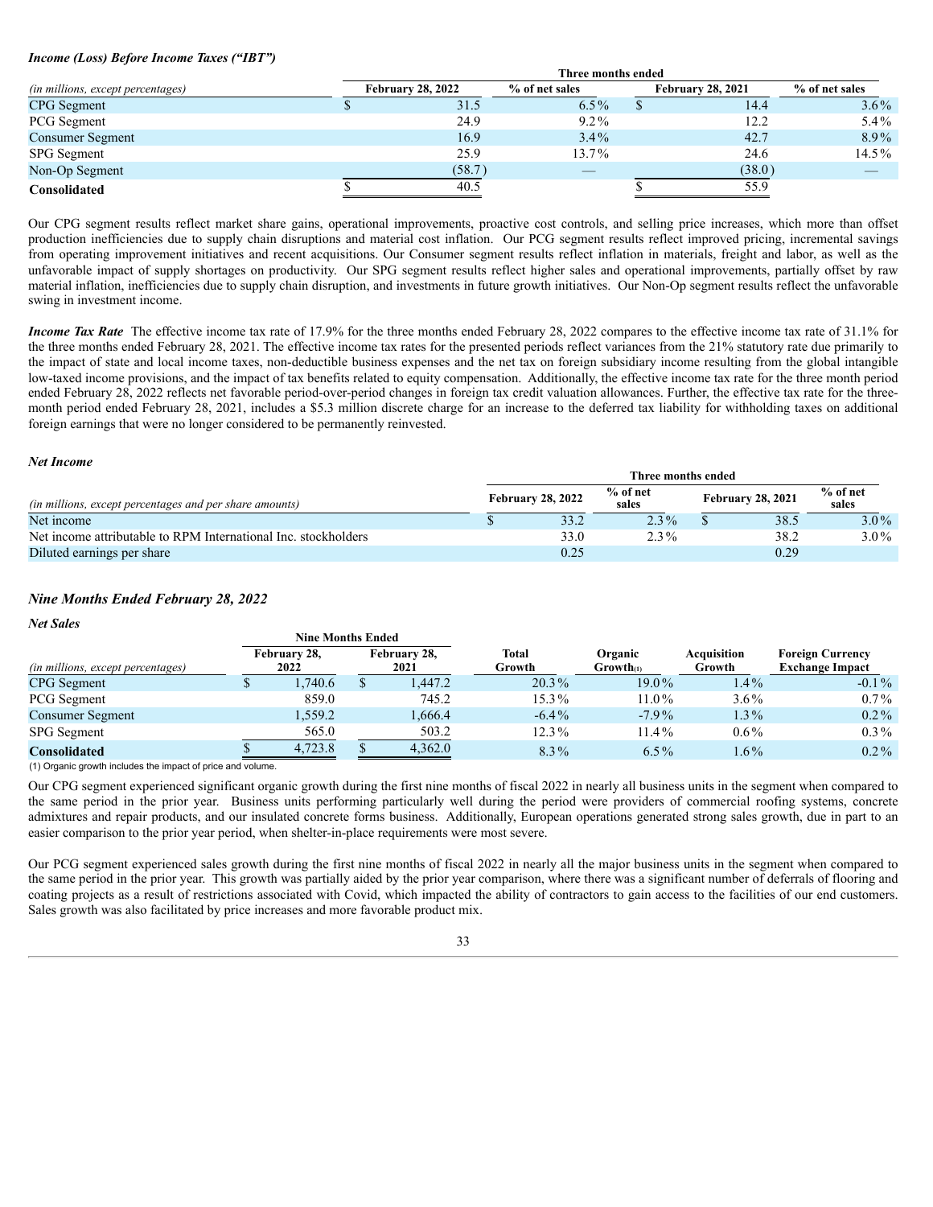***Income (Loss) Before Income Taxes ("IBT")***

| *(in millions, except percentages)* | Three months ended | | | |
|---|---|---|---|---|
| | February 28, 2022 | % of net sales | February 28, 2021 | % of net sales |
| CPG Segment | $ 31.5 | 6.5% | $ 14.4 | 3.6% |
| PCG Segment | 24.9 | 9.2% | 12.2 | 5.4% |
| Consumer Segment | 16.9 | 3.4% | 42.7 | 8.9% |
| SPG Segment | 25.9 | 13.7% | 24.6 | 14.5% |
| Non-Op Segment | (58.7) | — | (38.0) | — |
| **Consolidated** | $ 40.5 | | $ 55.9 | |

Our CPG segment results reflect market share gains, operational improvements, proactive cost controls, and selling price increases, which more than offset production inefficiencies due to supply chain disruptions and material cost inflation. Our PCG segment results reflect improved pricing, incremental savings from operating improvement initiatives and recent acquisitions. Our Consumer segment results reflect inflation in materials, freight and labor, as well as the unfavorable impact of supply shortages on productivity. Our SPG segment results reflect higher sales and operational improvements, partially offset by raw material inflation, inefficiencies due to supply chain disruption, and investments in future growth initiatives. Our Non-Op segment results reflect the unfavorable swing in investment income.

***Income Tax Rate*** The effective income tax rate of 17.9% for the three months ended February 28, 2022 compares to the effective income tax rate of 31.1% for the three months ended February 28, 2021. The effective income tax rates for the presented periods reflect variances from the 21% statutory rate due primarily to the impact of state and local income taxes, non-deductible business expenses and the net tax on foreign subsidiary income resulting from the global intangible low-taxed income provisions, and the impact of tax benefits related to equity compensation. Additionally, the effective income tax rate for the three month period ended February 28, 2022 reflects net favorable period-over-period changes in foreign tax credit valuation allowances. Further, the effective tax rate for the three-month period ended February 28, 2021, includes a $5.3 million discrete charge for an increase to the deferred tax liability for withholding taxes on additional foreign earnings that were no longer considered to be permanently reinvested.

***Net Income***

| *(in millions, except percentages and per share amounts)* | Three months ended | | | |
|---|---|---|---|---|
| | February 28, 2022 | % of net sales | February 28, 2021 | % of net sales |
| Net income | $ 33.2 | 2.3% | $ 38.5 | 3.0% |
| Net income attributable to RPM International Inc. stockholders | 33.0 | 2.3% | 38.2 | 3.0% |
| Diluted earnings per share | 0.25 | | 0.29 | |

## *Nine Months Ended February 28, 2022*

***Net Sales***

| *(in millions, except percentages)* | Nine Months Ended | | | | | |
|---|---|---|---|---|---|---|
| | February 28, 2022 | February 28, 2021 | Total Growth | Organic Growth(1) | Acquisition Growth | Foreign Currency Exchange Impact |
| CPG Segment | $ 1,740.6 | $ 1,447.2 | 20.3% | 19.0% | 1.4% | -0.1% |
| PCG Segment | 859.0 | 745.2 | 15.3% | 11.0% | 3.6% | 0.7% |
| Consumer Segment | 1,559.2 | 1,666.4 | -6.4% | -7.9% | 1.3% | 0.2% |
| SPG Segment | 565.0 | 503.2 | 12.3% | 11.4% | 0.6% | 0.3% |
| **Consolidated** | $ 4,723.8 | $ 4,362.0 | 8.3% | 6.5% | 1.6% | 0.2% |

(1) Organic growth includes the impact of price and volume.

Our CPG segment experienced significant organic growth during the first nine months of fiscal 2022 in nearly all business units in the segment when compared to the same period in the prior year. Business units performing particularly well during the period were providers of commercial roofing systems, concrete admixtures and repair products, and our insulated concrete forms business. Additionally, European operations generated strong sales growth, due in part to an easier comparison to the prior year period, when shelter-in-place requirements were most severe.

Our PCG segment experienced sales growth during the first nine months of fiscal 2022 in nearly all the major business units in the segment when compared to the same period in the prior year. This growth was partially aided by the prior year comparison, where there was a significant number of deferrals of flooring and coating projects as a result of restrictions associated with Covid, which impacted the ability of contractors to gain access to the facilities of our end customers. Sales growth was also facilitated by price increases and more favorable product mix.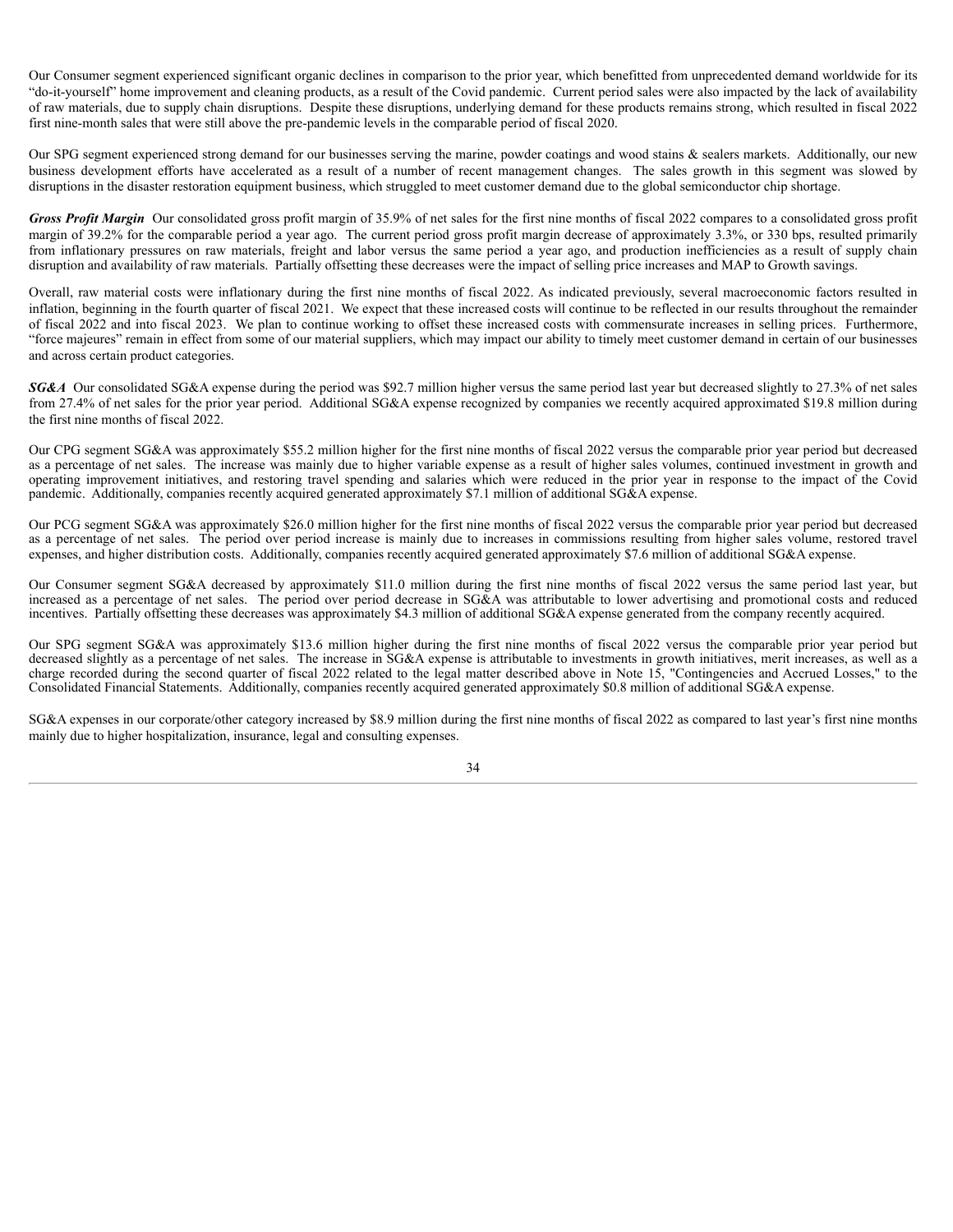Our Consumer segment experienced significant organic declines in comparison to the prior year, which benefitted from unprecedented demand worldwide for its "do-it-yourself" home improvement and cleaning products, as a result of the Covid pandemic. Current period sales were also impacted by the lack of availability of raw materials, due to supply chain disruptions. Despite these disruptions, underlying demand for these products remains strong, which resulted in fiscal 2022 first nine-month sales that were still above the pre-pandemic levels in the comparable period of fiscal 2020.

Our SPG segment experienced strong demand for our businesses serving the marine, powder coatings and wood stains & sealers markets. Additionally, our new business development efforts have accelerated as a result of a number of recent management changes. The sales growth in this segment was slowed by disruptions in the disaster restoration equipment business, which struggled to meet customer demand due to the global semiconductor chip shortage.

***Gross Profit Margin*** Our consolidated gross profit margin of 35.9% of net sales for the first nine months of fiscal 2022 compares to a consolidated gross profit margin of 39.2% for the comparable period a year ago. The current period gross profit margin decrease of approximately 3.3%, or 330 bps, resulted primarily from inflationary pressures on raw materials, freight and labor versus the same period a year ago, and production inefficiencies as a result of supply chain disruption and availability of raw materials. Partially offsetting these decreases were the impact of selling price increases and MAP to Growth savings.

Overall, raw material costs were inflationary during the first nine months of fiscal 2022. As indicated previously, several macroeconomic factors resulted in inflation, beginning in the fourth quarter of fiscal 2021. We expect that these increased costs will continue to be reflected in our results throughout the remainder of fiscal 2022 and into fiscal 2023. We plan to continue working to offset these increased costs with commensurate increases in selling prices. Furthermore, "force majeures" remain in effect from some of our material suppliers, which may impact our ability to timely meet customer demand in certain of our businesses and across certain product categories.

***SG&A*** Our consolidated SG&A expense during the period was $92.7 million higher versus the same period last year but decreased slightly to 27.3% of net sales from 27.4% of net sales for the prior year period. Additional SG&A expense recognized by companies we recently acquired approximated $19.8 million during the first nine months of fiscal 2022.

Our CPG segment SG&A was approximately $55.2 million higher for the first nine months of fiscal 2022 versus the comparable prior year period but decreased as a percentage of net sales. The increase was mainly due to higher variable expense as a result of higher sales volumes, continued investment in growth and operating improvement initiatives, and restoring travel spending and salaries which were reduced in the prior year in response to the impact of the Covid pandemic. Additionally, companies recently acquired generated approximately $7.1 million of additional SG&A expense.

Our PCG segment SG&A was approximately $26.0 million higher for the first nine months of fiscal 2022 versus the comparable prior year period but decreased as a percentage of net sales. The period over period increase is mainly due to increases in commissions resulting from higher sales volume, restored travel expenses, and higher distribution costs. Additionally, companies recently acquired generated approximately $7.6 million of additional SG&A expense.

Our Consumer segment SG&A decreased by approximately $11.0 million during the first nine months of fiscal 2022 versus the same period last year, but increased as a percentage of net sales. The period over period decrease in SG&A was attributable to lower advertising and promotional costs and reduced incentives. Partially offsetting these decreases was approximately $4.3 million of additional SG&A expense generated from the company recently acquired.

Our SPG segment SG&A was approximately $13.6 million higher during the first nine months of fiscal 2022 versus the comparable prior year period but decreased slightly as a percentage of net sales. The increase in SG&A expense is attributable to investments in growth initiatives, merit increases, as well as a charge recorded during the second quarter of fiscal 2022 related to the legal matter described above in Note 15, "Contingencies and Accrued Losses," to the Consolidated Financial Statements. Additionally, companies recently acquired generated approximately $0.8 million of additional SG&A expense.

SG&A expenses in our corporate/other category increased by $8.9 million during the first nine months of fiscal 2022 as compared to last year's first nine months mainly due to higher hospitalization, insurance, legal and consulting expenses.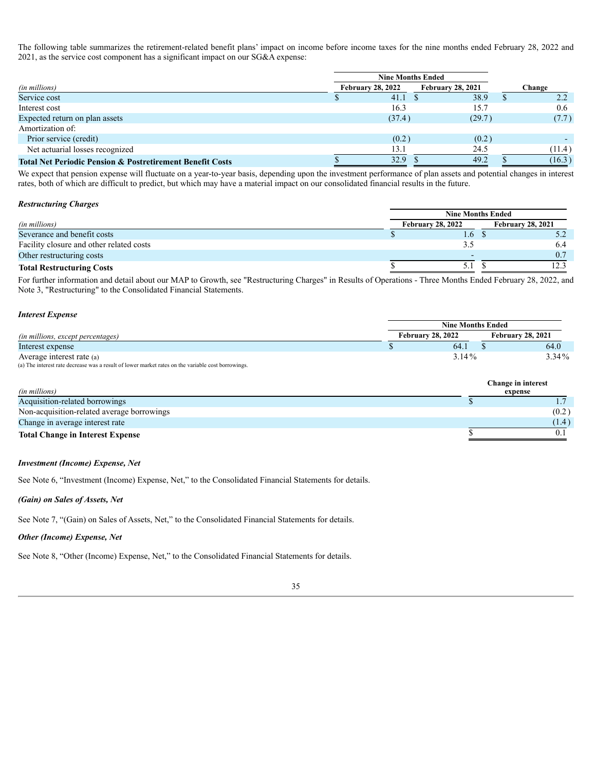The following table summarizes the retirement-related benefit plans' impact on income before income taxes for the nine months ended February 28, 2022 and 2021, as the service cost component has a significant impact on our SG&A expense:

| *(in millions)* | Nine Months Ended February 28, 2022 | Nine Months Ended February 28, 2021 | Change |
|---|---|---|---|
| Service cost | $ 41.1 | $ 38.9 | $ 2.2 |
| Interest cost | 16.3 | 15.7 | 0.6 |
| Expected return on plan assets | (37.4) | (29.7) | (7.7) |
| Amortization of: | | | |
| Prior service (credit) | (0.2) | (0.2) | - |
| Net actuarial losses recognized | 13.1 | 24.5 | (11.4) |
| **Total Net Periodic Pension & Postretirement Benefit Costs** | $ 32.9 | $ 49.2 | $ (16.3) |

We expect that pension expense will fluctuate on a year-to-year basis, depending upon the investment performance of plan assets and potential changes in interest rates, both of which are difficult to predict, but which may have a material impact on our consolidated financial results in the future.

***Restructuring Charges***

| *(in millions)* | Nine Months Ended February 28, 2022 | Nine Months Ended February 28, 2021 |
|---|---|---|
| Severance and benefit costs | $ 1.6 | $ 5.2 |
| Facility closure and other related costs | 3.5 | 6.4 |
| Other restructuring costs | - | 0.7 |
| **Total Restructuring Costs** | $ 5.1 | $ 12.3 |

For further information and detail about our MAP to Growth, see "Restructuring Charges" in Results of Operations - Three Months Ended February 28, 2022, and Note 3, "Restructuring" to the Consolidated Financial Statements.

***Interest Expense***

| *(in millions, except percentages)* | Nine Months Ended February 28, 2022 | Nine Months Ended February 28, 2021 |
|---|---|---|
| Interest expense | $ 64.1 | $ 64.0 |
| Average interest rate (a) | 3.14% | 3.34% |

(a) The interest rate decrease was a result of lower market rates on the variable cost borrowings.

| *(in millions)* | Change in interest expense |
|---|---|
| Acquisition-related borrowings | $ 1.7 |
| Non-acquisition-related average borrowings | (0.2) |
| Change in average interest rate | (1.4) |
| **Total Change in Interest Expense** | $ 0.1 |

***Investment (Income) Expense, Net***

See Note 6, "Investment (Income) Expense, Net," to the Consolidated Financial Statements for details.

***(Gain) on Sales of Assets, Net***

See Note 7, "(Gain) on Sales of Assets, Net," to the Consolidated Financial Statements for details.

***Other (Income) Expense, Net***

See Note 8, "Other (Income) Expense, Net," to the Consolidated Financial Statements for details.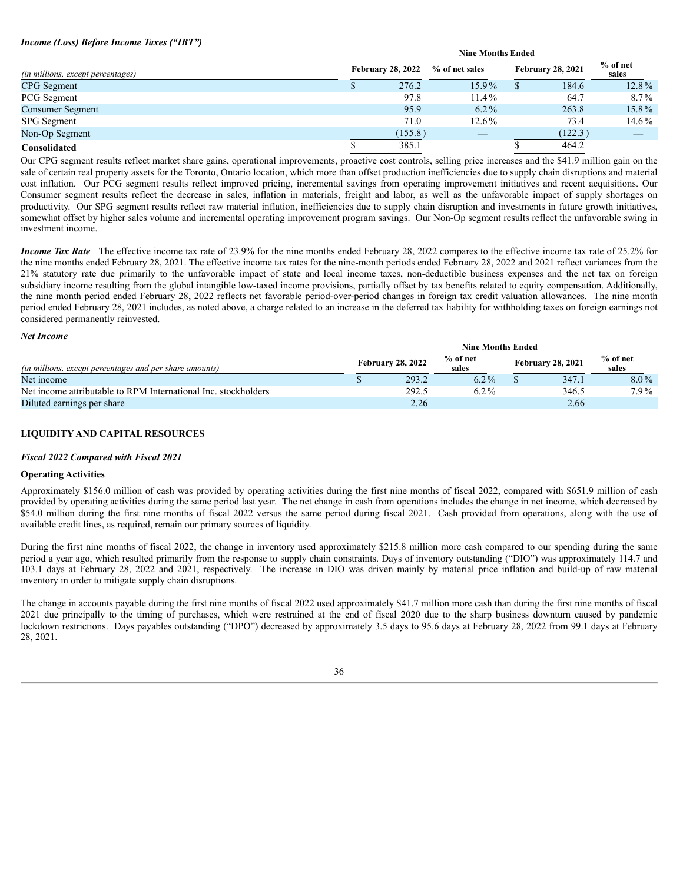***Income (Loss) Before Income Taxes ("IBT")***

| | Nine Months Ended | | | |
|---|---|---|---|---|
| *(in millions, except percentages)* | February 28, 2022 | % of net sales | February 28, 2021 | % of net sales |
| CPG Segment | $ 276.2 | 15.9% | $ 184.6 | 12.8% |
| PCG Segment | 97.8 | 11.4% | 64.7 | 8.7% |
| Consumer Segment | 95.9 | 6.2% | 263.8 | 15.8% |
| SPG Segment | 71.0 | 12.6% | 73.4 | 14.6% |
| Non-Op Segment | (155.8) | — | (122.3) | — |
| **Consolidated** | $ 385.1 | | $ 464.2 | |

Our CPG segment results reflect market share gains, operational improvements, proactive cost controls, selling price increases and the $41.9 million gain on the sale of certain real property assets for the Toronto, Ontario location, which more than offset production inefficiencies due to supply chain disruptions and material cost inflation. Our PCG segment results reflect improved pricing, incremental savings from operating improvement initiatives and recent acquisitions. Our Consumer segment results reflect the decrease in sales, inflation in materials, freight and labor, as well as the unfavorable impact of supply shortages on productivity. Our SPG segment results reflect raw material inflation, inefficiencies due to supply chain disruption and investments in future growth initiatives, somewhat offset by higher sales volume and incremental operating improvement program savings. Our Non-Op segment results reflect the unfavorable swing in investment income.

***Income Tax Rate*** The effective income tax rate of 23.9% for the nine months ended February 28, 2022 compares to the effective income tax rate of 25.2% for the nine months ended February 28, 2021. The effective income tax rates for the nine-month periods ended February 28, 2022 and 2021 reflect variances from the 21% statutory rate due primarily to the unfavorable impact of state and local income taxes, non-deductible business expenses and the net tax on foreign subsidiary income resulting from the global intangible low-taxed income provisions, partially offset by tax benefits related to equity compensation. Additionally, the nine month period ended February 28, 2022 reflects net favorable period-over-period changes in foreign tax credit valuation allowances. The nine month period ended February 28, 2021 includes, as noted above, a charge related to an increase in the deferred tax liability for withholding taxes on foreign earnings not considered permanently reinvested.

***Net Income***

| | Nine Months Ended | | | |
|---|---|---|---|---|
| *(in millions, except percentages and per share amounts)* | February 28, 2022 | % of net sales | February 28, 2021 | % of net sales |
| Net income | $ 293.2 | 6.2% | $ 347.1 | 8.0% |
| Net income attributable to RPM International Inc. stockholders | 292.5 | 6.2% | 346.5 | 7.9% |
| Diluted earnings per share | 2.26 | | 2.66 | |

## LIQUIDITY AND CAPITAL RESOURCES

***Fiscal 2022 Compared with Fiscal 2021***

**Operating Activities**

Approximately $156.0 million of cash was provided by operating activities during the first nine months of fiscal 2022, compared with $651.9 million of cash provided by operating activities during the same period last year. The net change in cash from operations includes the change in net income, which decreased by $54.0 million during the first nine months of fiscal 2022 versus the same period during fiscal 2021. Cash provided from operations, along with the use of available credit lines, as required, remain our primary sources of liquidity.

During the first nine months of fiscal 2022, the change in inventory used approximately $215.8 million more cash compared to our spending during the same period a year ago, which resulted primarily from the response to supply chain constraints. Days of inventory outstanding ("DIO") was approximately 114.7 and 103.1 days at February 28, 2022 and 2021, respectively. The increase in DIO was driven mainly by material price inflation and build-up of raw material inventory in order to mitigate supply chain disruptions.

The change in accounts payable during the first nine months of fiscal 2022 used approximately $41.7 million more cash than during the first nine months of fiscal 2021 due principally to the timing of purchases, which were restrained at the end of fiscal 2020 due to the sharp business downturn caused by pandemic lockdown restrictions. Days payables outstanding ("DPO") decreased by approximately 3.5 days to 95.6 days at February 28, 2022 from 99.1 days at February 28, 2021.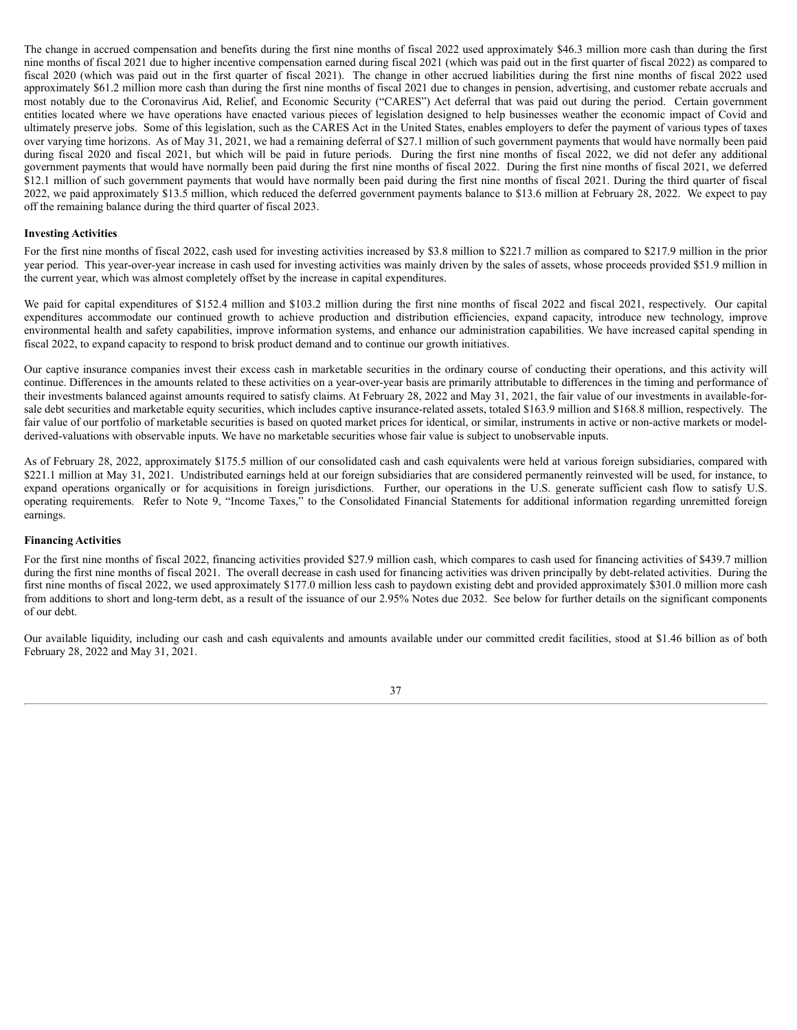The change in accrued compensation and benefits during the first nine months of fiscal 2022 used approximately $46.3 million more cash than during the first nine months of fiscal 2021 due to higher incentive compensation earned during fiscal 2021 (which was paid out in the first quarter of fiscal 2022) as compared to fiscal 2020 (which was paid out in the first quarter of fiscal 2021). The change in other accrued liabilities during the first nine months of fiscal 2022 used approximately $61.2 million more cash than during the first nine months of fiscal 2021 due to changes in pension, advertising, and customer rebate accruals and most notably due to the Coronavirus Aid, Relief, and Economic Security ("CARES") Act deferral that was paid out during the period. Certain government entities located where we have operations have enacted various pieces of legislation designed to help businesses weather the economic impact of Covid and ultimately preserve jobs. Some of this legislation, such as the CARES Act in the United States, enables employers to defer the payment of various types of taxes over varying time horizons. As of May 31, 2021, we had a remaining deferral of $27.1 million of such government payments that would have normally been paid during fiscal 2020 and fiscal 2021, but which will be paid in future periods. During the first nine months of fiscal 2022, we did not defer any additional government payments that would have normally been paid during the first nine months of fiscal 2022. During the first nine months of fiscal 2021, we deferred $12.1 million of such government payments that would have normally been paid during the first nine months of fiscal 2021. During the third quarter of fiscal 2022, we paid approximately $13.5 million, which reduced the deferred government payments balance to $13.6 million at February 28, 2022. We expect to pay off the remaining balance during the third quarter of fiscal 2023.

**Investing Activities**

For the first nine months of fiscal 2022, cash used for investing activities increased by $3.8 million to $221.7 million as compared to $217.9 million in the prior year period. This year-over-year increase in cash used for investing activities was mainly driven by the sales of assets, whose proceeds provided $51.9 million in the current year, which was almost completely offset by the increase in capital expenditures.

We paid for capital expenditures of $152.4 million and $103.2 million during the first nine months of fiscal 2022 and fiscal 2021, respectively. Our capital expenditures accommodate our continued growth to achieve production and distribution efficiencies, expand capacity, introduce new technology, improve environmental health and safety capabilities, improve information systems, and enhance our administration capabilities. We have increased capital spending in fiscal 2022, to expand capacity to respond to brisk product demand and to continue our growth initiatives.

Our captive insurance companies invest their excess cash in marketable securities in the ordinary course of conducting their operations, and this activity will continue. Differences in the amounts related to these activities on a year-over-year basis are primarily attributable to differences in the timing and performance of their investments balanced against amounts required to satisfy claims. At February 28, 2022 and May 31, 2021, the fair value of our investments in available-for-sale debt securities and marketable equity securities, which includes captive insurance-related assets, totaled $163.9 million and $168.8 million, respectively. The fair value of our portfolio of marketable securities is based on quoted market prices for identical, or similar, instruments in active or non-active markets or model-derived-valuations with observable inputs. We have no marketable securities whose fair value is subject to unobservable inputs.

As of February 28, 2022, approximately $175.5 million of our consolidated cash and cash equivalents were held at various foreign subsidiaries, compared with $221.1 million at May 31, 2021. Undistributed earnings held at our foreign subsidiaries that are considered permanently reinvested will be used, for instance, to expand operations organically or for acquisitions in foreign jurisdictions. Further, our operations in the U.S. generate sufficient cash flow to satisfy U.S. operating requirements. Refer to Note 9, "Income Taxes," to the Consolidated Financial Statements for additional information regarding unremitted foreign earnings.

**Financing Activities**

For the first nine months of fiscal 2022, financing activities provided $27.9 million cash, which compares to cash used for financing activities of $439.7 million during the first nine months of fiscal 2021. The overall decrease in cash used for financing activities was driven principally by debt-related activities. During the first nine months of fiscal 2022, we used approximately $177.0 million less cash to paydown existing debt and provided approximately $301.0 million more cash from additions to short and long-term debt, as a result of the issuance of our 2.95% Notes due 2032. See below for further details on the significant components of our debt.

Our available liquidity, including our cash and cash equivalents and amounts available under our committed credit facilities, stood at $1.46 billion as of both February 28, 2022 and May 31, 2021.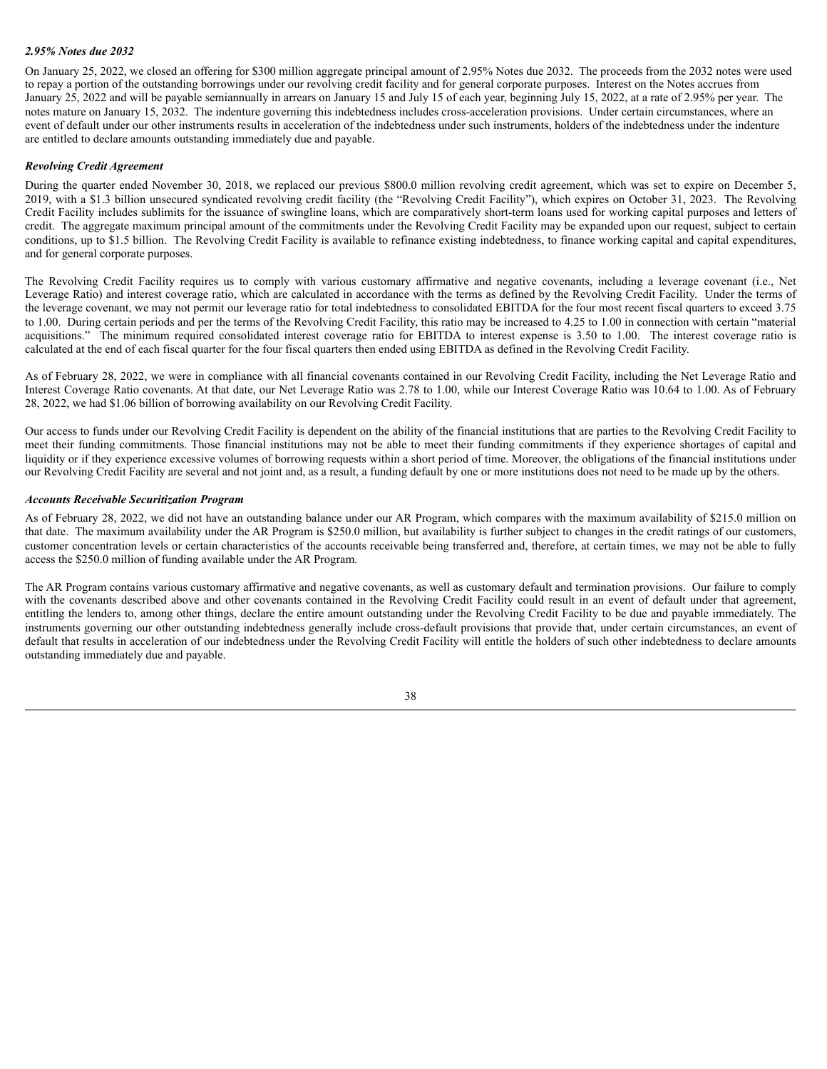### *2.95% Notes due 2032*

On January 25, 2022, we closed an offering for $300 million aggregate principal amount of 2.95% Notes due 2032. The proceeds from the 2032 notes were used to repay a portion of the outstanding borrowings under our revolving credit facility and for general corporate purposes. Interest on the Notes accrues from January 25, 2022 and will be payable semiannually in arrears on January 15 and July 15 of each year, beginning July 15, 2022, at a rate of 2.95% per year. The notes mature on January 15, 2032. The indenture governing this indebtedness includes cross-acceleration provisions. Under certain circumstances, where an event of default under our other instruments results in acceleration of the indebtedness under such instruments, holders of the indebtedness under the indenture are entitled to declare amounts outstanding immediately due and payable.

### *Revolving Credit Agreement*

During the quarter ended November 30, 2018, we replaced our previous $800.0 million revolving credit agreement, which was set to expire on December 5, 2019, with a $1.3 billion unsecured syndicated revolving credit facility (the "Revolving Credit Facility"), which expires on October 31, 2023. The Revolving Credit Facility includes sublimits for the issuance of swingline loans, which are comparatively short-term loans used for working capital purposes and letters of credit. The aggregate maximum principal amount of the commitments under the Revolving Credit Facility may be expanded upon our request, subject to certain conditions, up to $1.5 billion. The Revolving Credit Facility is available to refinance existing indebtedness, to finance working capital and capital expenditures, and for general corporate purposes.

The Revolving Credit Facility requires us to comply with various customary affirmative and negative covenants, including a leverage covenant (i.e., Net Leverage Ratio) and interest coverage ratio, which are calculated in accordance with the terms as defined by the Revolving Credit Facility. Under the terms of the leverage covenant, we may not permit our leverage ratio for total indebtedness to consolidated EBITDA for the four most recent fiscal quarters to exceed 3.75 to 1.00. During certain periods and per the terms of the Revolving Credit Facility, this ratio may be increased to 4.25 to 1.00 in connection with certain "material acquisitions." The minimum required consolidated interest coverage ratio for EBITDA to interest expense is 3.50 to 1.00. The interest coverage ratio is calculated at the end of each fiscal quarter for the four fiscal quarters then ended using EBITDA as defined in the Revolving Credit Facility.

As of February 28, 2022, we were in compliance with all financial covenants contained in our Revolving Credit Facility, including the Net Leverage Ratio and Interest Coverage Ratio covenants. At that date, our Net Leverage Ratio was 2.78 to 1.00, while our Interest Coverage Ratio was 10.64 to 1.00. As of February 28, 2022, we had $1.06 billion of borrowing availability on our Revolving Credit Facility.

Our access to funds under our Revolving Credit Facility is dependent on the ability of the financial institutions that are parties to the Revolving Credit Facility to meet their funding commitments. Those financial institutions may not be able to meet their funding commitments if they experience shortages of capital and liquidity or if they experience excessive volumes of borrowing requests within a short period of time. Moreover, the obligations of the financial institutions under our Revolving Credit Facility are several and not joint and, as a result, a funding default by one or more institutions does not need to be made up by the others.

### *Accounts Receivable Securitization Program*

As of February 28, 2022, we did not have an outstanding balance under our AR Program, which compares with the maximum availability of $215.0 million on that date. The maximum availability under the AR Program is $250.0 million, but availability is further subject to changes in the credit ratings of our customers, customer concentration levels or certain characteristics of the accounts receivable being transferred and, therefore, at certain times, we may not be able to fully access the $250.0 million of funding available under the AR Program.

The AR Program contains various customary affirmative and negative covenants, as well as customary default and termination provisions. Our failure to comply with the covenants described above and other covenants contained in the Revolving Credit Facility could result in an event of default under that agreement, entitling the lenders to, among other things, declare the entire amount outstanding under the Revolving Credit Facility to be due and payable immediately. The instruments governing our other outstanding indebtedness generally include cross-default provisions that provide that, under certain circumstances, an event of default that results in acceleration of our indebtedness under the Revolving Credit Facility will entitle the holders of such other indebtedness to declare amounts outstanding immediately due and payable.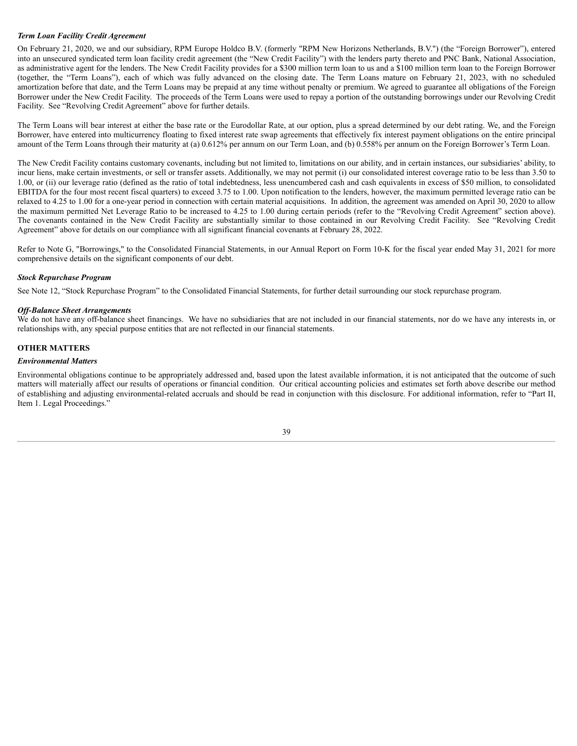***Term Loan Facility Credit Agreement***

On February 21, 2020, we and our subsidiary, RPM Europe Holdco B.V. (formerly "RPM New Horizons Netherlands, B.V.") (the "Foreign Borrower"), entered into an unsecured syndicated term loan facility credit agreement (the "New Credit Facility") with the lenders party thereto and PNC Bank, National Association, as administrative agent for the lenders. The New Credit Facility provides for a $300 million term loan to us and a $100 million term loan to the Foreign Borrower (together, the "Term Loans"), each of which was fully advanced on the closing date. The Term Loans mature on February 21, 2023, with no scheduled amortization before that date, and the Term Loans may be prepaid at any time without penalty or premium. We agreed to guarantee all obligations of the Foreign Borrower under the New Credit Facility. The proceeds of the Term Loans were used to repay a portion of the outstanding borrowings under our Revolving Credit Facility. See "Revolving Credit Agreement" above for further details.

The Term Loans will bear interest at either the base rate or the Eurodollar Rate, at our option, plus a spread determined by our debt rating. We, and the Foreign Borrower, have entered into multicurrency floating to fixed interest rate swap agreements that effectively fix interest payment obligations on the entire principal amount of the Term Loans through their maturity at (a) 0.612% per annum on our Term Loan, and (b) 0.558% per annum on the Foreign Borrower's Term Loan.

The New Credit Facility contains customary covenants, including but not limited to, limitations on our ability, and in certain instances, our subsidiaries' ability, to incur liens, make certain investments, or sell or transfer assets. Additionally, we may not permit (i) our consolidated interest coverage ratio to be less than 3.50 to 1.00, or (ii) our leverage ratio (defined as the ratio of total indebtedness, less unencumbered cash and cash equivalents in excess of $50 million, to consolidated EBITDA for the four most recent fiscal quarters) to exceed 3.75 to 1.00. Upon notification to the lenders, however, the maximum permitted leverage ratio can be relaxed to 4.25 to 1.00 for a one-year period in connection with certain material acquisitions. In addition, the agreement was amended on April 30, 2020 to allow the maximum permitted Net Leverage Ratio to be increased to 4.25 to 1.00 during certain periods (refer to the "Revolving Credit Agreement" section above). The covenants contained in the New Credit Facility are substantially similar to those contained in our Revolving Credit Facility. See "Revolving Credit Agreement" above for details on our compliance with all significant financial covenants at February 28, 2022.

Refer to Note G, "Borrowings," to the Consolidated Financial Statements, in our Annual Report on Form 10-K for the fiscal year ended May 31, 2021 for more comprehensive details on the significant components of our debt.

***Stock Repurchase Program***

See Note 12, "Stock Repurchase Program" to the Consolidated Financial Statements, for further detail surrounding our stock repurchase program.

***Off-Balance Sheet Arrangements***

We do not have any off-balance sheet financings. We have no subsidiaries that are not included in our financial statements, nor do we have any interests in, or relationships with, any special purpose entities that are not reflected in our financial statements.

## OTHER MATTERS

***Environmental Matters***

Environmental obligations continue to be appropriately addressed and, based upon the latest available information, it is not anticipated that the outcome of such matters will materially affect our results of operations or financial condition. Our critical accounting policies and estimates set forth above describe our method of establishing and adjusting environmental-related accruals and should be read in conjunction with this disclosure. For additional information, refer to "Part II, Item 1. Legal Proceedings."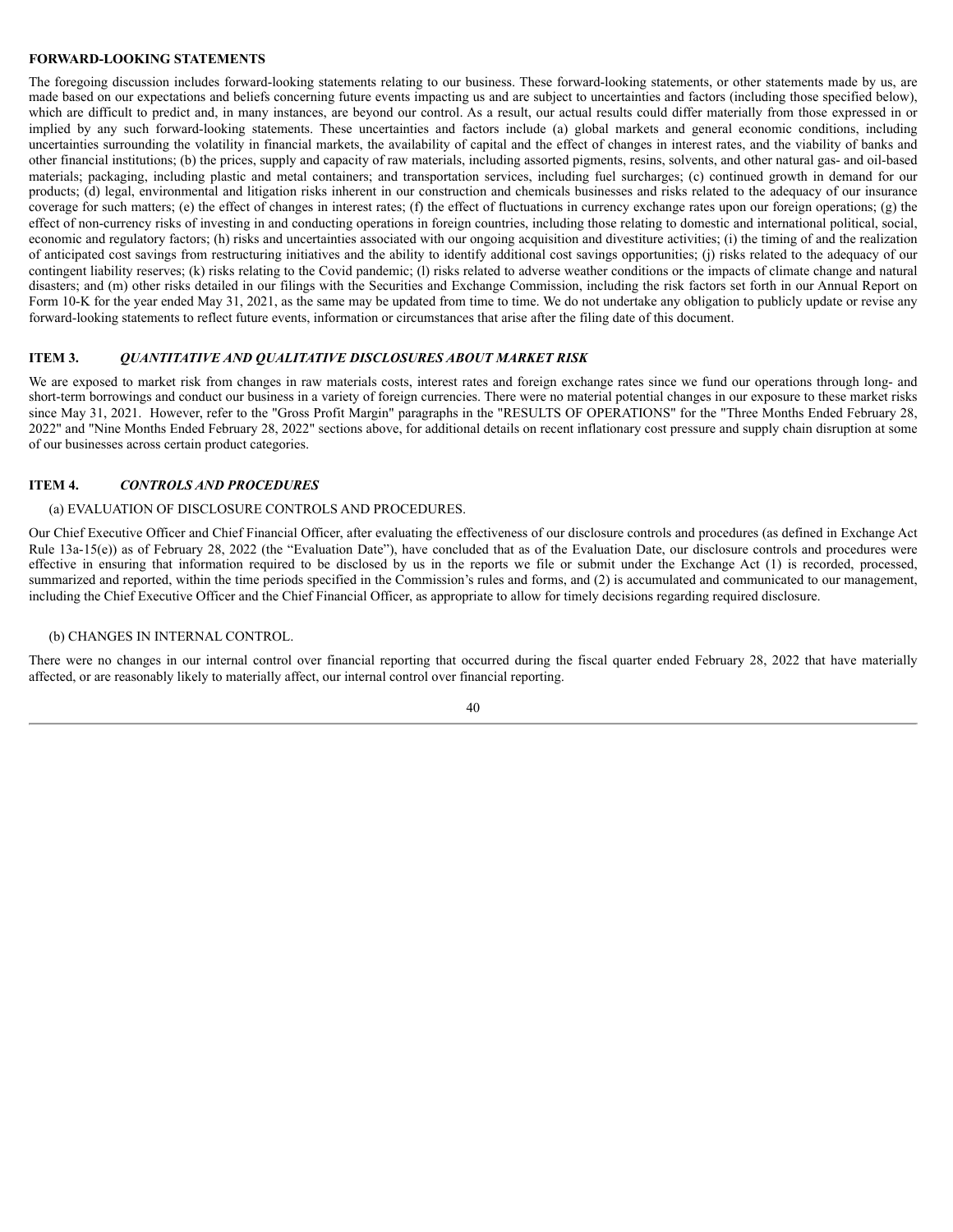**FORWARD-LOOKING STATEMENTS**

The foregoing discussion includes forward-looking statements relating to our business. These forward-looking statements, or other statements made by us, are made based on our expectations and beliefs concerning future events impacting us and are subject to uncertainties and factors (including those specified below), which are difficult to predict and, in many instances, are beyond our control. As a result, our actual results could differ materially from those expressed in or implied by any such forward-looking statements. These uncertainties and factors include (a) global markets and general economic conditions, including uncertainties surrounding the volatility in financial markets, the availability of capital and the effect of changes in interest rates, and the viability of banks and other financial institutions; (b) the prices, supply and capacity of raw materials, including assorted pigments, resins, solvents, and other natural gas- and oil-based materials; packaging, including plastic and metal containers; and transportation services, including fuel surcharges; (c) continued growth in demand for our products; (d) legal, environmental and litigation risks inherent in our construction and chemicals businesses and risks related to the adequacy of our insurance coverage for such matters; (e) the effect of changes in interest rates; (f) the effect of fluctuations in currency exchange rates upon our foreign operations; (g) the effect of non-currency risks of investing in and conducting operations in foreign countries, including those relating to domestic and international political, social, economic and regulatory factors; (h) risks and uncertainties associated with our ongoing acquisition and divestiture activities; (i) the timing of and the realization of anticipated cost savings from restructuring initiatives and the ability to identify additional cost savings opportunities; (j) risks related to the adequacy of our contingent liability reserves; (k) risks relating to the Covid pandemic; (l) risks related to adverse weather conditions or the impacts of climate change and natural disasters; and (m) other risks detailed in our filings with the Securities and Exchange Commission, including the risk factors set forth in our Annual Report on Form 10-K for the year ended May 31, 2021, as the same may be updated from time to time. We do not undertake any obligation to publicly update or revise any forward-looking statements to reflect future events, information or circumstances that arise after the filing date of this document.

## ITEM 3. *QUANTITATIVE AND QUALITATIVE DISCLOSURES ABOUT MARKET RISK*

We are exposed to market risk from changes in raw materials costs, interest rates and foreign exchange rates since we fund our operations through long- and short-term borrowings and conduct our business in a variety of foreign currencies. There were no material potential changes in our exposure to these market risks since May 31, 2021. However, refer to the "Gross Profit Margin" paragraphs in the "RESULTS OF OPERATIONS" for the "Three Months Ended February 28, 2022" and "Nine Months Ended February 28, 2022" sections above, for additional details on recent inflationary cost pressure and supply chain disruption at some of our businesses across certain product categories.

## ITEM 4. *CONTROLS AND PROCEDURES*

(a) EVALUATION OF DISCLOSURE CONTROLS AND PROCEDURES.

Our Chief Executive Officer and Chief Financial Officer, after evaluating the effectiveness of our disclosure controls and procedures (as defined in Exchange Act Rule 13a-15(e)) as of February 28, 2022 (the "Evaluation Date"), have concluded that as of the Evaluation Date, our disclosure controls and procedures were effective in ensuring that information required to be disclosed by us in the reports we file or submit under the Exchange Act (1) is recorded, processed, summarized and reported, within the time periods specified in the Commission's rules and forms, and (2) is accumulated and communicated to our management, including the Chief Executive Officer and the Chief Financial Officer, as appropriate to allow for timely decisions regarding required disclosure.

(b) CHANGES IN INTERNAL CONTROL.

There were no changes in our internal control over financial reporting that occurred during the fiscal quarter ended February 28, 2022 that have materially affected, or are reasonably likely to materially affect, our internal control over financial reporting.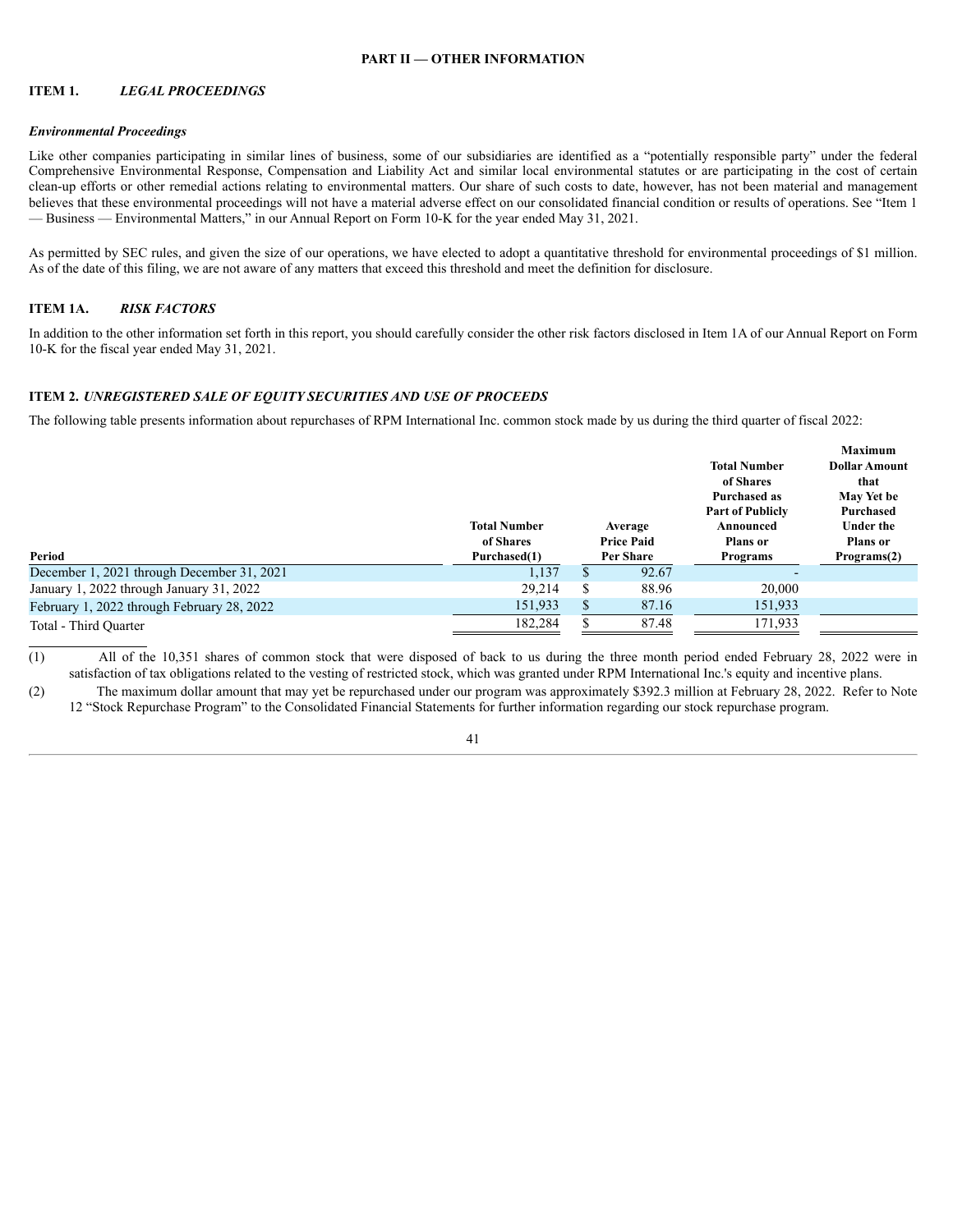## PART II — OTHER INFORMATION

### ITEM 1. *LEGAL PROCEEDINGS*

***Environmental Proceedings***

Like other companies participating in similar lines of business, some of our subsidiaries are identified as a "potentially responsible party" under the federal Comprehensive Environmental Response, Compensation and Liability Act and similar local environmental statutes or are participating in the cost of certain clean-up efforts or other remedial actions relating to environmental matters. Our share of such costs to date, however, has not been material and management believes that these environmental proceedings will not have a material adverse effect on our consolidated financial condition or results of operations. See "Item 1 — Business — Environmental Matters," in our Annual Report on Form 10-K for the year ended May 31, 2021.

As permitted by SEC rules, and given the size of our operations, we have elected to adopt a quantitative threshold for environmental proceedings of $1 million. As of the date of this filing, we are not aware of any matters that exceed this threshold and meet the definition for disclosure.

### ITEM 1A. *RISK FACTORS*

In addition to the other information set forth in this report, you should carefully consider the other risk factors disclosed in Item 1A of our Annual Report on Form 10-K for the fiscal year ended May 31, 2021.

### ITEM 2. *UNREGISTERED SALE OF EQUITY SECURITIES AND USE OF PROCEEDS*

The following table presents information about repurchases of RPM International Inc. common stock made by us during the third quarter of fiscal 2022:

| Period | Total Number of Shares Purchased(1) | Average Price Paid Per Share | Total Number of Shares Purchased as Part of Publicly Announced Plans or Programs | Maximum Dollar Amount that May Yet be Purchased Under the Plans or Programs(2) |
|---|---|---|---|---|
| December 1, 2021 through December 31, 2021 | 1,137 | $ 92.67 | - | |
| January 1, 2022 through January 31, 2022 | 29,214 | $ 88.96 | 20,000 | |
| February 1, 2022 through February 28, 2022 | 151,933 | $ 87.16 | 151,933 | |
| Total - Third Quarter | 182,284 | $ 87.48 | 171,933 | |

(1) All of the 10,351 shares of common stock that were disposed of back to us during the three month period ended February 28, 2022 were in satisfaction of tax obligations related to the vesting of restricted stock, which was granted under RPM International Inc.'s equity and incentive plans.

(2) The maximum dollar amount that may yet be repurchased under our program was approximately $392.3 million at February 28, 2022. Refer to Note 12 "Stock Repurchase Program" to the Consolidated Financial Statements for further information regarding our stock repurchase program.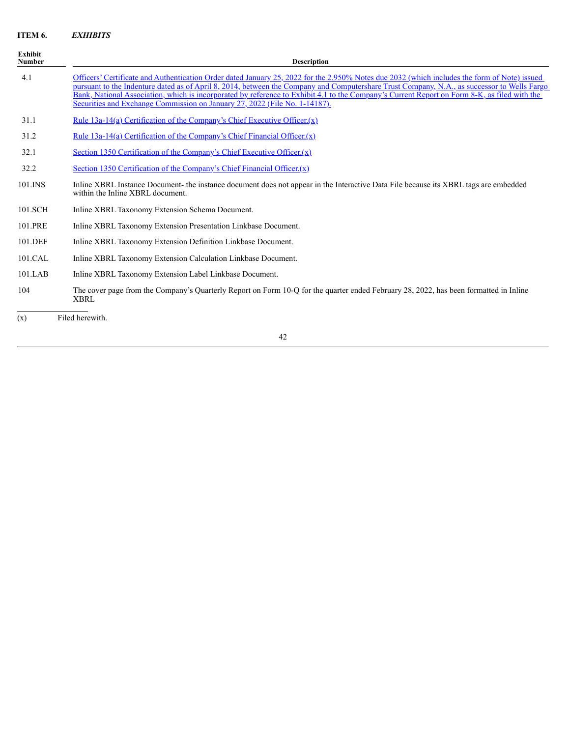**ITEM 6.** ***EXHIBITS***

| Exhibit Number | Description |
|---|---|
| 4.1 | Officers' Certificate and Authentication Order dated January 25, 2022 for the 2.950% Notes due 2032 (which includes the form of Note) issued pursuant to the Indenture dated as of April 8, 2014, between the Company and Computershare Trust Company, N.A., as successor to Wells Fargo Bank, National Association, which is incorporated by reference to Exhibit 4.1 to the Company's Current Report on Form 8-K, as filed with the Securities and Exchange Commission on January 27, 2022 (File No. 1-14187). |
| 31.1 | Rule 13a-14(a) Certification of the Company's Chief Executive Officer.(x) |
| 31.2 | Rule 13a-14(a) Certification of the Company's Chief Financial Officer.(x) |
| 32.1 | Section 1350 Certification of the Company's Chief Executive Officer.(x) |
| 32.2 | Section 1350 Certification of the Company's Chief Financial Officer.(x) |
| 101.INS | Inline XBRL Instance Document- the instance document does not appear in the Interactive Data File because its XBRL tags are embedded within the Inline XBRL document. |
| 101.SCH | Inline XBRL Taxonomy Extension Schema Document. |
| 101.PRE | Inline XBRL Taxonomy Extension Presentation Linkbase Document. |
| 101.DEF | Inline XBRL Taxonomy Extension Definition Linkbase Document. |
| 101.CAL | Inline XBRL Taxonomy Extension Calculation Linkbase Document. |
| 101.LAB | Inline XBRL Taxonomy Extension Label Linkbase Document. |
| 104 | The cover page from the Company's Quarterly Report on Form 10-Q for the quarter ended February 28, 2022, has been formatted in Inline XBRL |

(x) Filed herewith.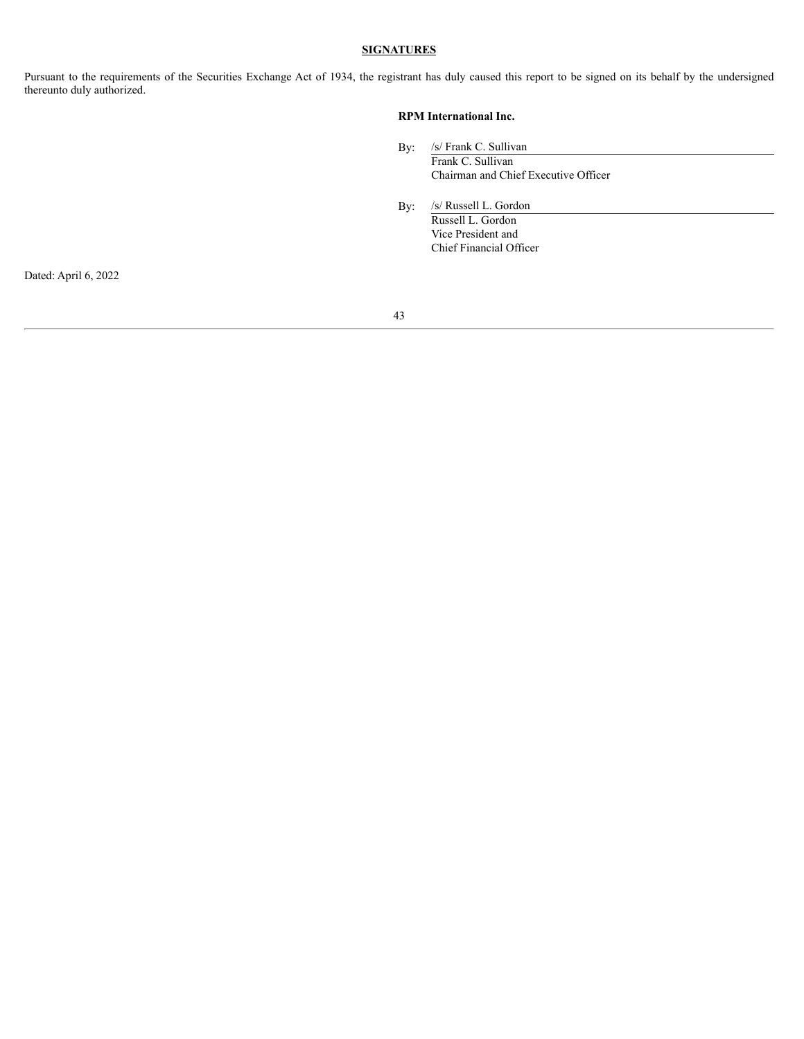## SIGNATURES

Pursuant to the requirements of the Securities Exchange Act of 1934, the registrant has duly caused this report to be signed on its behalf by the undersigned thereunto duly authorized.

**RPM International Inc.**

By: /s/ Frank C. Sullivan
Frank C. Sullivan
Chairman and Chief Executive Officer

By: /s/ Russell L. Gordon
Russell L. Gordon
Vice President and
Chief Financial Officer

Dated: April 6, 2022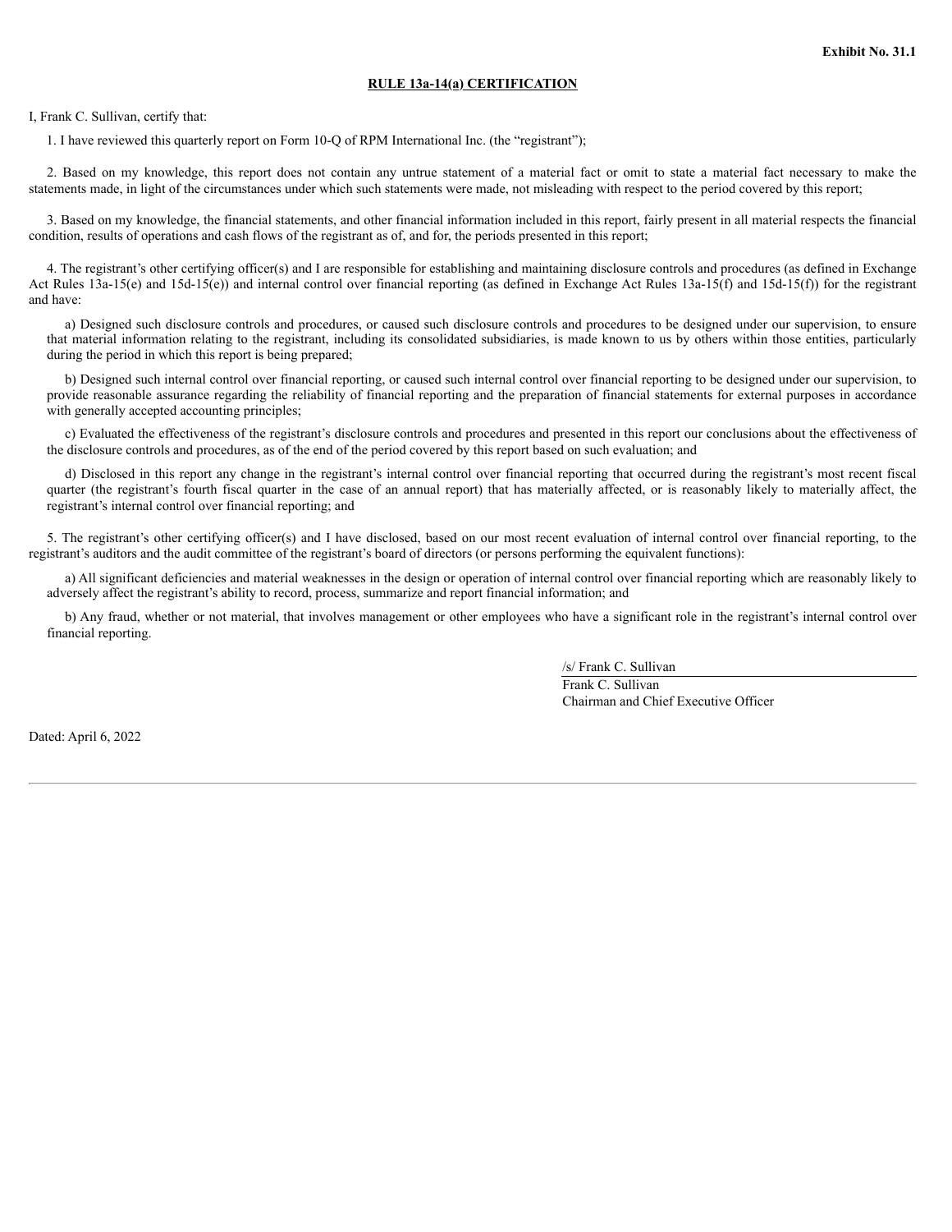**Exhibit No. 31.1**

**RULE 13a-14(a) CERTIFICATION**

I, Frank C. Sullivan, certify that:

1. I have reviewed this quarterly report on Form 10-Q of RPM International Inc. (the “registrant”);

2. Based on my knowledge, this report does not contain any untrue statement of a material fact or omit to state a material fact necessary to make the statements made, in light of the circumstances under which such statements were made, not misleading with respect to the period covered by this report;

3. Based on my knowledge, the financial statements, and other financial information included in this report, fairly present in all material respects the financial condition, results of operations and cash flows of the registrant as of, and for, the periods presented in this report;

4. The registrant’s other certifying officer(s) and I are responsible for establishing and maintaining disclosure controls and procedures (as defined in Exchange Act Rules 13a-15(e) and 15d-15(e)) and internal control over financial reporting (as defined in Exchange Act Rules 13a-15(f) and 15d-15(f)) for the registrant and have:

a) Designed such disclosure controls and procedures, or caused such disclosure controls and procedures to be designed under our supervision, to ensure that material information relating to the registrant, including its consolidated subsidiaries, is made known to us by others within those entities, particularly during the period in which this report is being prepared;

b) Designed such internal control over financial reporting, or caused such internal control over financial reporting to be designed under our supervision, to provide reasonable assurance regarding the reliability of financial reporting and the preparation of financial statements for external purposes in accordance with generally accepted accounting principles;

c) Evaluated the effectiveness of the registrant’s disclosure controls and procedures and presented in this report our conclusions about the effectiveness of the disclosure controls and procedures, as of the end of the period covered by this report based on such evaluation; and

d) Disclosed in this report any change in the registrant’s internal control over financial reporting that occurred during the registrant’s most recent fiscal quarter (the registrant’s fourth fiscal quarter in the case of an annual report) that has materially affected, or is reasonably likely to materially affect, the registrant’s internal control over financial reporting; and

5. The registrant’s other certifying officer(s) and I have disclosed, based on our most recent evaluation of internal control over financial reporting, to the registrant’s auditors and the audit committee of the registrant’s board of directors (or persons performing the equivalent functions):

a) All significant deficiencies and material weaknesses in the design or operation of internal control over financial reporting which are reasonably likely to adversely affect the registrant’s ability to record, process, summarize and report financial information; and

b) Any fraud, whether or not material, that involves management or other employees who have a significant role in the registrant’s internal control over financial reporting.

/s/ Frank C. Sullivan

Frank C. Sullivan
Chairman and Chief Executive Officer

Dated: April 6, 2022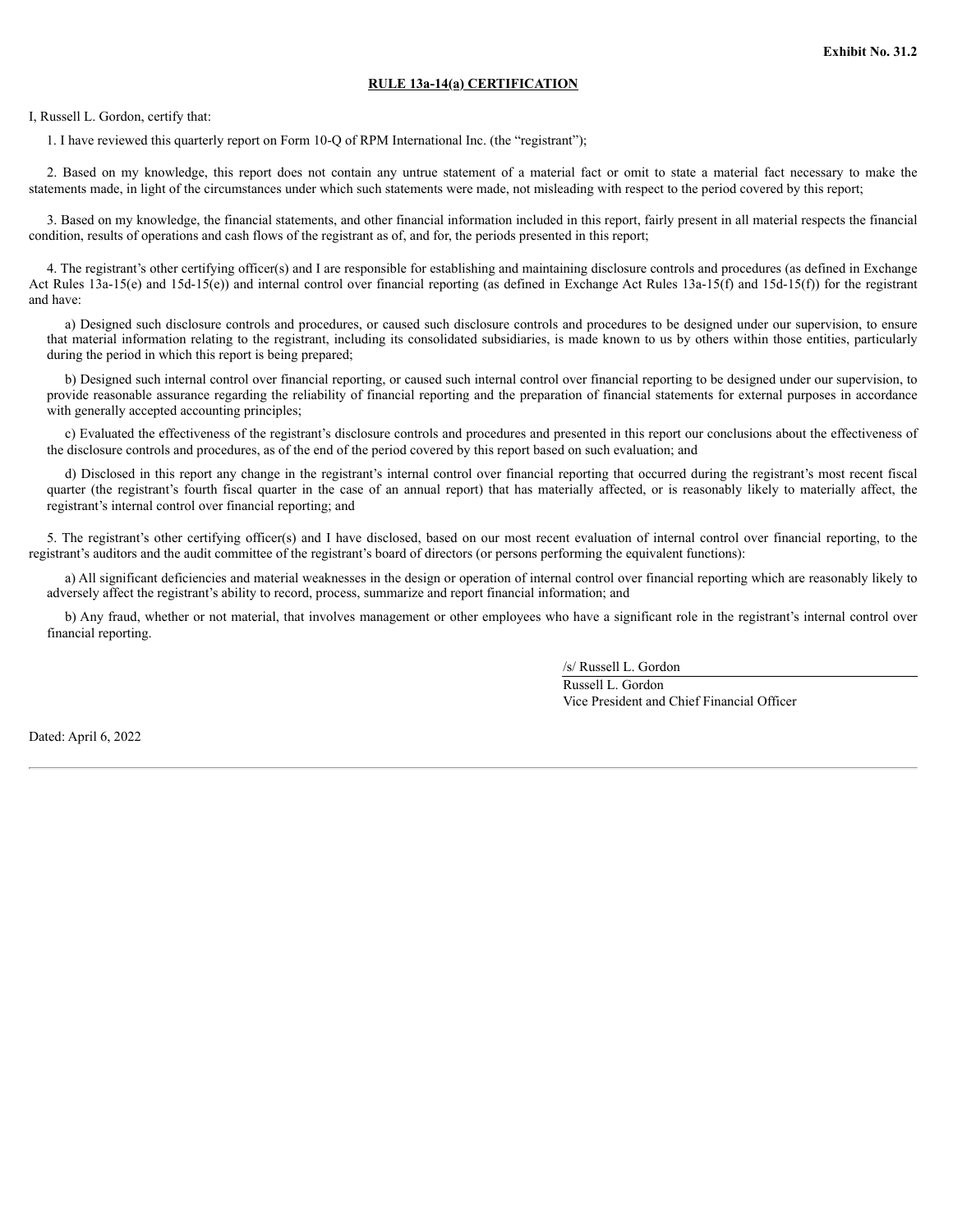**Exhibit No. 31.2**

**RULE 13a-14(a) CERTIFICATION**

I, Russell L. Gordon, certify that:

1. I have reviewed this quarterly report on Form 10-Q of RPM International Inc. (the “registrant”);

2. Based on my knowledge, this report does not contain any untrue statement of a material fact or omit to state a material fact necessary to make the statements made, in light of the circumstances under which such statements were made, not misleading with respect to the period covered by this report;

3. Based on my knowledge, the financial statements, and other financial information included in this report, fairly present in all material respects the financial condition, results of operations and cash flows of the registrant as of, and for, the periods presented in this report;

4. The registrant’s other certifying officer(s) and I are responsible for establishing and maintaining disclosure controls and procedures (as defined in Exchange Act Rules 13a-15(e) and 15d-15(e)) and internal control over financial reporting (as defined in Exchange Act Rules 13a-15(f) and 15d-15(f)) for the registrant and have:

a) Designed such disclosure controls and procedures, or caused such disclosure controls and procedures to be designed under our supervision, to ensure that material information relating to the registrant, including its consolidated subsidiaries, is made known to us by others within those entities, particularly during the period in which this report is being prepared;

b) Designed such internal control over financial reporting, or caused such internal control over financial reporting to be designed under our supervision, to provide reasonable assurance regarding the reliability of financial reporting and the preparation of financial statements for external purposes in accordance with generally accepted accounting principles;

c) Evaluated the effectiveness of the registrant’s disclosure controls and procedures and presented in this report our conclusions about the effectiveness of the disclosure controls and procedures, as of the end of the period covered by this report based on such evaluation; and

d) Disclosed in this report any change in the registrant’s internal control over financial reporting that occurred during the registrant’s most recent fiscal quarter (the registrant’s fourth fiscal quarter in the case of an annual report) that has materially affected, or is reasonably likely to materially affect, the registrant’s internal control over financial reporting; and

5. The registrant’s other certifying officer(s) and I have disclosed, based on our most recent evaluation of internal control over financial reporting, to the registrant’s auditors and the audit committee of the registrant’s board of directors (or persons performing the equivalent functions):

a) All significant deficiencies and material weaknesses in the design or operation of internal control over financial reporting which are reasonably likely to adversely affect the registrant’s ability to record, process, summarize and report financial information; and

b) Any fraud, whether or not material, that involves management or other employees who have a significant role in the registrant’s internal control over financial reporting.

/s/ Russell L. Gordon
Russell L. Gordon
Vice President and Chief Financial Officer

Dated: April 6, 2022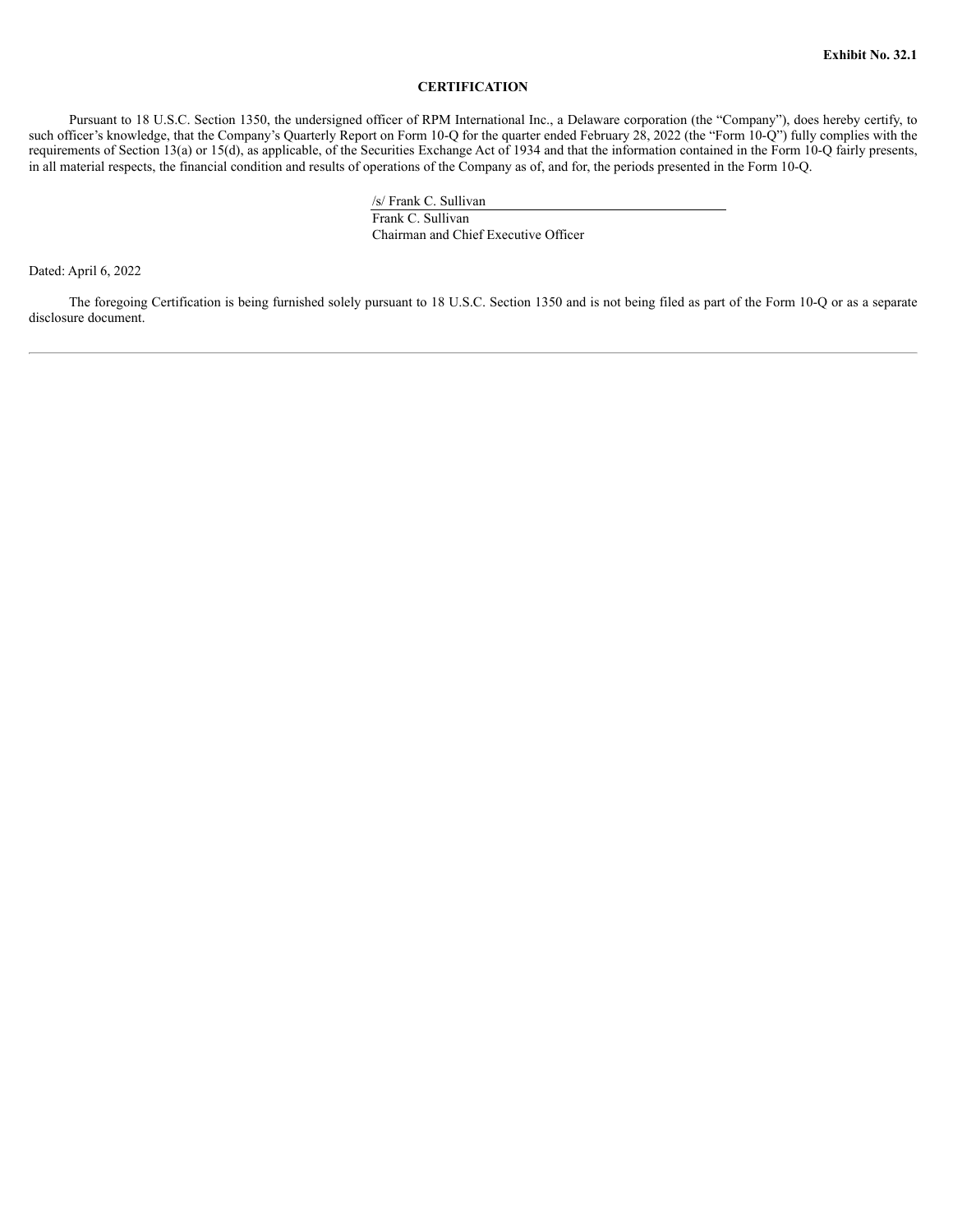**Exhibit No. 32.1**

**CERTIFICATION**

Pursuant to 18 U.S.C. Section 1350, the undersigned officer of RPM International Inc., a Delaware corporation (the "Company"), does hereby certify, to such officer's knowledge, that the Company's Quarterly Report on Form 10-Q for the quarter ended February 28, 2022 (the "Form 10-Q") fully complies with the requirements of Section 13(a) or 15(d), as applicable, of the Securities Exchange Act of 1934 and that the information contained in the Form 10-Q fairly presents, in all material respects, the financial condition and results of operations of the Company as of, and for, the periods presented in the Form 10-Q.

/s/ Frank C. Sullivan
Frank C. Sullivan
Chairman and Chief Executive Officer

Dated: April 6, 2022

The foregoing Certification is being furnished solely pursuant to 18 U.S.C. Section 1350 and is not being filed as part of the Form 10-Q or as a separate disclosure document.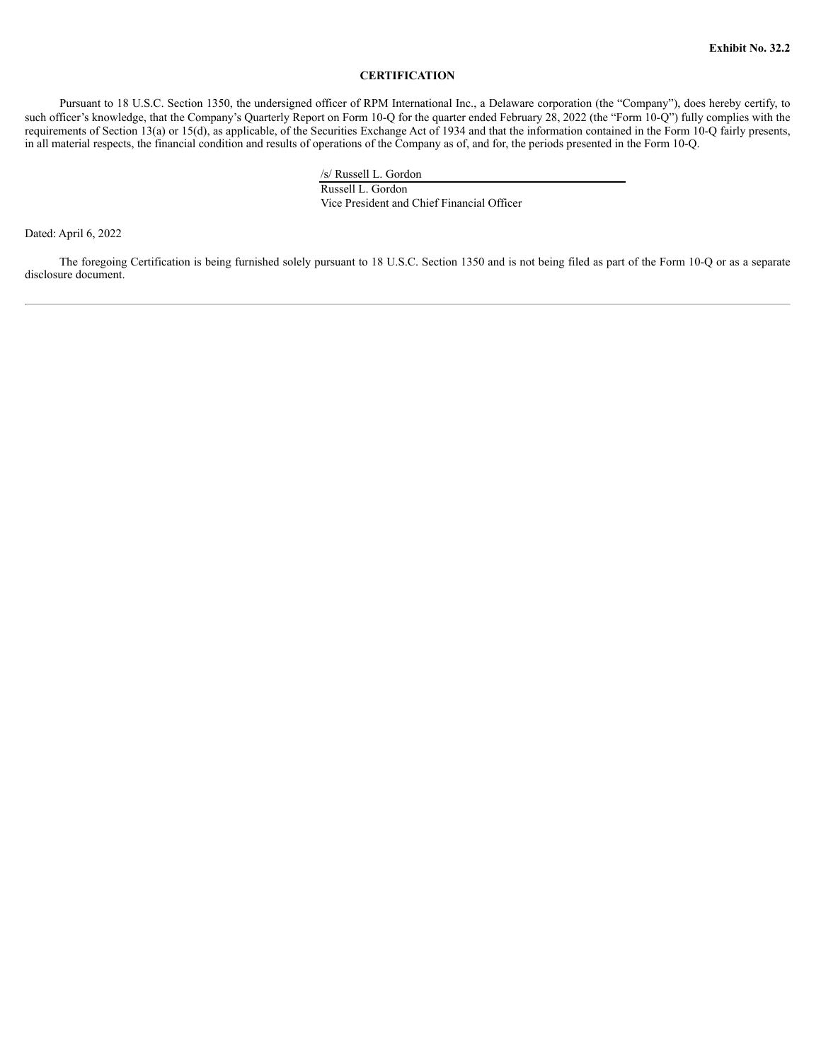**Exhibit No. 32.2**

**CERTIFICATION**

Pursuant to 18 U.S.C. Section 1350, the undersigned officer of RPM International Inc., a Delaware corporation (the "Company"), does hereby certify, to such officer's knowledge, that the Company's Quarterly Report on Form 10-Q for the quarter ended February 28, 2022 (the "Form 10-Q") fully complies with the requirements of Section 13(a) or 15(d), as applicable, of the Securities Exchange Act of 1934 and that the information contained in the Form 10-Q fairly presents, in all material respects, the financial condition and results of operations of the Company as of, and for, the periods presented in the Form 10-Q.

/s/ Russell L. Gordon

Russell L. Gordon
Vice President and Chief Financial Officer

Dated: April 6, 2022

The foregoing Certification is being furnished solely pursuant to 18 U.S.C. Section 1350 and is not being filed as part of the Form 10-Q or as a separate disclosure document.